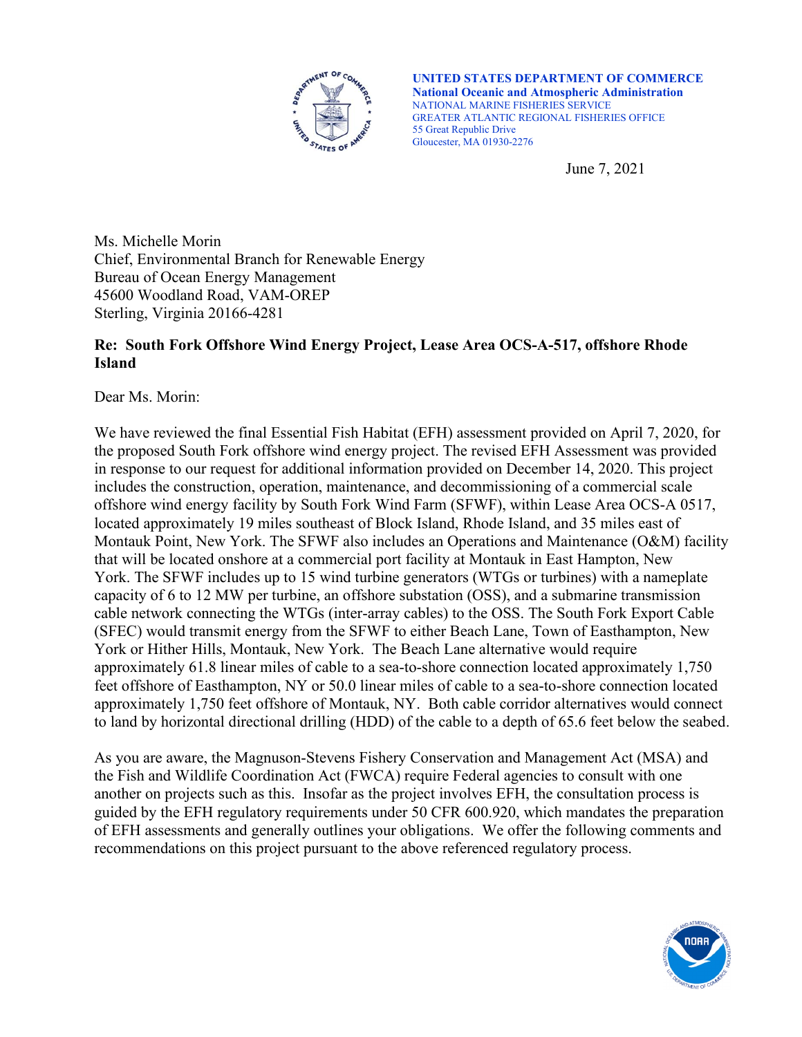**UNITED STATES DEPARTMENT OF COMMERCE**
**National Oceanic and Atmospheric Administration**
NATIONAL MARINE FISHERIES SERVICE
GREATER ATLANTIC REGIONAL FISHERIES OFFICE
55 Great Republic Drive
Gloucester, MA 01930-2276

June 7, 2021

Ms. Michelle Morin
Chief, Environmental Branch for Renewable Energy
Bureau of Ocean Energy Management
45600 Woodland Road, VAM-OREP
Sterling, Virginia 20166-4281

**Re: South Fork Offshore Wind Energy Project, Lease Area OCS-A-517, offshore Rhode Island**

Dear Ms. Morin:

We have reviewed the final Essential Fish Habitat (EFH) assessment provided on April 7, 2020, for the proposed South Fork offshore wind energy project. The revised EFH Assessment was provided in response to our request for additional information provided on December 14, 2020. This project includes the construction, operation, maintenance, and decommissioning of a commercial scale offshore wind energy facility by South Fork Wind Farm (SFWF), within Lease Area OCS-A 0517, located approximately 19 miles southeast of Block Island, Rhode Island, and 35 miles east of Montauk Point, New York. The SFWF also includes an Operations and Maintenance (O&M) facility that will be located onshore at a commercial port facility at Montauk in East Hampton, New York. The SFWF includes up to 15 wind turbine generators (WTGs or turbines) with a nameplate capacity of 6 to 12 MW per turbine, an offshore substation (OSS), and a submarine transmission cable network connecting the WTGs (inter-array cables) to the OSS. The South Fork Export Cable (SFEC) would transmit energy from the SFWF to either Beach Lane, Town of Easthampton, New York or Hither Hills, Montauk, New York. The Beach Lane alternative would require approximately 61.8 linear miles of cable to a sea-to-shore connection located approximately 1,750 feet offshore of Easthampton, NY or 50.0 linear miles of cable to a sea-to-shore connection located approximately 1,750 feet offshore of Montauk, NY. Both cable corridor alternatives would connect to land by horizontal directional drilling (HDD) of the cable to a depth of 65.6 feet below the seabed.

As you are aware, the Magnuson-Stevens Fishery Conservation and Management Act (MSA) and the Fish and Wildlife Coordination Act (FWCA) require Federal agencies to consult with one another on projects such as this. Insofar as the project involves EFH, the consultation process is guided by the EFH regulatory requirements under 50 CFR 600.920, which mandates the preparation of EFH assessments and generally outlines your obligations. We offer the following comments and recommendations on this project pursuant to the above referenced regulatory process.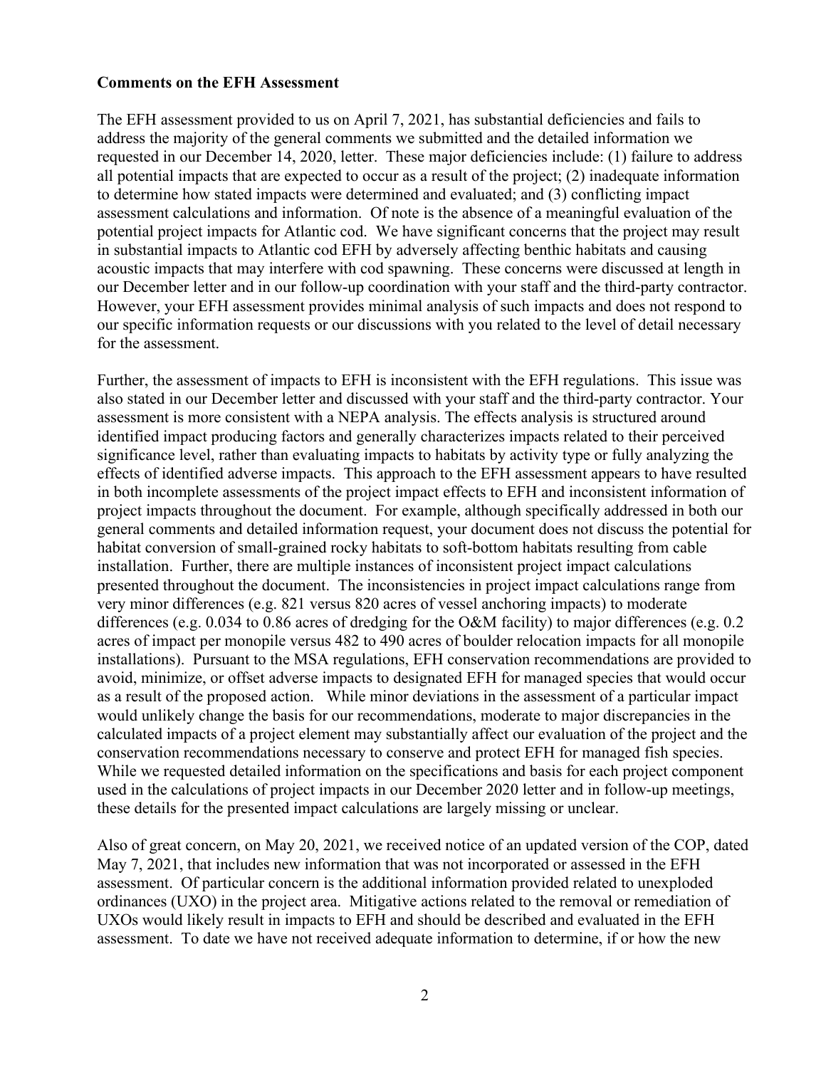**Comments on the EFH Assessment**

The EFH assessment provided to us on April 7, 2021, has substantial deficiencies and fails to address the majority of the general comments we submitted and the detailed information we requested in our December 14, 2020, letter. These major deficiencies include: (1) failure to address all potential impacts that are expected to occur as a result of the project; (2) inadequate information to determine how stated impacts were determined and evaluated; and (3) conflicting impact assessment calculations and information. Of note is the absence of a meaningful evaluation of the potential project impacts for Atlantic cod. We have significant concerns that the project may result in substantial impacts to Atlantic cod EFH by adversely affecting benthic habitats and causing acoustic impacts that may interfere with cod spawning. These concerns were discussed at length in our December letter and in our follow-up coordination with your staff and the third-party contractor. However, your EFH assessment provides minimal analysis of such impacts and does not respond to our specific information requests or our discussions with you related to the level of detail necessary for the assessment.

Further, the assessment of impacts to EFH is inconsistent with the EFH regulations. This issue was also stated in our December letter and discussed with your staff and the third-party contractor. Your assessment is more consistent with a NEPA analysis. The effects analysis is structured around identified impact producing factors and generally characterizes impacts related to their perceived significance level, rather than evaluating impacts to habitats by activity type or fully analyzing the effects of identified adverse impacts. This approach to the EFH assessment appears to have resulted in both incomplete assessments of the project impact effects to EFH and inconsistent information of project impacts throughout the document. For example, although specifically addressed in both our general comments and detailed information request, your document does not discuss the potential for habitat conversion of small-grained rocky habitats to soft-bottom habitats resulting from cable installation. Further, there are multiple instances of inconsistent project impact calculations presented throughout the document. The inconsistencies in project impact calculations range from very minor differences (e.g. 821 versus 820 acres of vessel anchoring impacts) to moderate differences (e.g. 0.034 to 0.86 acres of dredging for the O&M facility) to major differences (e.g. 0.2 acres of impact per monopile versus 482 to 490 acres of boulder relocation impacts for all monopile installations). Pursuant to the MSA regulations, EFH conservation recommendations are provided to avoid, minimize, or offset adverse impacts to designated EFH for managed species that would occur as a result of the proposed action. While minor deviations in the assessment of a particular impact would unlikely change the basis for our recommendations, moderate to major discrepancies in the calculated impacts of a project element may substantially affect our evaluation of the project and the conservation recommendations necessary to conserve and protect EFH for managed fish species. While we requested detailed information on the specifications and basis for each project component used in the calculations of project impacts in our December 2020 letter and in follow-up meetings, these details for the presented impact calculations are largely missing or unclear.

Also of great concern, on May 20, 2021, we received notice of an updated version of the COP, dated May 7, 2021, that includes new information that was not incorporated or assessed in the EFH assessment. Of particular concern is the additional information provided related to unexploded ordinances (UXO) in the project area. Mitigative actions related to the removal or remediation of UXOs would likely result in impacts to EFH and should be described and evaluated in the EFH assessment. To date we have not received adequate information to determine, if or how the new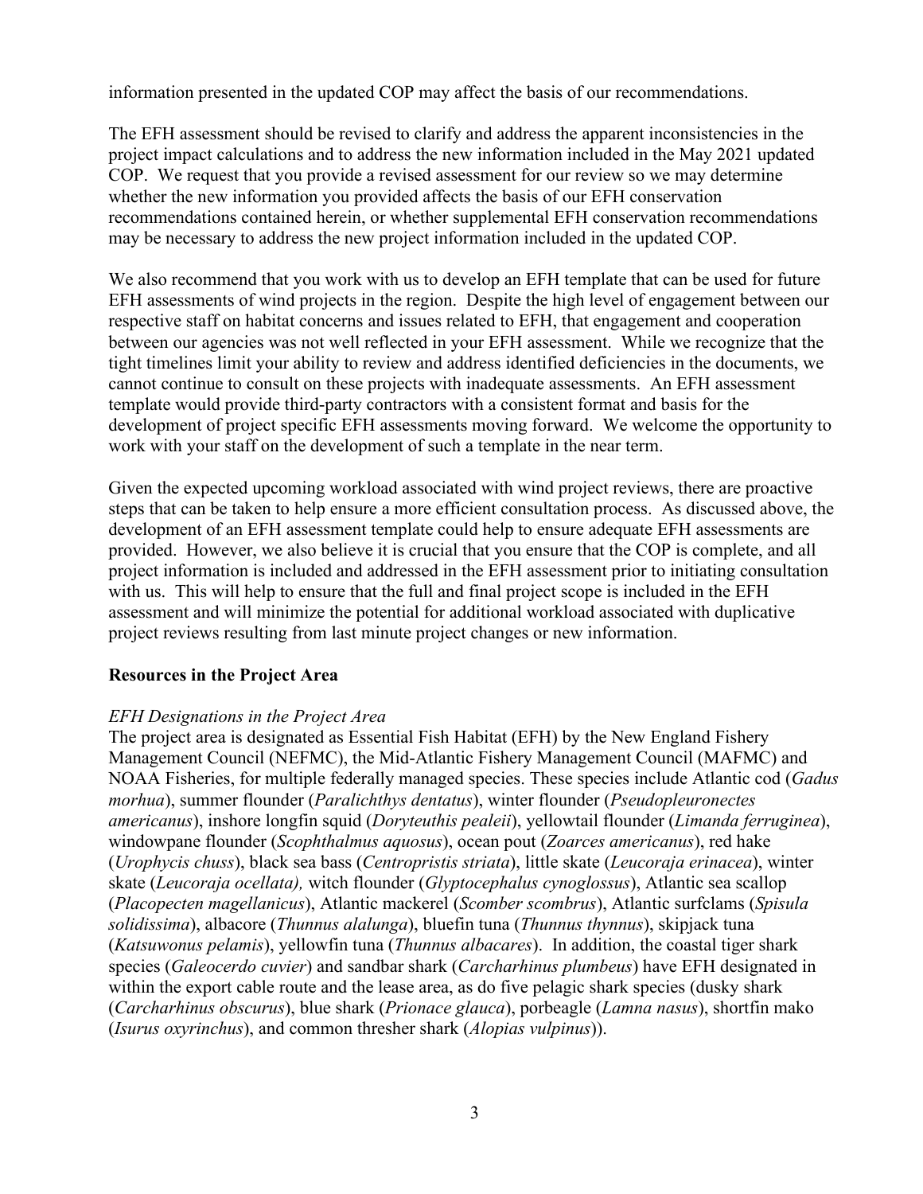information presented in the updated COP may affect the basis of our recommendations.

The EFH assessment should be revised to clarify and address the apparent inconsistencies in the project impact calculations and to address the new information included in the May 2021 updated COP. We request that you provide a revised assessment for our review so we may determine whether the new information you provided affects the basis of our EFH conservation recommendations contained herein, or whether supplemental EFH conservation recommendations may be necessary to address the new project information included in the updated COP.

We also recommend that you work with us to develop an EFH template that can be used for future EFH assessments of wind projects in the region. Despite the high level of engagement between our respective staff on habitat concerns and issues related to EFH, that engagement and cooperation between our agencies was not well reflected in your EFH assessment. While we recognize that the tight timelines limit your ability to review and address identified deficiencies in the documents, we cannot continue to consult on these projects with inadequate assessments. An EFH assessment template would provide third-party contractors with a consistent format and basis for the development of project specific EFH assessments moving forward. We welcome the opportunity to work with your staff on the development of such a template in the near term.

Given the expected upcoming workload associated with wind project reviews, there are proactive steps that can be taken to help ensure a more efficient consultation process. As discussed above, the development of an EFH assessment template could help to ensure adequate EFH assessments are provided. However, we also believe it is crucial that you ensure that the COP is complete, and all project information is included and addressed in the EFH assessment prior to initiating consultation with us. This will help to ensure that the full and final project scope is included in the EFH assessment and will minimize the potential for additional workload associated with duplicative project reviews resulting from last minute project changes or new information.

## Resources in the Project Area

### *EFH Designations in the Project Area*

The project area is designated as Essential Fish Habitat (EFH) by the New England Fishery Management Council (NEFMC), the Mid-Atlantic Fishery Management Council (MAFMC) and NOAA Fisheries, for multiple federally managed species. These species include Atlantic cod (*Gadus morhua*), summer flounder (*Paralichthys dentatus*), winter flounder (*Pseudopleuronectes americanus*), inshore longfin squid (*Doryteuthis pealeii*), yellowtail flounder (*Limanda ferruginea*), windowpane flounder (*Scophthalmus aquosus*), ocean pout (*Zoarces americanus*), red hake (*Urophycis chuss*), black sea bass (*Centropristis striata*), little skate (*Leucoraja erinacea*), winter skate (*Leucoraja ocellata),* witch flounder (*Glyptocephalus cynoglossus*), Atlantic sea scallop (*Placopecten magellanicus*), Atlantic mackerel (*Scomber scombrus*), Atlantic surfclams (*Spisula solidissima*), albacore (*Thunnus alalunga*), bluefin tuna (*Thunnus thynnus*), skipjack tuna (*Katsuwonus pelamis*), yellowfin tuna (*Thunnus albacares*). In addition, the coastal tiger shark species (*Galeocerdo cuvier*) and sandbar shark (*Carcharhinus plumbeus*) have EFH designated in within the export cable route and the lease area, as do five pelagic shark species (dusky shark (*Carcharhinus obscurus*), blue shark (*Prionace glauca*), porbeagle (*Lamna nasus*), shortfin mako (*Isurus oxyrinchus*), and common thresher shark (*Alopias vulpinus*)).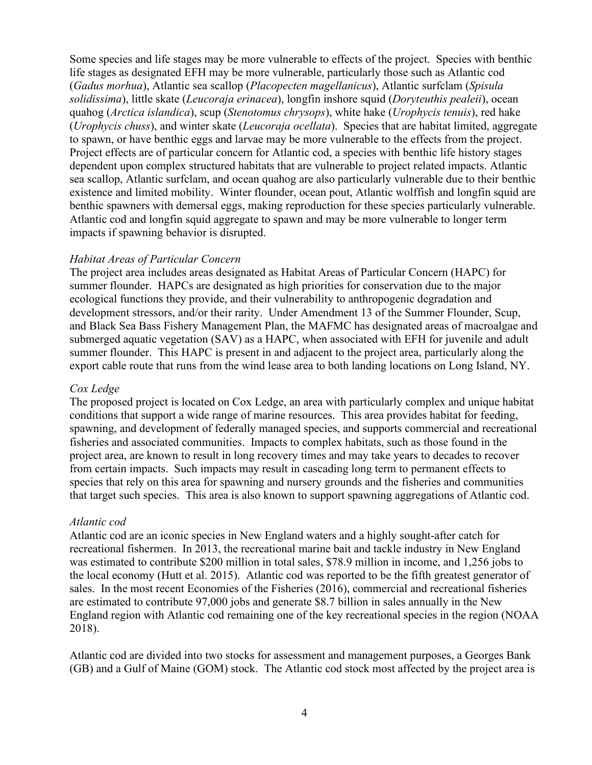Some species and life stages may be more vulnerable to effects of the project. Species with benthic life stages as designated EFH may be more vulnerable, particularly those such as Atlantic cod (*Gadus morhua*), Atlantic sea scallop (*Placopecten magellanicus*), Atlantic surfclam (*Spisula solidissima*), little skate (*Leucoraja erinacea*), longfin inshore squid (*Doryteuthis pealeii*), ocean quahog (*Arctica islandica*), scup (*Stenotomus chrysops*), white hake (*Urophycis tenuis*), red hake (*Urophycis chuss*), and winter skate (*Leucoraja ocellata*). Species that are habitat limited, aggregate to spawn, or have benthic eggs and larvae may be more vulnerable to the effects from the project. Project effects are of particular concern for Atlantic cod, a species with benthic life history stages dependent upon complex structured habitats that are vulnerable to project related impacts. Atlantic sea scallop, Atlantic surfclam, and ocean quahog are also particularly vulnerable due to their benthic existence and limited mobility. Winter flounder, ocean pout, Atlantic wolffish and longfin squid are benthic spawners with demersal eggs, making reproduction for these species particularly vulnerable. Atlantic cod and longfin squid aggregate to spawn and may be more vulnerable to longer term impacts if spawning behavior is disrupted.

*Habitat Areas of Particular Concern*

The project area includes areas designated as Habitat Areas of Particular Concern (HAPC) for summer flounder. HAPCs are designated as high priorities for conservation due to the major ecological functions they provide, and their vulnerability to anthropogenic degradation and development stressors, and/or their rarity. Under Amendment 13 of the Summer Flounder, Scup, and Black Sea Bass Fishery Management Plan, the MAFMC has designated areas of macroalgae and submerged aquatic vegetation (SAV) as a HAPC, when associated with EFH for juvenile and adult summer flounder. This HAPC is present in and adjacent to the project area, particularly along the export cable route that runs from the wind lease area to both landing locations on Long Island, NY.

*Cox Ledge*

The proposed project is located on Cox Ledge, an area with particularly complex and unique habitat conditions that support a wide range of marine resources. This area provides habitat for feeding, spawning, and development of federally managed species, and supports commercial and recreational fisheries and associated communities. Impacts to complex habitats, such as those found in the project area, are known to result in long recovery times and may take years to decades to recover from certain impacts. Such impacts may result in cascading long term to permanent effects to species that rely on this area for spawning and nursery grounds and the fisheries and communities that target such species. This area is also known to support spawning aggregations of Atlantic cod.

*Atlantic cod*

Atlantic cod are an iconic species in New England waters and a highly sought-after catch for recreational fishermen. In 2013, the recreational marine bait and tackle industry in New England was estimated to contribute $200 million in total sales, $78.9 million in income, and 1,256 jobs to the local economy (Hutt et al. 2015). Atlantic cod was reported to be the fifth greatest generator of sales. In the most recent Economies of the Fisheries (2016), commercial and recreational fisheries are estimated to contribute 97,000 jobs and generate $8.7 billion in sales annually in the New England region with Atlantic cod remaining one of the key recreational species in the region (NOAA 2018).

Atlantic cod are divided into two stocks for assessment and management purposes, a Georges Bank (GB) and a Gulf of Maine (GOM) stock. The Atlantic cod stock most affected by the project area is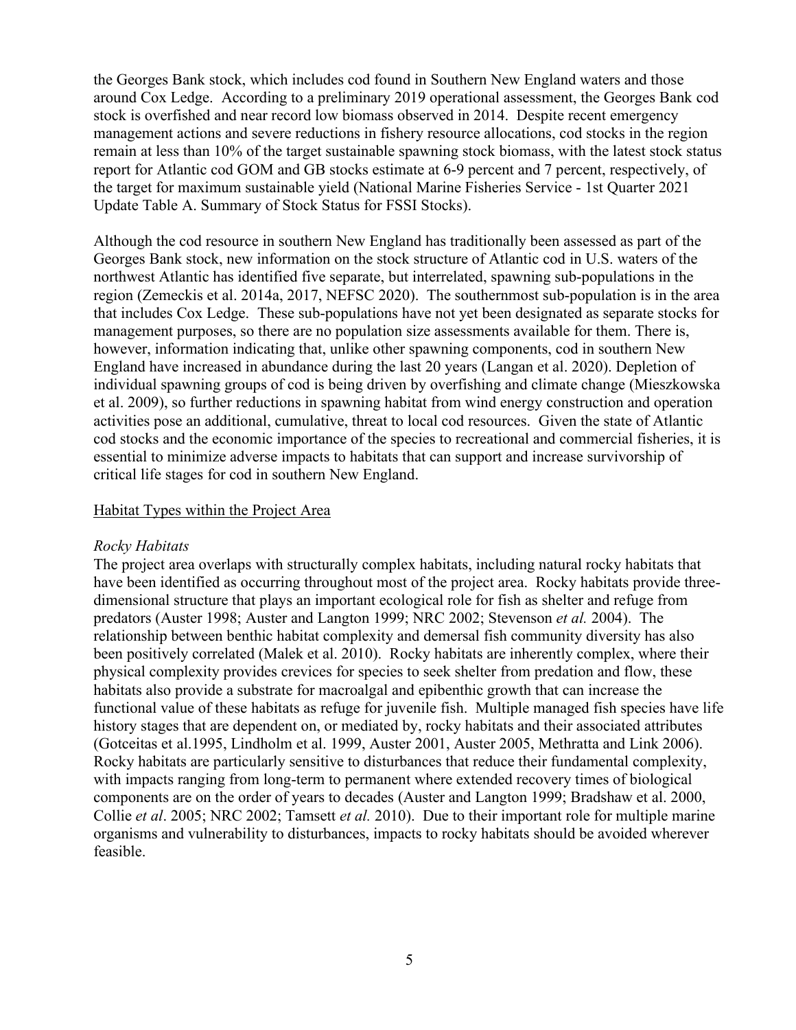the Georges Bank stock, which includes cod found in Southern New England waters and those around Cox Ledge. According to a preliminary 2019 operational assessment, the Georges Bank cod stock is overfished and near record low biomass observed in 2014. Despite recent emergency management actions and severe reductions in fishery resource allocations, cod stocks in the region remain at less than 10% of the target sustainable spawning stock biomass, with the latest stock status report for Atlantic cod GOM and GB stocks estimate at 6-9 percent and 7 percent, respectively, of the target for maximum sustainable yield (National Marine Fisheries Service - 1st Quarter 2021 Update Table A. Summary of Stock Status for FSSI Stocks).

Although the cod resource in southern New England has traditionally been assessed as part of the Georges Bank stock, new information on the stock structure of Atlantic cod in U.S. waters of the northwest Atlantic has identified five separate, but interrelated, spawning sub-populations in the region (Zemeckis et al. 2014a, 2017, NEFSC 2020). The southernmost sub-population is in the area that includes Cox Ledge. These sub-populations have not yet been designated as separate stocks for management purposes, so there are no population size assessments available for them. There is, however, information indicating that, unlike other spawning components, cod in southern New England have increased in abundance during the last 20 years (Langan et al. 2020). Depletion of individual spawning groups of cod is being driven by overfishing and climate change (Mieszkowska et al. 2009), so further reductions in spawning habitat from wind energy construction and operation activities pose an additional, cumulative, threat to local cod resources. Given the state of Atlantic cod stocks and the economic importance of the species to recreational and commercial fisheries, it is essential to minimize adverse impacts to habitats that can support and increase survivorship of critical life stages for cod in southern New England.

## Habitat Types within the Project Area

### *Rocky Habitats*

The project area overlaps with structurally complex habitats, including natural rocky habitats that have been identified as occurring throughout most of the project area. Rocky habitats provide three-dimensional structure that plays an important ecological role for fish as shelter and refuge from predators (Auster 1998; Auster and Langton 1999; NRC 2002; Stevenson *et al.* 2004). The relationship between benthic habitat complexity and demersal fish community diversity has also been positively correlated (Malek et al. 2010). Rocky habitats are inherently complex, where their physical complexity provides crevices for species to seek shelter from predation and flow, these habitats also provide a substrate for macroalgal and epibenthic growth that can increase the functional value of these habitats as refuge for juvenile fish. Multiple managed fish species have life history stages that are dependent on, or mediated by, rocky habitats and their associated attributes (Gotceitas et al.1995, Lindholm et al. 1999, Auster 2001, Auster 2005, Methratta and Link 2006). Rocky habitats are particularly sensitive to disturbances that reduce their fundamental complexity, with impacts ranging from long-term to permanent where extended recovery times of biological components are on the order of years to decades (Auster and Langton 1999; Bradshaw et al. 2000, Collie *et al*. 2005; NRC 2002; Tamsett *et al.* 2010). Due to their important role for multiple marine organisms and vulnerability to disturbances, impacts to rocky habitats should be avoided wherever feasible.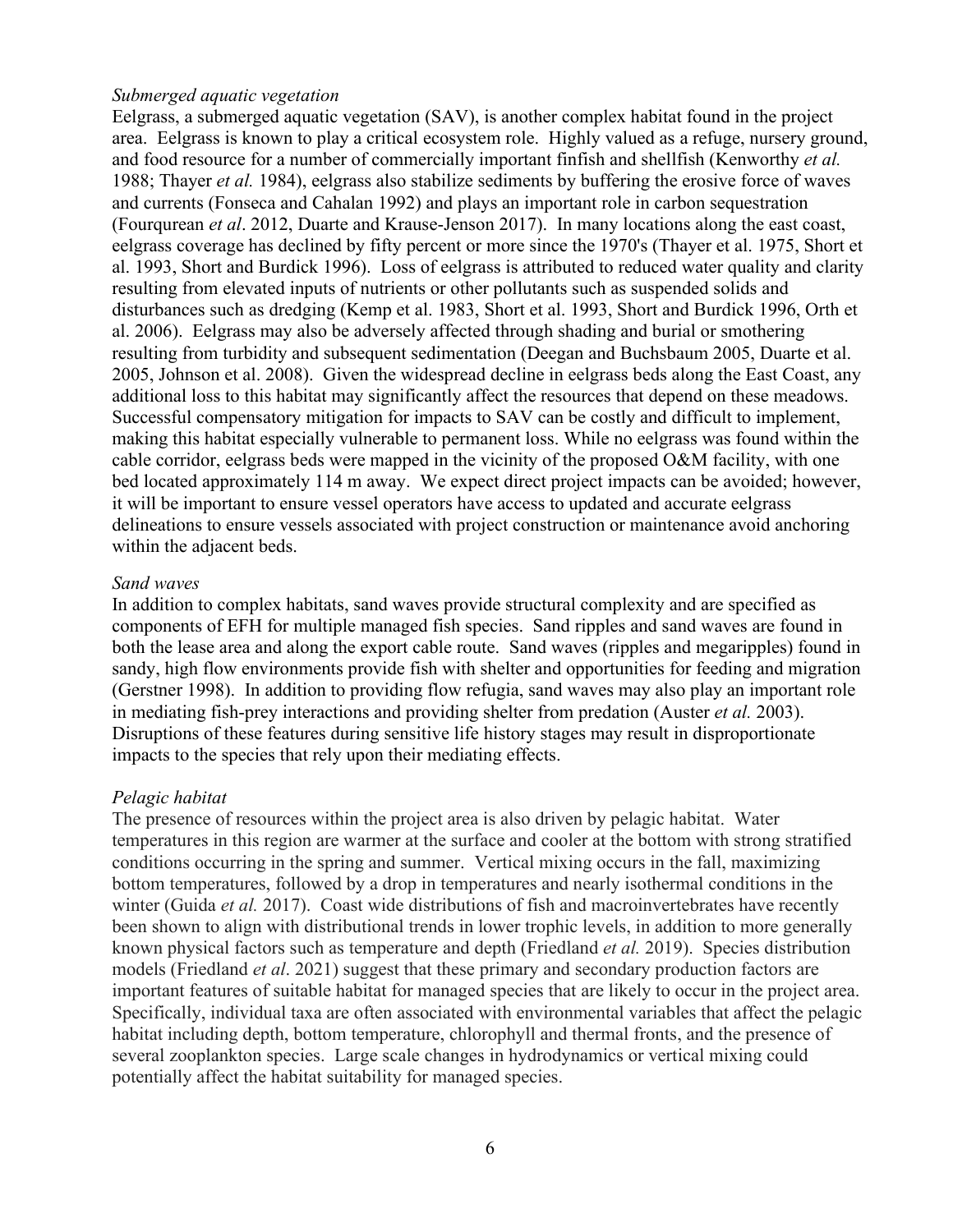*Submerged aquatic vegetation*

Eelgrass, a submerged aquatic vegetation (SAV), is another complex habitat found in the project area. Eelgrass is known to play a critical ecosystem role. Highly valued as a refuge, nursery ground, and food resource for a number of commercially important finfish and shellfish (Kenworthy *et al.* 1988; Thayer *et al.* 1984), eelgrass also stabilize sediments by buffering the erosive force of waves and currents (Fonseca and Cahalan 1992) and plays an important role in carbon sequestration (Fourqurean *et al*. 2012, Duarte and Krause-Jenson 2017). In many locations along the east coast, eelgrass coverage has declined by fifty percent or more since the 1970's (Thayer et al. 1975, Short et al. 1993, Short and Burdick 1996). Loss of eelgrass is attributed to reduced water quality and clarity resulting from elevated inputs of nutrients or other pollutants such as suspended solids and disturbances such as dredging (Kemp et al. 1983, Short et al. 1993, Short and Burdick 1996, Orth et al. 2006). Eelgrass may also be adversely affected through shading and burial or smothering resulting from turbidity and subsequent sedimentation (Deegan and Buchsbaum 2005, Duarte et al. 2005, Johnson et al. 2008). Given the widespread decline in eelgrass beds along the East Coast, any additional loss to this habitat may significantly affect the resources that depend on these meadows. Successful compensatory mitigation for impacts to SAV can be costly and difficult to implement, making this habitat especially vulnerable to permanent loss. While no eelgrass was found within the cable corridor, eelgrass beds were mapped in the vicinity of the proposed O&M facility, with one bed located approximately 114 m away. We expect direct project impacts can be avoided; however, it will be important to ensure vessel operators have access to updated and accurate eelgrass delineations to ensure vessels associated with project construction or maintenance avoid anchoring within the adjacent beds.

*Sand waves*

In addition to complex habitats, sand waves provide structural complexity and are specified as components of EFH for multiple managed fish species. Sand ripples and sand waves are found in both the lease area and along the export cable route. Sand waves (ripples and megaripples) found in sandy, high flow environments provide fish with shelter and opportunities for feeding and migration (Gerstner 1998). In addition to providing flow refugia, sand waves may also play an important role in mediating fish-prey interactions and providing shelter from predation (Auster *et al.* 2003). Disruptions of these features during sensitive life history stages may result in disproportionate impacts to the species that rely upon their mediating effects.

*Pelagic habitat*

The presence of resources within the project area is also driven by pelagic habitat. Water temperatures in this region are warmer at the surface and cooler at the bottom with strong stratified conditions occurring in the spring and summer. Vertical mixing occurs in the fall, maximizing bottom temperatures, followed by a drop in temperatures and nearly isothermal conditions in the winter (Guida *et al.* 2017). Coast wide distributions of fish and macroinvertebrates have recently been shown to align with distributional trends in lower trophic levels, in addition to more generally known physical factors such as temperature and depth (Friedland *et al.* 2019). Species distribution models (Friedland *et al*. 2021) suggest that these primary and secondary production factors are important features of suitable habitat for managed species that are likely to occur in the project area. Specifically, individual taxa are often associated with environmental variables that affect the pelagic habitat including depth, bottom temperature, chlorophyll and thermal fronts, and the presence of several zooplankton species. Large scale changes in hydrodynamics or vertical mixing could potentially affect the habitat suitability for managed species.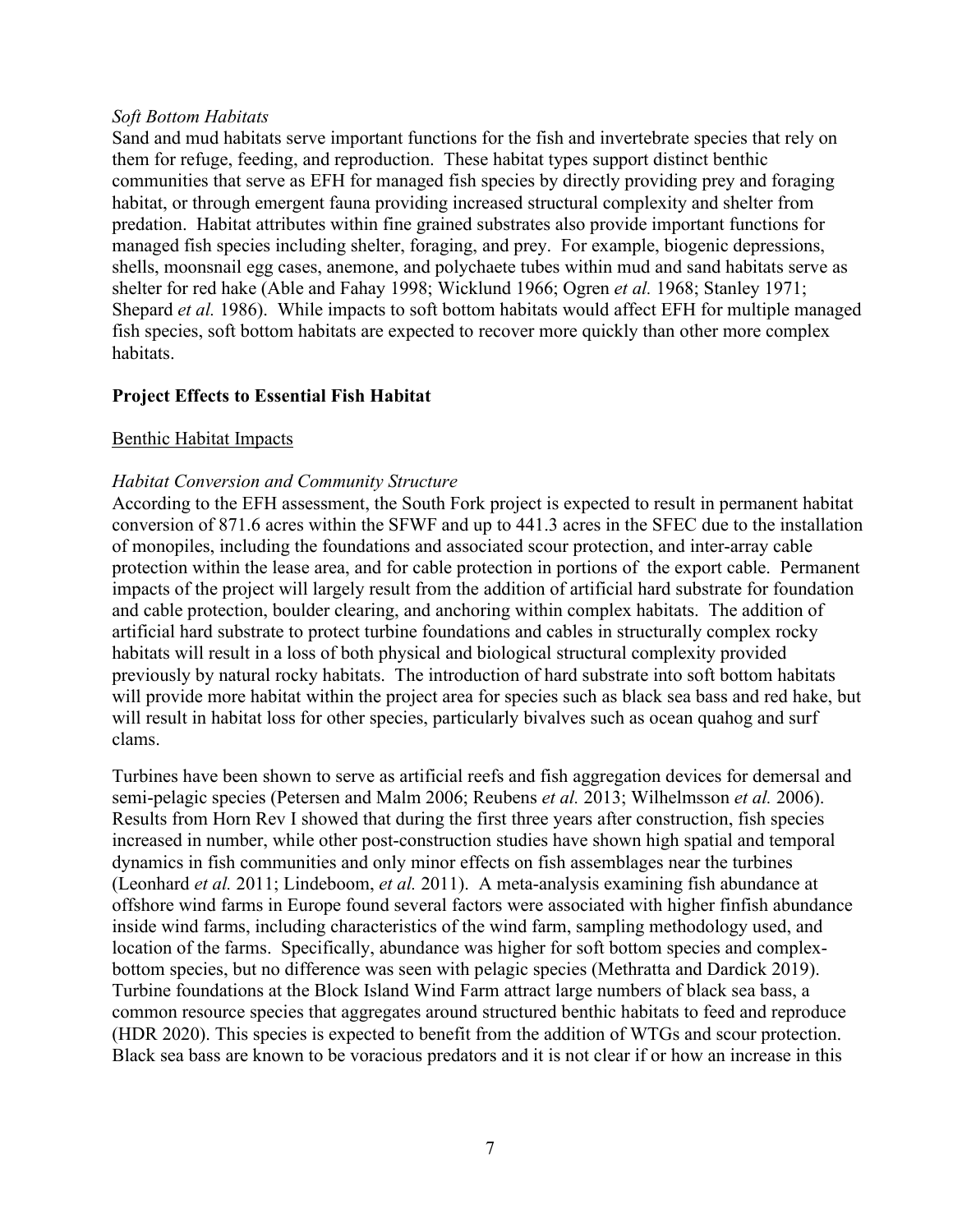*Soft Bottom Habitats*

Sand and mud habitats serve important functions for the fish and invertebrate species that rely on them for refuge, feeding, and reproduction. These habitat types support distinct benthic communities that serve as EFH for managed fish species by directly providing prey and foraging habitat, or through emergent fauna providing increased structural complexity and shelter from predation. Habitat attributes within fine grained substrates also provide important functions for managed fish species including shelter, foraging, and prey. For example, biogenic depressions, shells, moonsnail egg cases, anemone, and polychaete tubes within mud and sand habitats serve as shelter for red hake (Able and Fahay 1998; Wicklund 1966; Ogren *et al.* 1968; Stanley 1971; Shepard *et al.* 1986). While impacts to soft bottom habitats would affect EFH for multiple managed fish species, soft bottom habitats are expected to recover more quickly than other more complex habitats.

## Project Effects to Essential Fish Habitat

### Benthic Habitat Impacts

*Habitat Conversion and Community Structure*

According to the EFH assessment, the South Fork project is expected to result in permanent habitat conversion of 871.6 acres within the SFWF and up to 441.3 acres in the SFEC due to the installation of monopiles, including the foundations and associated scour protection, and inter-array cable protection within the lease area, and for cable protection in portions of the export cable. Permanent impacts of the project will largely result from the addition of artificial hard substrate for foundation and cable protection, boulder clearing, and anchoring within complex habitats. The addition of artificial hard substrate to protect turbine foundations and cables in structurally complex rocky habitats will result in a loss of both physical and biological structural complexity provided previously by natural rocky habitats. The introduction of hard substrate into soft bottom habitats will provide more habitat within the project area for species such as black sea bass and red hake, but will result in habitat loss for other species, particularly bivalves such as ocean quahog and surf clams.

Turbines have been shown to serve as artificial reefs and fish aggregation devices for demersal and semi-pelagic species (Petersen and Malm 2006; Reubens *et al.* 2013; Wilhelmsson *et al.* 2006). Results from Horn Rev I showed that during the first three years after construction, fish species increased in number, while other post-construction studies have shown high spatial and temporal dynamics in fish communities and only minor effects on fish assemblages near the turbines (Leonhard *et al.* 2011; Lindeboom, *et al.* 2011). A meta-analysis examining fish abundance at offshore wind farms in Europe found several factors were associated with higher finfish abundance inside wind farms, including characteristics of the wind farm, sampling methodology used, and location of the farms. Specifically, abundance was higher for soft bottom species and complex-bottom species, but no difference was seen with pelagic species (Methratta and Dardick 2019). Turbine foundations at the Block Island Wind Farm attract large numbers of black sea bass, a common resource species that aggregates around structured benthic habitats to feed and reproduce (HDR 2020). This species is expected to benefit from the addition of WTGs and scour protection. Black sea bass are known to be voracious predators and it is not clear if or how an increase in this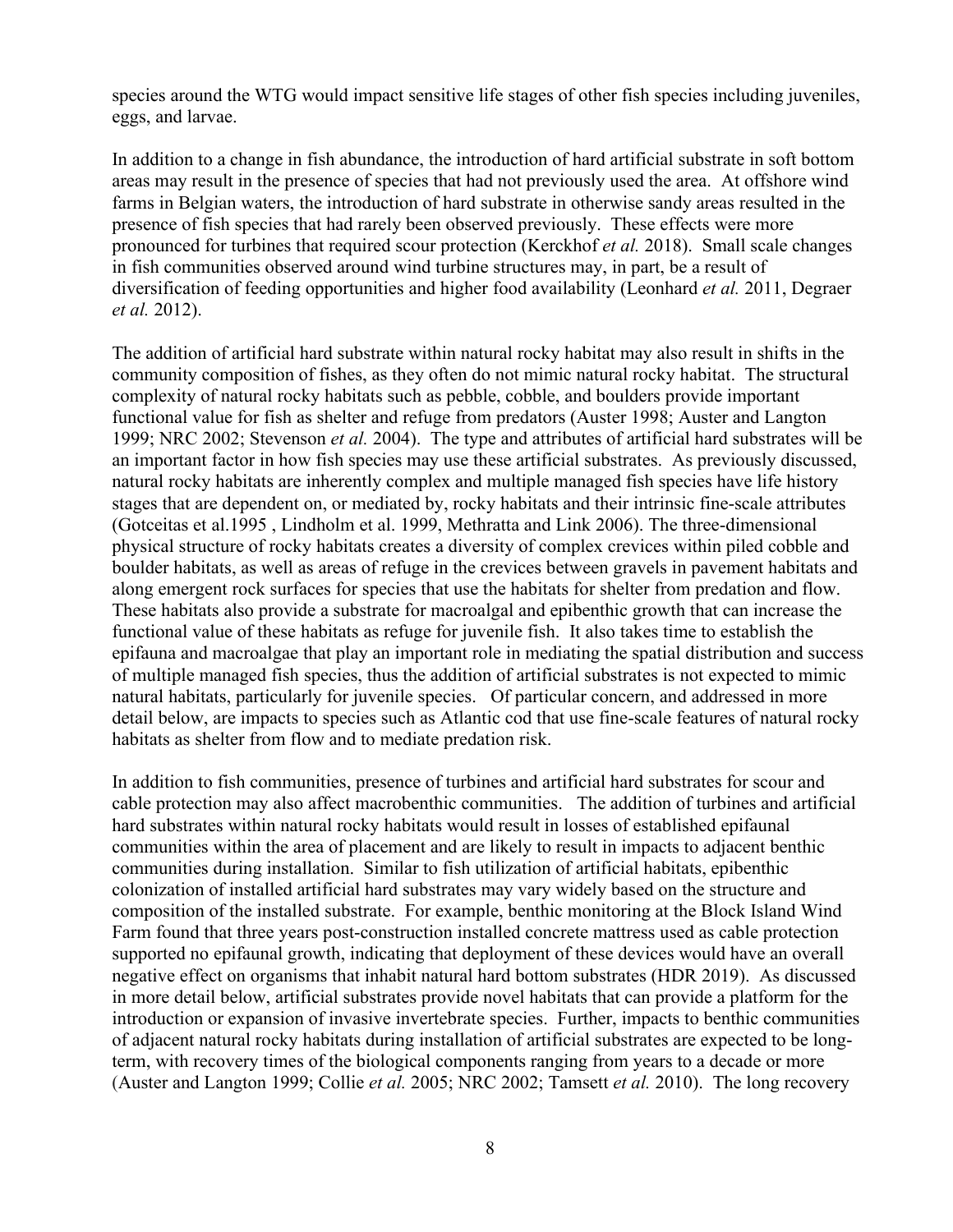species around the WTG would impact sensitive life stages of other fish species including juveniles, eggs, and larvae.

In addition to a change in fish abundance, the introduction of hard artificial substrate in soft bottom areas may result in the presence of species that had not previously used the area. At offshore wind farms in Belgian waters, the introduction of hard substrate in otherwise sandy areas resulted in the presence of fish species that had rarely been observed previously. These effects were more pronounced for turbines that required scour protection (Kerckhof *et al.* 2018). Small scale changes in fish communities observed around wind turbine structures may, in part, be a result of diversification of feeding opportunities and higher food availability (Leonhard *et al.* 2011, Degraer *et al.* 2012).

The addition of artificial hard substrate within natural rocky habitat may also result in shifts in the community composition of fishes, as they often do not mimic natural rocky habitat. The structural complexity of natural rocky habitats such as pebble, cobble, and boulders provide important functional value for fish as shelter and refuge from predators (Auster 1998; Auster and Langton 1999; NRC 2002; Stevenson *et al.* 2004). The type and attributes of artificial hard substrates will be an important factor in how fish species may use these artificial substrates. As previously discussed, natural rocky habitats are inherently complex and multiple managed fish species have life history stages that are dependent on, or mediated by, rocky habitats and their intrinsic fine-scale attributes (Gotceitas et al.1995 , Lindholm et al. 1999, Methratta and Link 2006). The three-dimensional physical structure of rocky habitats creates a diversity of complex crevices within piled cobble and boulder habitats, as well as areas of refuge in the crevices between gravels in pavement habitats and along emergent rock surfaces for species that use the habitats for shelter from predation and flow. These habitats also provide a substrate for macroalgal and epibenthic growth that can increase the functional value of these habitats as refuge for juvenile fish. It also takes time to establish the epifauna and macroalgae that play an important role in mediating the spatial distribution and success of multiple managed fish species, thus the addition of artificial substrates is not expected to mimic natural habitats, particularly for juvenile species. Of particular concern, and addressed in more detail below, are impacts to species such as Atlantic cod that use fine-scale features of natural rocky habitats as shelter from flow and to mediate predation risk.

In addition to fish communities, presence of turbines and artificial hard substrates for scour and cable protection may also affect macrobenthic communities. The addition of turbines and artificial hard substrates within natural rocky habitats would result in losses of established epifaunal communities within the area of placement and are likely to result in impacts to adjacent benthic communities during installation. Similar to fish utilization of artificial habitats, epibenthic colonization of installed artificial hard substrates may vary widely based on the structure and composition of the installed substrate. For example, benthic monitoring at the Block Island Wind Farm found that three years post-construction installed concrete mattress used as cable protection supported no epifaunal growth, indicating that deployment of these devices would have an overall negative effect on organisms that inhabit natural hard bottom substrates (HDR 2019). As discussed in more detail below, artificial substrates provide novel habitats that can provide a platform for the introduction or expansion of invasive invertebrate species. Further, impacts to benthic communities of adjacent natural rocky habitats during installation of artificial substrates are expected to be long-term, with recovery times of the biological components ranging from years to a decade or more (Auster and Langton 1999; Collie *et al.* 2005; NRC 2002; Tamsett *et al.* 2010). The long recovery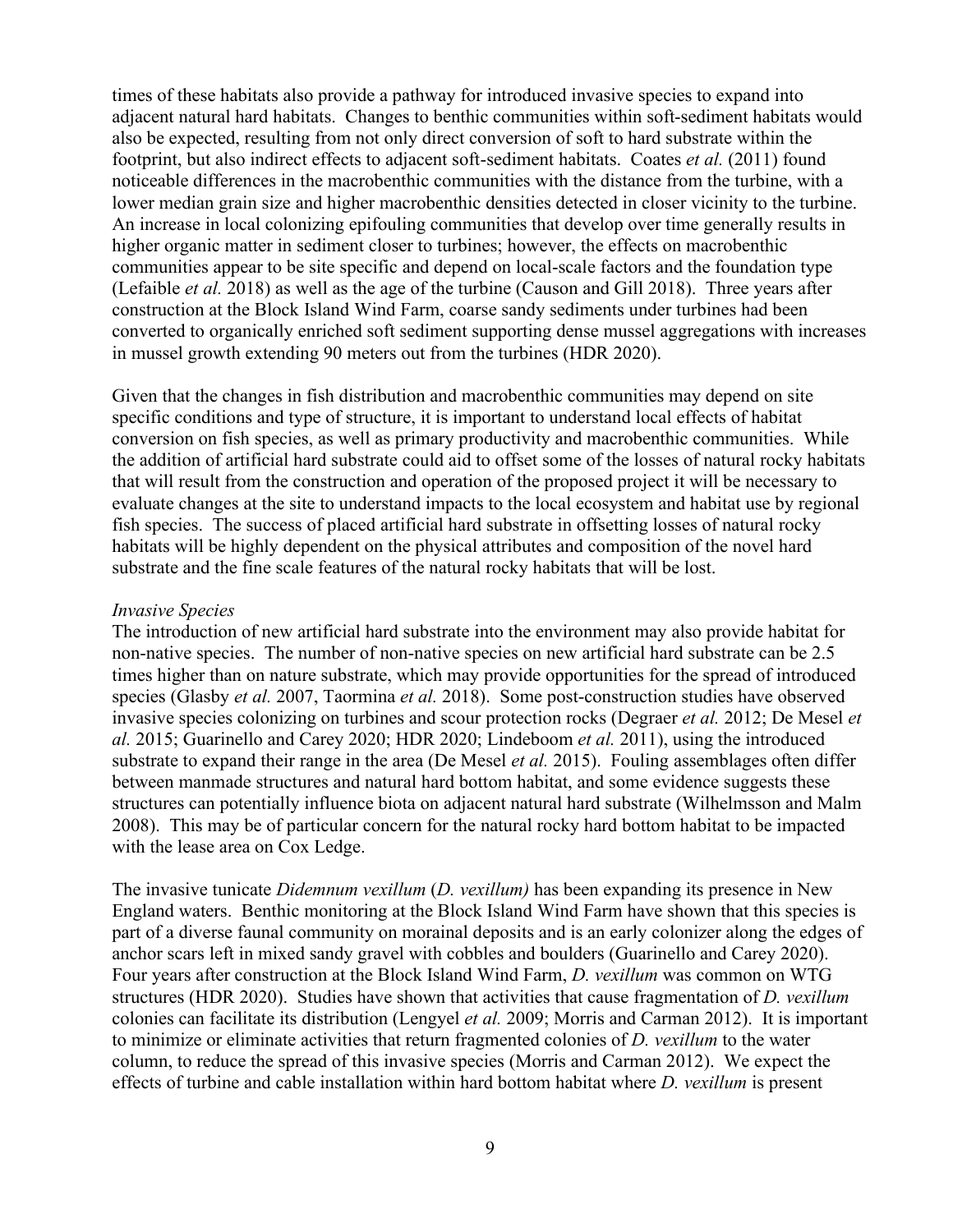times of these habitats also provide a pathway for introduced invasive species to expand into adjacent natural hard habitats. Changes to benthic communities within soft-sediment habitats would also be expected, resulting from not only direct conversion of soft to hard substrate within the footprint, but also indirect effects to adjacent soft-sediment habitats. Coates *et al.* (2011) found noticeable differences in the macrobenthic communities with the distance from the turbine, with a lower median grain size and higher macrobenthic densities detected in closer vicinity to the turbine. An increase in local colonizing epifouling communities that develop over time generally results in higher organic matter in sediment closer to turbines; however, the effects on macrobenthic communities appear to be site specific and depend on local-scale factors and the foundation type (Lefaible *et al.* 2018) as well as the age of the turbine (Causon and Gill 2018). Three years after construction at the Block Island Wind Farm, coarse sandy sediments under turbines had been converted to organically enriched soft sediment supporting dense mussel aggregations with increases in mussel growth extending 90 meters out from the turbines (HDR 2020).

Given that the changes in fish distribution and macrobenthic communities may depend on site specific conditions and type of structure, it is important to understand local effects of habitat conversion on fish species, as well as primary productivity and macrobenthic communities. While the addition of artificial hard substrate could aid to offset some of the losses of natural rocky habitats that will result from the construction and operation of the proposed project it will be necessary to evaluate changes at the site to understand impacts to the local ecosystem and habitat use by regional fish species. The success of placed artificial hard substrate in offsetting losses of natural rocky habitats will be highly dependent on the physical attributes and composition of the novel hard substrate and the fine scale features of the natural rocky habitats that will be lost.

*Invasive Species*

The introduction of new artificial hard substrate into the environment may also provide habitat for non-native species. The number of non-native species on new artificial hard substrate can be 2.5 times higher than on nature substrate, which may provide opportunities for the spread of introduced species (Glasby *et al.* 2007, Taormina *et al.* 2018). Some post-construction studies have observed invasive species colonizing on turbines and scour protection rocks (Degraer *et al.* 2012; De Mesel *et al.* 2015; Guarinello and Carey 2020; HDR 2020; Lindeboom *et al.* 2011), using the introduced substrate to expand their range in the area (De Mesel *et al.* 2015). Fouling assemblages often differ between manmade structures and natural hard bottom habitat, and some evidence suggests these structures can potentially influence biota on adjacent natural hard substrate (Wilhelmsson and Malm 2008). This may be of particular concern for the natural rocky hard bottom habitat to be impacted with the lease area on Cox Ledge.

The invasive tunicate *Didemnum vexillum* (*D. vexillum)* has been expanding its presence in New England waters. Benthic monitoring at the Block Island Wind Farm have shown that this species is part of a diverse faunal community on morainal deposits and is an early colonizer along the edges of anchor scars left in mixed sandy gravel with cobbles and boulders (Guarinello and Carey 2020). Four years after construction at the Block Island Wind Farm, *D. vexillum* was common on WTG structures (HDR 2020). Studies have shown that activities that cause fragmentation of *D. vexillum* colonies can facilitate its distribution (Lengyel *et al.* 2009; Morris and Carman 2012). It is important to minimize or eliminate activities that return fragmented colonies of *D. vexillum* to the water column, to reduce the spread of this invasive species (Morris and Carman 2012). We expect the effects of turbine and cable installation within hard bottom habitat where *D. vexillum* is present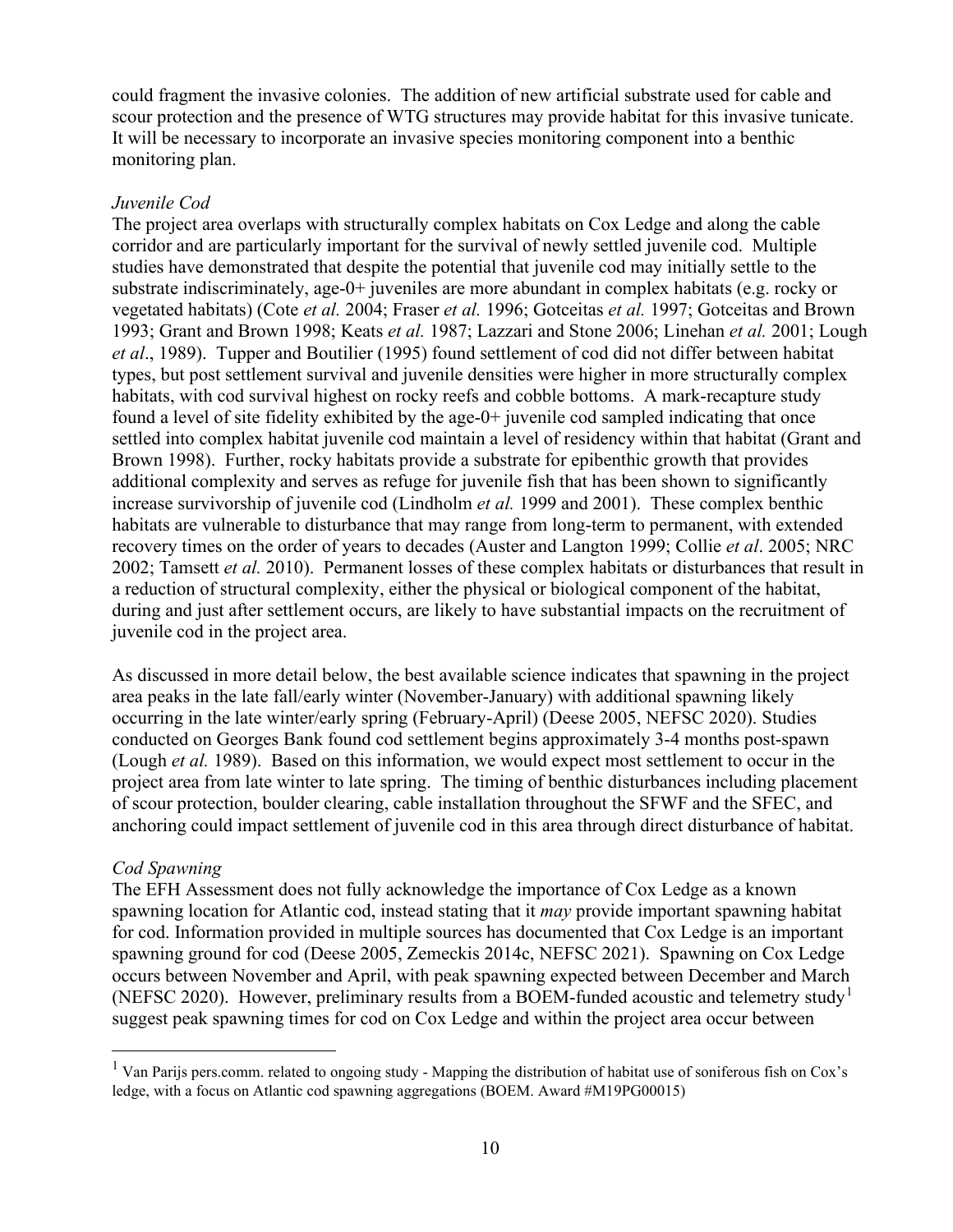could fragment the invasive colonies. The addition of new artificial substrate used for cable and scour protection and the presence of WTG structures may provide habitat for this invasive tunicate. It will be necessary to incorporate an invasive species monitoring component into a benthic monitoring plan.

*Juvenile Cod*

The project area overlaps with structurally complex habitats on Cox Ledge and along the cable corridor and are particularly important for the survival of newly settled juvenile cod. Multiple studies have demonstrated that despite the potential that juvenile cod may initially settle to the substrate indiscriminately, age-0+ juveniles are more abundant in complex habitats (e.g. rocky or vegetated habitats) (Cote *et al.* 2004; Fraser *et al.* 1996; Gotceitas *et al.* 1997; Gotceitas and Brown 1993; Grant and Brown 1998; Keats *et al.* 1987; Lazzari and Stone 2006; Linehan *et al.* 2001; Lough *et al*., 1989). Tupper and Boutilier (1995) found settlement of cod did not differ between habitat types, but post settlement survival and juvenile densities were higher in more structurally complex habitats, with cod survival highest on rocky reefs and cobble bottoms. A mark-recapture study found a level of site fidelity exhibited by the age-0+ juvenile cod sampled indicating that once settled into complex habitat juvenile cod maintain a level of residency within that habitat (Grant and Brown 1998). Further, rocky habitats provide a substrate for epibenthic growth that provides additional complexity and serves as refuge for juvenile fish that has been shown to significantly increase survivorship of juvenile cod (Lindholm *et al.* 1999 and 2001). These complex benthic habitats are vulnerable to disturbance that may range from long-term to permanent, with extended recovery times on the order of years to decades (Auster and Langton 1999; Collie *et al*. 2005; NRC 2002; Tamsett *et al.* 2010). Permanent losses of these complex habitats or disturbances that result in a reduction of structural complexity, either the physical or biological component of the habitat, during and just after settlement occurs, are likely to have substantial impacts on the recruitment of juvenile cod in the project area.

As discussed in more detail below, the best available science indicates that spawning in the project area peaks in the late fall/early winter (November-January) with additional spawning likely occurring in the late winter/early spring (February-April) (Deese 2005, NEFSC 2020). Studies conducted on Georges Bank found cod settlement begins approximately 3-4 months post-spawn (Lough *et al.* 1989). Based on this information, we would expect most settlement to occur in the project area from late winter to late spring. The timing of benthic disturbances including placement of scour protection, boulder clearing, cable installation throughout the SFWF and the SFEC, and anchoring could impact settlement of juvenile cod in this area through direct disturbance of habitat.

*Cod Spawning*

The EFH Assessment does not fully acknowledge the importance of Cox Ledge as a known spawning location for Atlantic cod, instead stating that it *may* provide important spawning habitat for cod. Information provided in multiple sources has documented that Cox Ledge is an important spawning ground for cod (Deese 2005, Zemeckis 2014c, NEFSC 2021). Spawning on Cox Ledge occurs between November and April, with peak spawning expected between December and March (NEFSC 2020). However, preliminary results from a BOEM-funded acoustic and telemetry study[1] suggest peak spawning times for cod on Cox Ledge and within the project area occur between

[1] Van Parijs pers.comm. related to ongoing study - Mapping the distribution of habitat use of soniferous fish on Cox's ledge, with a focus on Atlantic cod spawning aggregations (BOEM. Award #M19PG00015)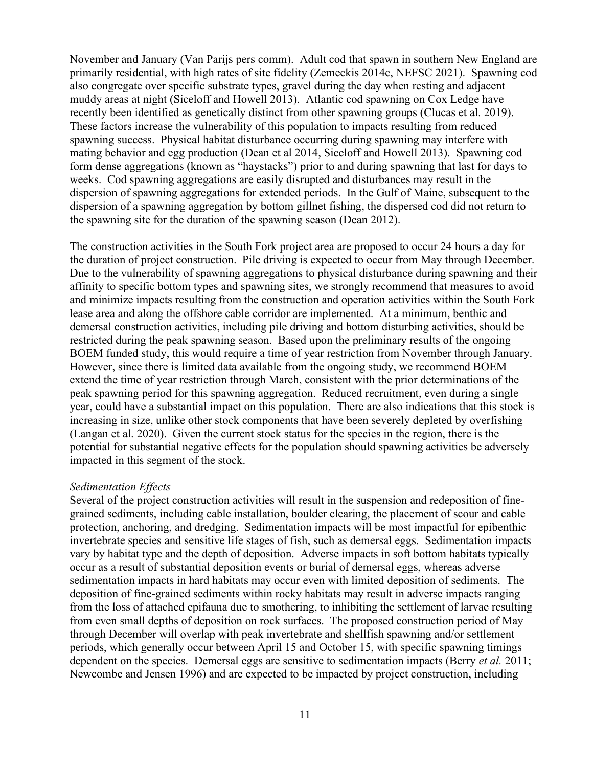November and January (Van Parijs pers comm). Adult cod that spawn in southern New England are primarily residential, with high rates of site fidelity (Zemeckis 2014c, NEFSC 2021). Spawning cod also congregate over specific substrate types, gravel during the day when resting and adjacent muddy areas at night (Siceloff and Howell 2013). Atlantic cod spawning on Cox Ledge have recently been identified as genetically distinct from other spawning groups (Clucas et al. 2019). These factors increase the vulnerability of this population to impacts resulting from reduced spawning success. Physical habitat disturbance occurring during spawning may interfere with mating behavior and egg production (Dean et al 2014, Siceloff and Howell 2013). Spawning cod form dense aggregations (known as "haystacks") prior to and during spawning that last for days to weeks. Cod spawning aggregations are easily disrupted and disturbances may result in the dispersion of spawning aggregations for extended periods. In the Gulf of Maine, subsequent to the dispersion of a spawning aggregation by bottom gillnet fishing, the dispersed cod did not return to the spawning site for the duration of the spawning season (Dean 2012).

The construction activities in the South Fork project area are proposed to occur 24 hours a day for the duration of project construction. Pile driving is expected to occur from May through December. Due to the vulnerability of spawning aggregations to physical disturbance during spawning and their affinity to specific bottom types and spawning sites, we strongly recommend that measures to avoid and minimize impacts resulting from the construction and operation activities within the South Fork lease area and along the offshore cable corridor are implemented. At a minimum, benthic and demersal construction activities, including pile driving and bottom disturbing activities, should be restricted during the peak spawning season. Based upon the preliminary results of the ongoing BOEM funded study, this would require a time of year restriction from November through January. However, since there is limited data available from the ongoing study, we recommend BOEM extend the time of year restriction through March, consistent with the prior determinations of the peak spawning period for this spawning aggregation. Reduced recruitment, even during a single year, could have a substantial impact on this population. There are also indications that this stock is increasing in size, unlike other stock components that have been severely depleted by overfishing (Langan et al. 2020). Given the current stock status for the species in the region, there is the potential for substantial negative effects for the population should spawning activities be adversely impacted in this segment of the stock.

*Sedimentation Effects*

Several of the project construction activities will result in the suspension and redeposition of fine-grained sediments, including cable installation, boulder clearing, the placement of scour and cable protection, anchoring, and dredging. Sedimentation impacts will be most impactful for epibenthic invertebrate species and sensitive life stages of fish, such as demersal eggs. Sedimentation impacts vary by habitat type and the depth of deposition. Adverse impacts in soft bottom habitats typically occur as a result of substantial deposition events or burial of demersal eggs, whereas adverse sedimentation impacts in hard habitats may occur even with limited deposition of sediments. The deposition of fine-grained sediments within rocky habitats may result in adverse impacts ranging from the loss of attached epifauna due to smothering, to inhibiting the settlement of larvae resulting from even small depths of deposition on rock surfaces. The proposed construction period of May through December will overlap with peak invertebrate and shellfish spawning and/or settlement periods, which generally occur between April 15 and October 15, with specific spawning timings dependent on the species. Demersal eggs are sensitive to sedimentation impacts (Berry *et al.* 2011; Newcombe and Jensen 1996) and are expected to be impacted by project construction, including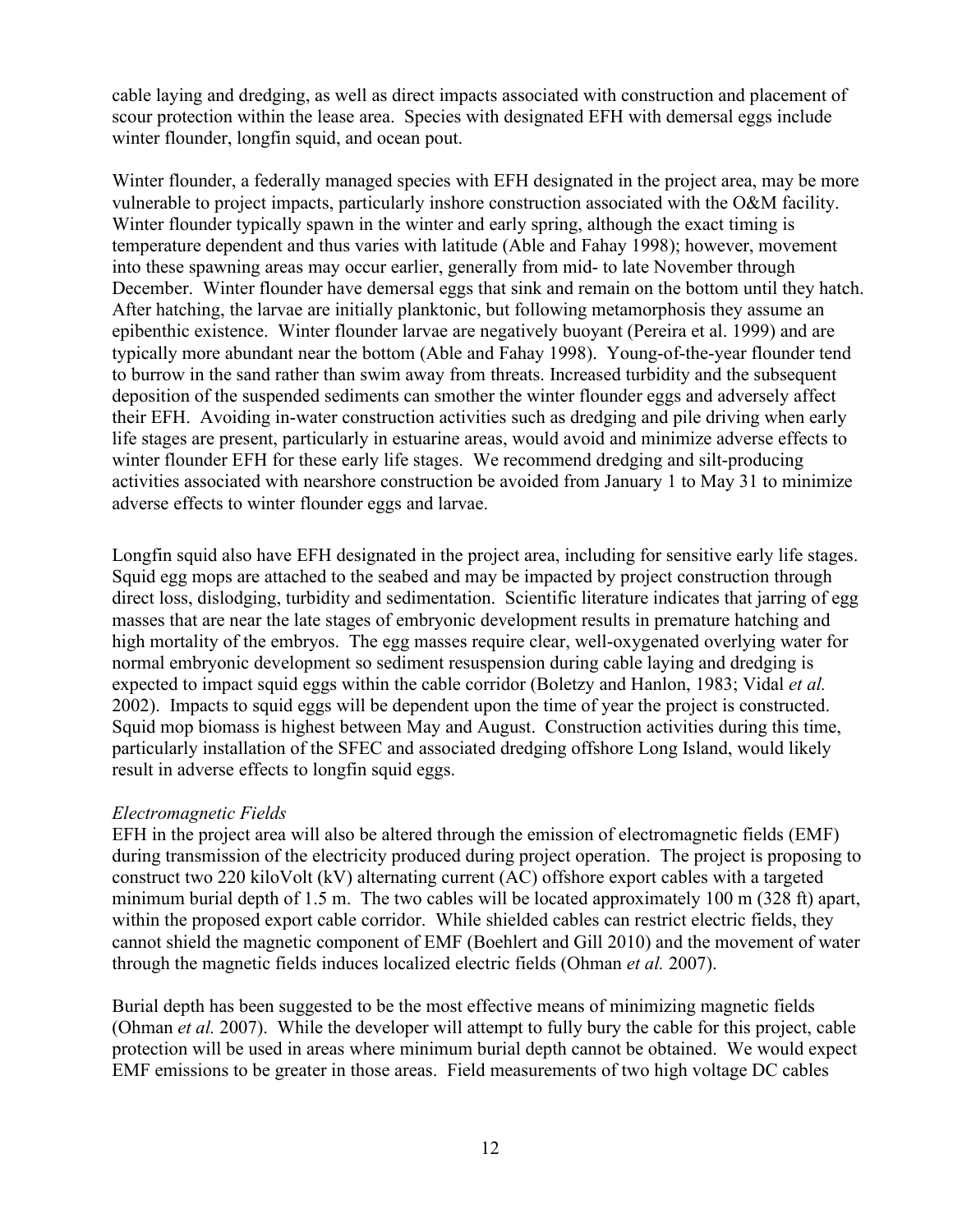cable laying and dredging, as well as direct impacts associated with construction and placement of scour protection within the lease area. Species with designated EFH with demersal eggs include winter flounder, longfin squid, and ocean pout.

Winter flounder, a federally managed species with EFH designated in the project area, may be more vulnerable to project impacts, particularly inshore construction associated with the O&M facility. Winter flounder typically spawn in the winter and early spring, although the exact timing is temperature dependent and thus varies with latitude (Able and Fahay 1998); however, movement into these spawning areas may occur earlier, generally from mid- to late November through December. Winter flounder have demersal eggs that sink and remain on the bottom until they hatch. After hatching, the larvae are initially planktonic, but following metamorphosis they assume an epibenthic existence. Winter flounder larvae are negatively buoyant (Pereira et al. 1999) and are typically more abundant near the bottom (Able and Fahay 1998). Young-of-the-year flounder tend to burrow in the sand rather than swim away from threats. Increased turbidity and the subsequent deposition of the suspended sediments can smother the winter flounder eggs and adversely affect their EFH. Avoiding in-water construction activities such as dredging and pile driving when early life stages are present, particularly in estuarine areas, would avoid and minimize adverse effects to winter flounder EFH for these early life stages. We recommend dredging and silt-producing activities associated with nearshore construction be avoided from January 1 to May 31 to minimize adverse effects to winter flounder eggs and larvae.

Longfin squid also have EFH designated in the project area, including for sensitive early life stages. Squid egg mops are attached to the seabed and may be impacted by project construction through direct loss, dislodging, turbidity and sedimentation. Scientific literature indicates that jarring of egg masses that are near the late stages of embryonic development results in premature hatching and high mortality of the embryos. The egg masses require clear, well-oxygenated overlying water for normal embryonic development so sediment resuspension during cable laying and dredging is expected to impact squid eggs within the cable corridor (Boletzy and Hanlon, 1983; Vidal *et al.* 2002). Impacts to squid eggs will be dependent upon the time of year the project is constructed. Squid mop biomass is highest between May and August. Construction activities during this time, particularly installation of the SFEC and associated dredging offshore Long Island, would likely result in adverse effects to longfin squid eggs.

*Electromagnetic Fields*

EFH in the project area will also be altered through the emission of electromagnetic fields (EMF) during transmission of the electricity produced during project operation. The project is proposing to construct two 220 kiloVolt (kV) alternating current (AC) offshore export cables with a targeted minimum burial depth of 1.5 m. The two cables will be located approximately 100 m (328 ft) apart, within the proposed export cable corridor. While shielded cables can restrict electric fields, they cannot shield the magnetic component of EMF (Boehlert and Gill 2010) and the movement of water through the magnetic fields induces localized electric fields (Ohman *et al.* 2007).

Burial depth has been suggested to be the most effective means of minimizing magnetic fields (Ohman *et al.* 2007). While the developer will attempt to fully bury the cable for this project, cable protection will be used in areas where minimum burial depth cannot be obtained. We would expect EMF emissions to be greater in those areas. Field measurements of two high voltage DC cables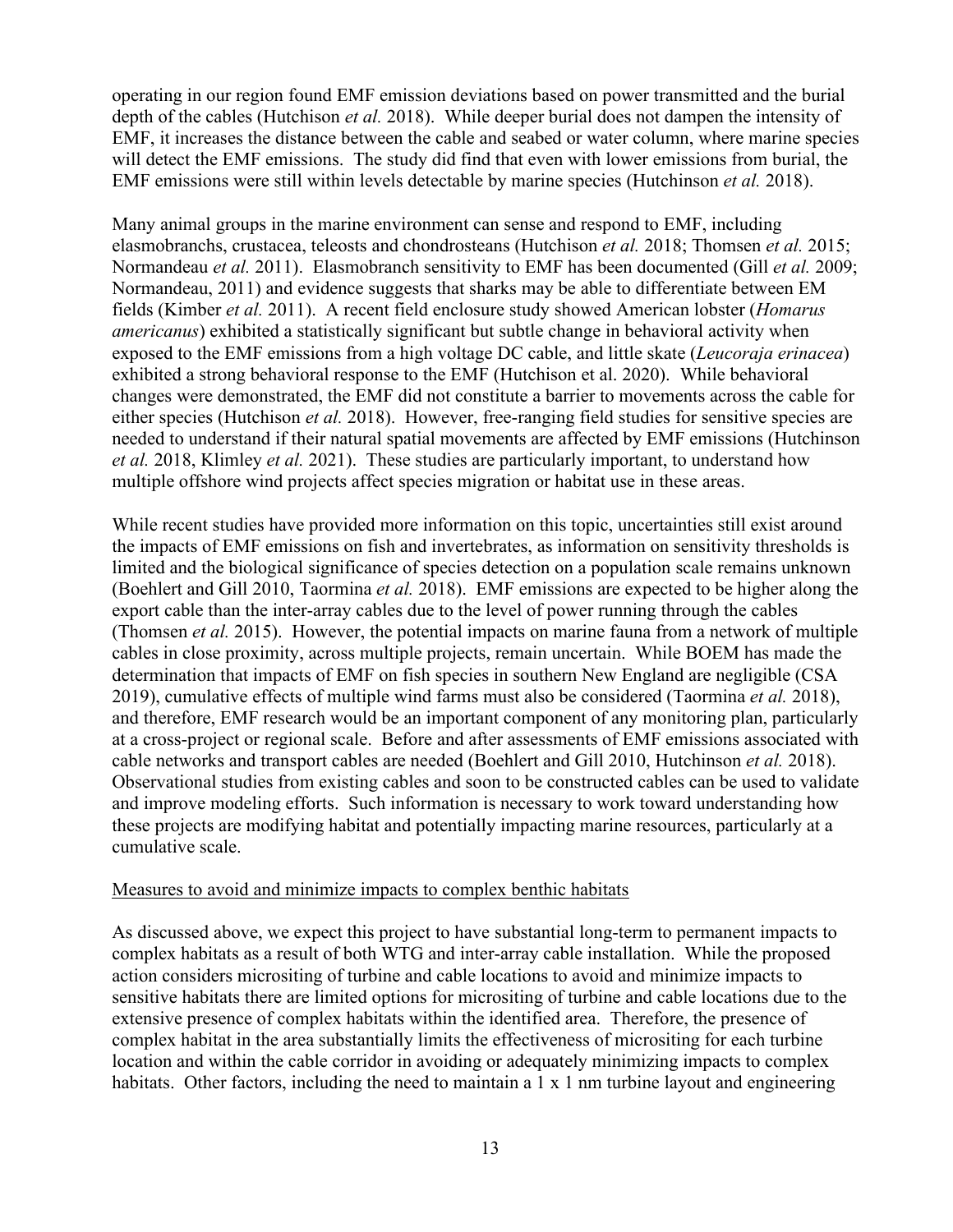operating in our region found EMF emission deviations based on power transmitted and the burial depth of the cables (Hutchison *et al.* 2018). While deeper burial does not dampen the intensity of EMF, it increases the distance between the cable and seabed or water column, where marine species will detect the EMF emissions. The study did find that even with lower emissions from burial, the EMF emissions were still within levels detectable by marine species (Hutchison *et al.* 2018).

Many animal groups in the marine environment can sense and respond to EMF, including elasmobranchs, crustacea, teleosts and chondrosteans (Hutchison *et al.* 2018; Thomsen *et al.* 2015; Normandeau *et al.* 2011). Elasmobranch sensitivity to EMF has been documented (Gill *et al.* 2009; Normandeau, 2011) and evidence suggests that sharks may be able to differentiate between EM fields (Kimber *et al.* 2011). A recent field enclosure study showed American lobster (*Homarus americanus*) exhibited a statistically significant but subtle change in behavioral activity when exposed to the EMF emissions from a high voltage DC cable, and little skate (*Leucoraja erinacea*) exhibited a strong behavioral response to the EMF (Hutchison et al. 2020). While behavioral changes were demonstrated, the EMF did not constitute a barrier to movements across the cable for either species (Hutchison *et al.* 2018). However, free-ranging field studies for sensitive species are needed to understand if their natural spatial movements are affected by EMF emissions (Hutchinson *et al.* 2018, Klimley *et al.* 2021). These studies are particularly important, to understand how multiple offshore wind projects affect species migration or habitat use in these areas.

While recent studies have provided more information on this topic, uncertainties still exist around the impacts of EMF emissions on fish and invertebrates, as information on sensitivity thresholds is limited and the biological significance of species detection on a population scale remains unknown (Boehlert and Gill 2010, Taormina *et al.* 2018). EMF emissions are expected to be higher along the export cable than the inter-array cables due to the level of power running through the cables (Thomsen *et al.* 2015). However, the potential impacts on marine fauna from a network of multiple cables in close proximity, across multiple projects, remain uncertain. While BOEM has made the determination that impacts of EMF on fish species in southern New England are negligible (CSA 2019), cumulative effects of multiple wind farms must also be considered (Taormina *et al.* 2018), and therefore, EMF research would be an important component of any monitoring plan, particularly at a cross-project or regional scale. Before and after assessments of EMF emissions associated with cable networks and transport cables are needed (Boehlert and Gill 2010, Hutchinson *et al.* 2018). Observational studies from existing cables and soon to be constructed cables can be used to validate and improve modeling efforts. Such information is necessary to work toward understanding how these projects are modifying habitat and potentially impacting marine resources, particularly at a cumulative scale.

<u>Measures to avoid and minimize impacts to complex benthic habitats</u>

As discussed above, we expect this project to have substantial long-term to permanent impacts to complex habitats as a result of both WTG and inter-array cable installation. While the proposed action considers micrositing of turbine and cable locations to avoid and minimize impacts to sensitive habitats there are limited options for micrositing of turbine and cable locations due to the extensive presence of complex habitats within the identified area. Therefore, the presence of complex habitat in the area substantially limits the effectiveness of micrositing for each turbine location and within the cable corridor in avoiding or adequately minimizing impacts to complex habitats. Other factors, including the need to maintain a 1 x 1 nm turbine layout and engineering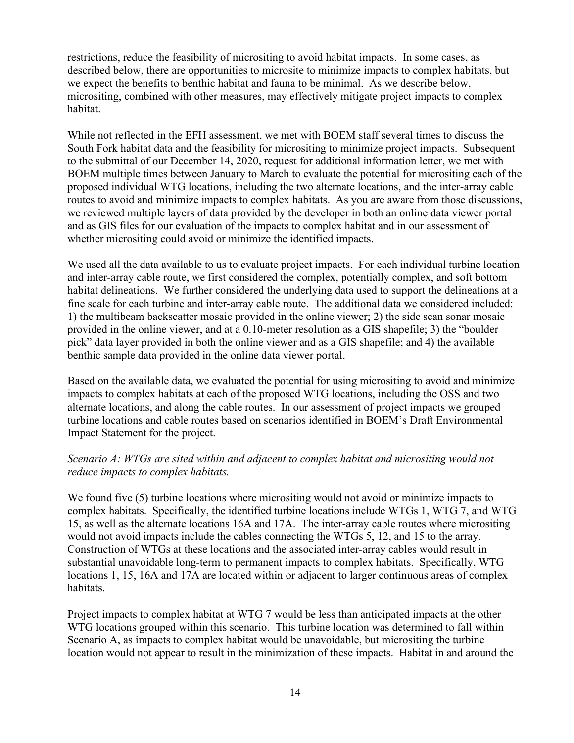restrictions, reduce the feasibility of micrositing to avoid habitat impacts. In some cases, as described below, there are opportunities to microsite to minimize impacts to complex habitats, but we expect the benefits to benthic habitat and fauna to be minimal. As we describe below, micrositing, combined with other measures, may effectively mitigate project impacts to complex habitat.

While not reflected in the EFH assessment, we met with BOEM staff several times to discuss the South Fork habitat data and the feasibility for micrositing to minimize project impacts. Subsequent to the submittal of our December 14, 2020, request for additional information letter, we met with BOEM multiple times between January to March to evaluate the potential for micrositing each of the proposed individual WTG locations, including the two alternate locations, and the inter-array cable routes to avoid and minimize impacts to complex habitats. As you are aware from those discussions, we reviewed multiple layers of data provided by the developer in both an online data viewer portal and as GIS files for our evaluation of the impacts to complex habitat and in our assessment of whether micrositing could avoid or minimize the identified impacts.

We used all the data available to us to evaluate project impacts. For each individual turbine location and inter-array cable route, we first considered the complex, potentially complex, and soft bottom habitat delineations. We further considered the underlying data used to support the delineations at a fine scale for each turbine and inter-array cable route. The additional data we considered included: 1) the multibeam backscatter mosaic provided in the online viewer; 2) the side scan sonar mosaic provided in the online viewer, and at a 0.10-meter resolution as a GIS shapefile; 3) the "boulder pick" data layer provided in both the online viewer and as a GIS shapefile; and 4) the available benthic sample data provided in the online data viewer portal.

Based on the available data, we evaluated the potential for using micrositing to avoid and minimize impacts to complex habitats at each of the proposed WTG locations, including the OSS and two alternate locations, and along the cable routes. In our assessment of project impacts we grouped turbine locations and cable routes based on scenarios identified in BOEM's Draft Environmental Impact Statement for the project.

*Scenario A: WTGs are sited within and adjacent to complex habitat and micrositing would not reduce impacts to complex habitats.*

We found five (5) turbine locations where micrositing would not avoid or minimize impacts to complex habitats. Specifically, the identified turbine locations include WTGs 1, WTG 7, and WTG 15, as well as the alternate locations 16A and 17A. The inter-array cable routes where micrositing would not avoid impacts include the cables connecting the WTGs 5, 12, and 15 to the array. Construction of WTGs at these locations and the associated inter-array cables would result in substantial unavoidable long-term to permanent impacts to complex habitats. Specifically, WTG locations 1, 15, 16A and 17A are located within or adjacent to larger continuous areas of complex habitats.

Project impacts to complex habitat at WTG 7 would be less than anticipated impacts at the other WTG locations grouped within this scenario. This turbine location was determined to fall within Scenario A, as impacts to complex habitat would be unavoidable, but micrositing the turbine location would not appear to result in the minimization of these impacts. Habitat in and around the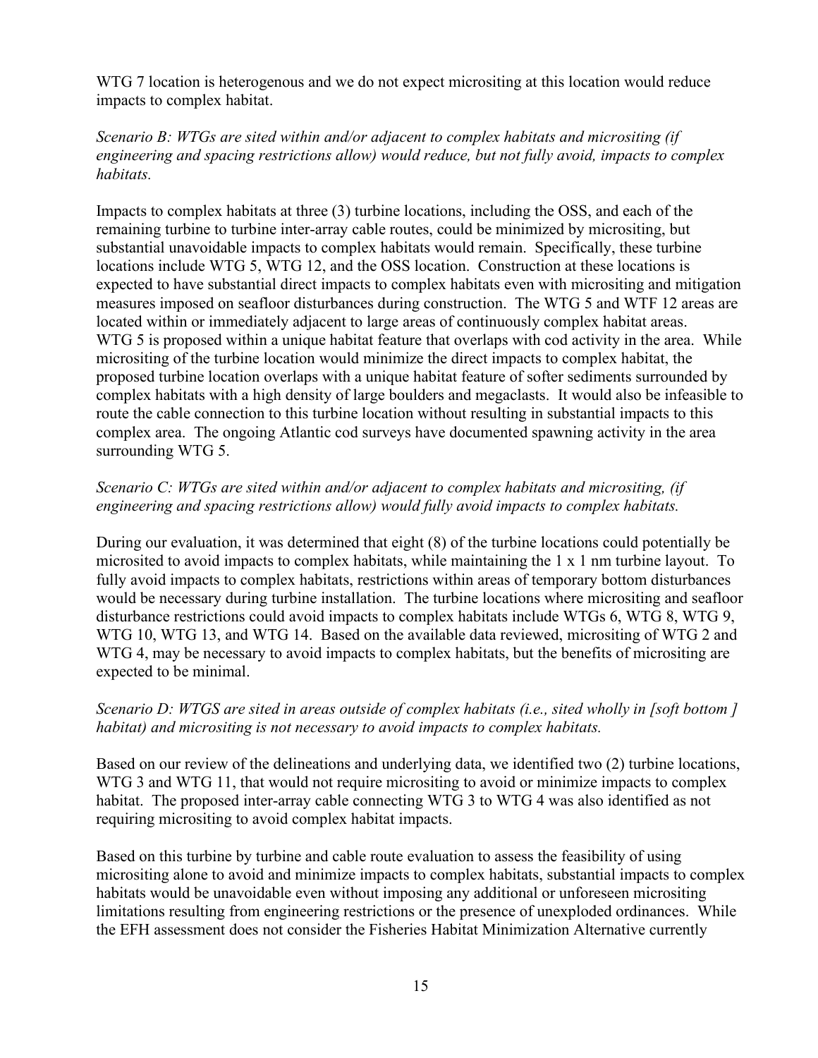WTG 7 location is heterogenous and we do not expect micrositing at this location would reduce impacts to complex habitat.

*Scenario B: WTGs are sited within and/or adjacent to complex habitats and micrositing (if engineering and spacing restrictions allow) would reduce, but not fully avoid, impacts to complex habitats.*

Impacts to complex habitats at three (3) turbine locations, including the OSS, and each of the remaining turbine to turbine inter-array cable routes, could be minimized by micrositing, but substantial unavoidable impacts to complex habitats would remain. Specifically, these turbine locations include WTG 5, WTG 12, and the OSS location. Construction at these locations is expected to have substantial direct impacts to complex habitats even with micrositing and mitigation measures imposed on seafloor disturbances during construction. The WTG 5 and WTF 12 areas are located within or immediately adjacent to large areas of continuously complex habitat areas. WTG 5 is proposed within a unique habitat feature that overlaps with cod activity in the area. While micrositing of the turbine location would minimize the direct impacts to complex habitat, the proposed turbine location overlaps with a unique habitat feature of softer sediments surrounded by complex habitats with a high density of large boulders and megaclasts. It would also be infeasible to route the cable connection to this turbine location without resulting in substantial impacts to this complex area. The ongoing Atlantic cod surveys have documented spawning activity in the area surrounding WTG 5.

*Scenario C: WTGs are sited within and/or adjacent to complex habitats and micrositing, (if engineering and spacing restrictions allow) would fully avoid impacts to complex habitats.*

During our evaluation, it was determined that eight (8) of the turbine locations could potentially be microsited to avoid impacts to complex habitats, while maintaining the 1 x 1 nm turbine layout. To fully avoid impacts to complex habitats, restrictions within areas of temporary bottom disturbances would be necessary during turbine installation. The turbine locations where micrositing and seafloor disturbance restrictions could avoid impacts to complex habitats include WTGs 6, WTG 8, WTG 9, WTG 10, WTG 13, and WTG 14. Based on the available data reviewed, micrositing of WTG 2 and WTG 4, may be necessary to avoid impacts to complex habitats, but the benefits of micrositing are expected to be minimal.

*Scenario D: WTGS are sited in areas outside of complex habitats (i.e., sited wholly in [soft bottom ] habitat) and micrositing is not necessary to avoid impacts to complex habitats.*

Based on our review of the delineations and underlying data, we identified two (2) turbine locations, WTG 3 and WTG 11, that would not require micrositing to avoid or minimize impacts to complex habitat. The proposed inter-array cable connecting WTG 3 to WTG 4 was also identified as not requiring micrositing to avoid complex habitat impacts.

Based on this turbine by turbine and cable route evaluation to assess the feasibility of using micrositing alone to avoid and minimize impacts to complex habitats, substantial impacts to complex habitats would be unavoidable even without imposing any additional or unforeseen micrositing limitations resulting from engineering restrictions or the presence of unexploded ordinances. While the EFH assessment does not consider the Fisheries Habitat Minimization Alternative currently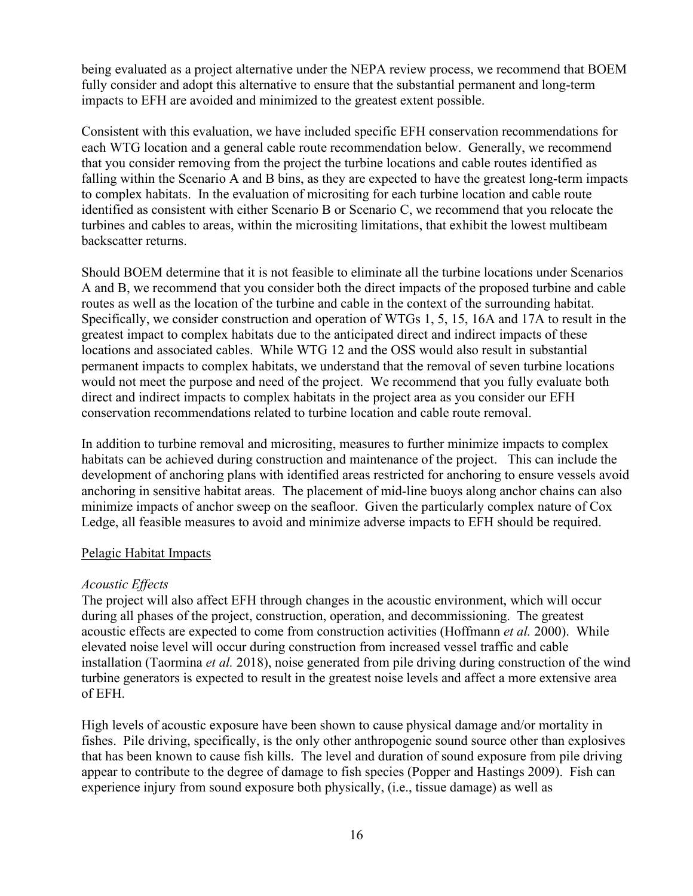being evaluated as a project alternative under the NEPA review process, we recommend that BOEM fully consider and adopt this alternative to ensure that the substantial permanent and long-term impacts to EFH are avoided and minimized to the greatest extent possible.

Consistent with this evaluation, we have included specific EFH conservation recommendations for each WTG location and a general cable route recommendation below. Generally, we recommend that you consider removing from the project the turbine locations and cable routes identified as falling within the Scenario A and B bins, as they are expected to have the greatest long-term impacts to complex habitats. In the evaluation of micrositing for each turbine location and cable route identified as consistent with either Scenario B or Scenario C, we recommend that you relocate the turbines and cables to areas, within the micrositing limitations, that exhibit the lowest multibeam backscatter returns.

Should BOEM determine that it is not feasible to eliminate all the turbine locations under Scenarios A and B, we recommend that you consider both the direct impacts of the proposed turbine and cable routes as well as the location of the turbine and cable in the context of the surrounding habitat. Specifically, we consider construction and operation of WTGs 1, 5, 15, 16A and 17A to result in the greatest impact to complex habitats due to the anticipated direct and indirect impacts of these locations and associated cables. While WTG 12 and the OSS would also result in substantial permanent impacts to complex habitats, we understand that the removal of seven turbine locations would not meet the purpose and need of the project. We recommend that you fully evaluate both direct and indirect impacts to complex habitats in the project area as you consider our EFH conservation recommendations related to turbine location and cable route removal.

In addition to turbine removal and micrositing, measures to further minimize impacts to complex habitats can be achieved during construction and maintenance of the project. This can include the development of anchoring plans with identified areas restricted for anchoring to ensure vessels avoid anchoring in sensitive habitat areas. The placement of mid-line buoys along anchor chains can also minimize impacts of anchor sweep on the seafloor. Given the particularly complex nature of Cox Ledge, all feasible measures to avoid and minimize adverse impacts to EFH should be required.

Pelagic Habitat Impacts

*Acoustic Effects*

The project will also affect EFH through changes in the acoustic environment, which will occur during all phases of the project, construction, operation, and decommissioning. The greatest acoustic effects are expected to come from construction activities (Hoffmann *et al.* 2000). While elevated noise level will occur during construction from increased vessel traffic and cable installation (Taormina *et al.* 2018), noise generated from pile driving during construction of the wind turbine generators is expected to result in the greatest noise levels and affect a more extensive area of EFH.

High levels of acoustic exposure have been shown to cause physical damage and/or mortality in fishes. Pile driving, specifically, is the only other anthropogenic sound source other than explosives that has been known to cause fish kills. The level and duration of sound exposure from pile driving appear to contribute to the degree of damage to fish species (Popper and Hastings 2009). Fish can experience injury from sound exposure both physically, (i.e., tissue damage) as well as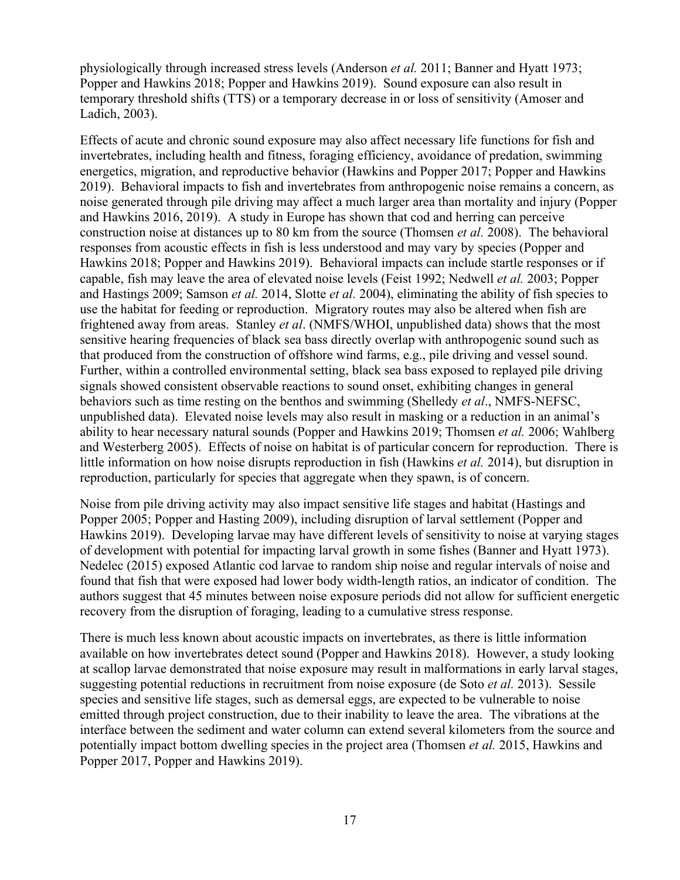physiologically through increased stress levels (Anderson *et al.* 2011; Banner and Hyatt 1973; Popper and Hawkins 2018; Popper and Hawkins 2019). Sound exposure can also result in temporary threshold shifts (TTS) or a temporary decrease in or loss of sensitivity (Amoser and Ladich, 2003).

Effects of acute and chronic sound exposure may also affect necessary life functions for fish and invertebrates, including health and fitness, foraging efficiency, avoidance of predation, swimming energetics, migration, and reproductive behavior (Hawkins and Popper 2017; Popper and Hawkins 2019). Behavioral impacts to fish and invertebrates from anthropogenic noise remains a concern, as noise generated through pile driving may affect a much larger area than mortality and injury (Popper and Hawkins 2016, 2019). A study in Europe has shown that cod and herring can perceive construction noise at distances up to 80 km from the source (Thomsen *et al.* 2008). The behavioral responses from acoustic effects in fish is less understood and may vary by species (Popper and Hawkins 2018; Popper and Hawkins 2019). Behavioral impacts can include startle responses or if capable, fish may leave the area of elevated noise levels (Feist 1992; Nedwell *et al.* 2003; Popper and Hastings 2009; Samson *et al.* 2014, Slotte *et al.* 2004), eliminating the ability of fish species to use the habitat for feeding or reproduction. Migratory routes may also be altered when fish are frightened away from areas. Stanley *et al*. (NMFS/WHOI, unpublished data) shows that the most sensitive hearing frequencies of black sea bass directly overlap with anthropogenic sound such as that produced from the construction of offshore wind farms, e.g., pile driving and vessel sound. Further, within a controlled environmental setting, black sea bass exposed to replayed pile driving signals showed consistent observable reactions to sound onset, exhibiting changes in general behaviors such as time resting on the benthos and swimming (Shelledy *et al*., NMFS-NEFSC, unpublished data). Elevated noise levels may also result in masking or a reduction in an animal's ability to hear necessary natural sounds (Popper and Hawkins 2019; Thomsen *et al.* 2006; Wahlberg and Westerberg 2005). Effects of noise on habitat is of particular concern for reproduction. There is little information on how noise disrupts reproduction in fish (Hawkins *et al.* 2014), but disruption in reproduction, particularly for species that aggregate when they spawn, is of concern.

Noise from pile driving activity may also impact sensitive life stages and habitat (Hastings and Popper 2005; Popper and Hasting 2009), including disruption of larval settlement (Popper and Hawkins 2019). Developing larvae may have different levels of sensitivity to noise at varying stages of development with potential for impacting larval growth in some fishes (Banner and Hyatt 1973). Nedelec (2015) exposed Atlantic cod larvae to random ship noise and regular intervals of noise and found that fish that were exposed had lower body width-length ratios, an indicator of condition. The authors suggest that 45 minutes between noise exposure periods did not allow for sufficient energetic recovery from the disruption of foraging, leading to a cumulative stress response.

There is much less known about acoustic impacts on invertebrates, as there is little information available on how invertebrates detect sound (Popper and Hawkins 2018). However, a study looking at scallop larvae demonstrated that noise exposure may result in malformations in early larval stages, suggesting potential reductions in recruitment from noise exposure (de Soto *et al.* 2013). Sessile species and sensitive life stages, such as demersal eggs, are expected to be vulnerable to noise emitted through project construction, due to their inability to leave the area. The vibrations at the interface between the sediment and water column can extend several kilometers from the source and potentially impact bottom dwelling species in the project area (Thomsen *et al.* 2015, Hawkins and Popper 2017, Popper and Hawkins 2019).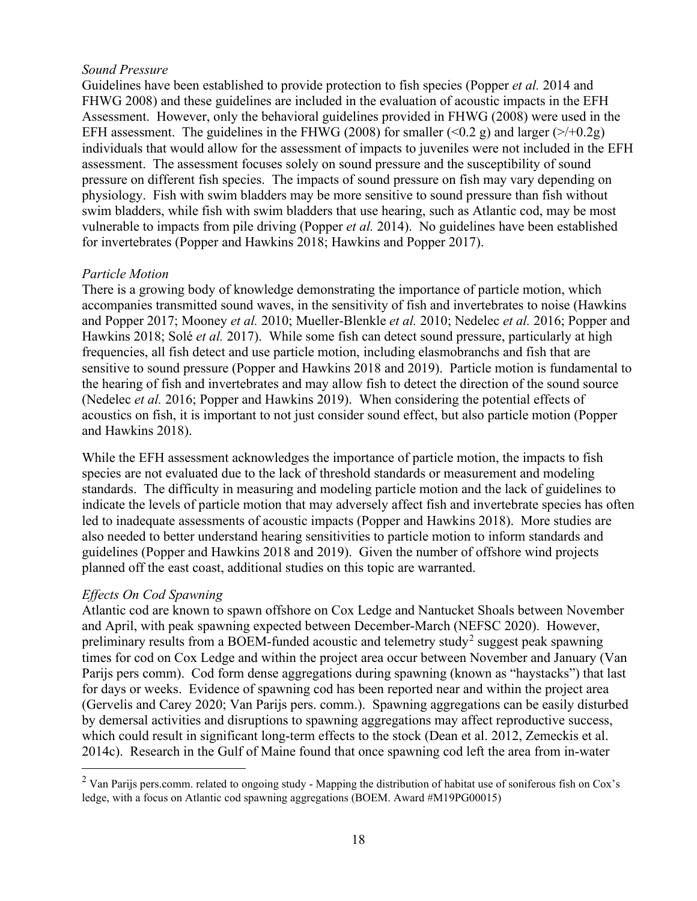*Sound Pressure*
Guidelines have been established to provide protection to fish species (Popper *et al.* 2014 and FHWG 2008) and these guidelines are included in the evaluation of acoustic impacts in the EFH Assessment. However, only the behavioral guidelines provided in FHWG (2008) were used in the EFH assessment. The guidelines in the FHWG (2008) for smaller (<0.2 g) and larger (>/+0.2g) individuals that would allow for the assessment of impacts to juveniles were not included in the EFH assessment. The assessment focuses solely on sound pressure and the susceptibility of sound pressure on different fish species. The impacts of sound pressure on fish may vary depending on physiology. Fish with swim bladders may be more sensitive to sound pressure than fish without swim bladders, while fish with swim bladders that use hearing, such as Atlantic cod, may be most vulnerable to impacts from pile driving (Popper *et al.* 2014). No guidelines have been established for invertebrates (Popper and Hawkins 2018; Hawkins and Popper 2017).

*Particle Motion*
There is a growing body of knowledge demonstrating the importance of particle motion, which accompanies transmitted sound waves, in the sensitivity of fish and invertebrates to noise (Hawkins and Popper 2017; Mooney *et al.* 2010; Mueller-Blenkle *et al.* 2010; Nedelec *et al.* 2016; Popper and Hawkins 2018; Solé *et al.* 2017). While some fish can detect sound pressure, particularly at high frequencies, all fish detect and use particle motion, including elasmobranchs and fish that are sensitive to sound pressure (Popper and Hawkins 2018 and 2019). Particle motion is fundamental to the hearing of fish and invertebrates and may allow fish to detect the direction of the sound source (Nedelec *et al.* 2016; Popper and Hawkins 2019). When considering the potential effects of acoustics on fish, it is important to not just consider sound effect, but also particle motion (Popper and Hawkins 2018).

While the EFH assessment acknowledges the importance of particle motion, the impacts to fish species are not evaluated due to the lack of threshold standards or measurement and modeling standards. The difficulty in measuring and modeling particle motion and the lack of guidelines to indicate the levels of particle motion that may adversely affect fish and invertebrate species has often led to inadequate assessments of acoustic impacts (Popper and Hawkins 2018). More studies are also needed to better understand hearing sensitivities to particle motion to inform standards and guidelines (Popper and Hawkins 2018 and 2019). Given the number of offshore wind projects planned off the east coast, additional studies on this topic are warranted.

*Effects On Cod Spawning*
Atlantic cod are known to spawn offshore on Cox Ledge and Nantucket Shoals between November and April, with peak spawning expected between December-March (NEFSC 2020). However, preliminary results from a BOEM-funded acoustic and telemetry study[2] suggest peak spawning times for cod on Cox Ledge and within the project area occur between November and January (Van Parijs pers comm). Cod form dense aggregations during spawning (known as "haystacks") that last for days or weeks. Evidence of spawning cod has been reported near and within the project area (Gervelis and Carey 2020; Van Parijs pers. comm.). Spawning aggregations can be easily disturbed by demersal activities and disruptions to spawning aggregations may affect reproductive success, which could result in significant long-term effects to the stock (Dean et al. 2012, Zemeckis et al. 2014c). Research in the Gulf of Maine found that once spawning cod left the area from in-water

[2] Van Parijs pers.comm. related to ongoing study - Mapping the distribution of habitat use of soniferous fish on Cox's ledge, with a focus on Atlantic cod spawning aggregations (BOEM. Award #M19PG00015)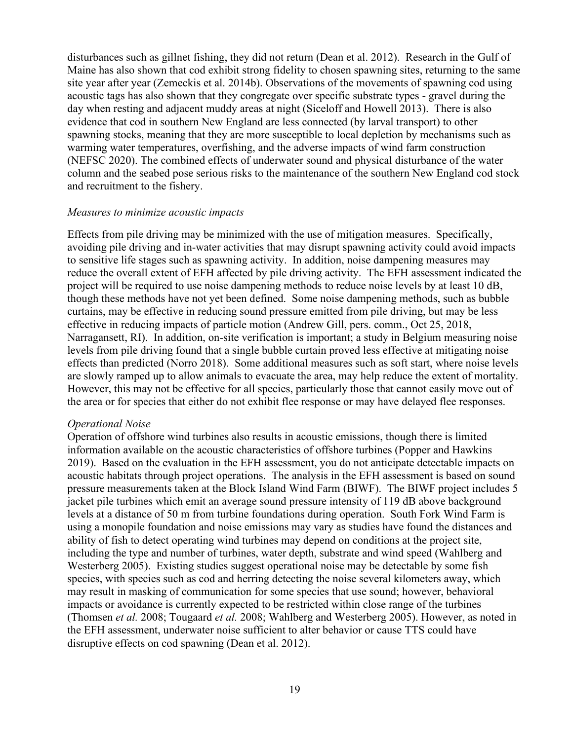disturbances such as gillnet fishing, they did not return (Dean et al. 2012). Research in the Gulf of Maine has also shown that cod exhibit strong fidelity to chosen spawning sites, returning to the same site year after year (Zemeckis et al. 2014b). Observations of the movements of spawning cod using acoustic tags has also shown that they congregate over specific substrate types - gravel during the day when resting and adjacent muddy areas at night (Siceloff and Howell 2013). There is also evidence that cod in southern New England are less connected (by larval transport) to other spawning stocks, meaning that they are more susceptible to local depletion by mechanisms such as warming water temperatures, overfishing, and the adverse impacts of wind farm construction (NEFSC 2020). The combined effects of underwater sound and physical disturbance of the water column and the seabed pose serious risks to the maintenance of the southern New England cod stock and recruitment to the fishery.

*Measures to minimize acoustic impacts*

Effects from pile driving may be minimized with the use of mitigation measures. Specifically, avoiding pile driving and in-water activities that may disrupt spawning activity could avoid impacts to sensitive life stages such as spawning activity. In addition, noise dampening measures may reduce the overall extent of EFH affected by pile driving activity. The EFH assessment indicated the project will be required to use noise dampening methods to reduce noise levels by at least 10 dB, though these methods have not yet been defined. Some noise dampening methods, such as bubble curtains, may be effective in reducing sound pressure emitted from pile driving, but may be less effective in reducing impacts of particle motion (Andrew Gill, pers. comm., Oct 25, 2018, Narragansett, RI). In addition, on-site verification is important; a study in Belgium measuring noise levels from pile driving found that a single bubble curtain proved less effective at mitigating noise effects than predicted (Norro 2018). Some additional measures such as soft start, where noise levels are slowly ramped up to allow animals to evacuate the area, may help reduce the extent of mortality. However, this may not be effective for all species, particularly those that cannot easily move out of the area or for species that either do not exhibit flee response or may have delayed flee responses.

*Operational Noise*

Operation of offshore wind turbines also results in acoustic emissions, though there is limited information available on the acoustic characteristics of offshore turbines (Popper and Hawkins 2019). Based on the evaluation in the EFH assessment, you do not anticipate detectable impacts on acoustic habitats through project operations. The analysis in the EFH assessment is based on sound pressure measurements taken at the Block Island Wind Farm (BIWF). The BIWF project includes 5 jacket pile turbines which emit an average sound pressure intensity of 119 dB above background levels at a distance of 50 m from turbine foundations during operation. South Fork Wind Farm is using a monopile foundation and noise emissions may vary as studies have found the distances and ability of fish to detect operating wind turbines may depend on conditions at the project site, including the type and number of turbines, water depth, substrate and wind speed (Wahlberg and Westerberg 2005). Existing studies suggest operational noise may be detectable by some fish species, with species such as cod and herring detecting the noise several kilometers away, which may result in masking of communication for some species that use sound; however, behavioral impacts or avoidance is currently expected to be restricted within close range of the turbines (Thomsen *et al.* 2008; Tougaard *et al.* 2008; Wahlberg and Westerberg 2005). However, as noted in the EFH assessment, underwater noise sufficient to alter behavior or cause TTS could have disruptive effects on cod spawning (Dean et al. 2012).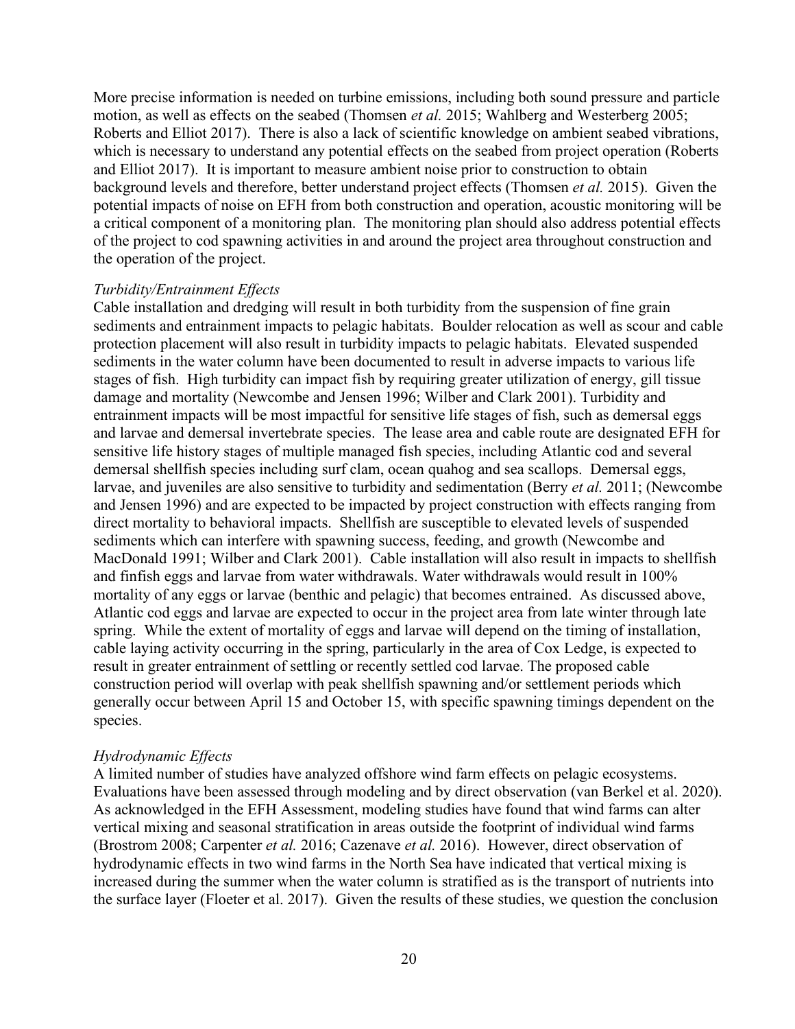More precise information is needed on turbine emissions, including both sound pressure and particle motion, as well as effects on the seabed (Thomsen *et al.* 2015; Wahlberg and Westerberg 2005; Roberts and Elliot 2017). There is also a lack of scientific knowledge on ambient seabed vibrations, which is necessary to understand any potential effects on the seabed from project operation (Roberts and Elliot 2017). It is important to measure ambient noise prior to construction to obtain background levels and therefore, better understand project effects (Thomsen *et al.* 2015). Given the potential impacts of noise on EFH from both construction and operation, acoustic monitoring will be a critical component of a monitoring plan. The monitoring plan should also address potential effects of the project to cod spawning activities in and around the project area throughout construction and the operation of the project.

*Turbidity/Entrainment Effects*

Cable installation and dredging will result in both turbidity from the suspension of fine grain sediments and entrainment impacts to pelagic habitats. Boulder relocation as well as scour and cable protection placement will also result in turbidity impacts to pelagic habitats. Elevated suspended sediments in the water column have been documented to result in adverse impacts to various life stages of fish. High turbidity can impact fish by requiring greater utilization of energy, gill tissue damage and mortality (Newcombe and Jensen 1996; Wilber and Clark 2001). Turbidity and entrainment impacts will be most impactful for sensitive life stages of fish, such as demersal eggs and larvae and demersal invertebrate species. The lease area and cable route are designated EFH for sensitive life history stages of multiple managed fish species, including Atlantic cod and several demersal shellfish species including surf clam, ocean quahog and sea scallops. Demersal eggs, larvae, and juveniles are also sensitive to turbidity and sedimentation (Berry *et al.* 2011; (Newcombe and Jensen 1996) and are expected to be impacted by project construction with effects ranging from direct mortality to behavioral impacts. Shellfish are susceptible to elevated levels of suspended sediments which can interfere with spawning success, feeding, and growth (Newcombe and MacDonald 1991; Wilber and Clark 2001). Cable installation will also result in impacts to shellfish and finfish eggs and larvae from water withdrawals. Water withdrawals would result in 100% mortality of any eggs or larvae (benthic and pelagic) that becomes entrained. As discussed above, Atlantic cod eggs and larvae are expected to occur in the project area from late winter through late spring. While the extent of mortality of eggs and larvae will depend on the timing of installation, cable laying activity occurring in the spring, particularly in the area of Cox Ledge, is expected to result in greater entrainment of settling or recently settled cod larvae. The proposed cable construction period will overlap with peak shellfish spawning and/or settlement periods which generally occur between April 15 and October 15, with specific spawning timings dependent on the species.

*Hydrodynamic Effects*

A limited number of studies have analyzed offshore wind farm effects on pelagic ecosystems. Evaluations have been assessed through modeling and by direct observation (van Berkel et al. 2020). As acknowledged in the EFH Assessment, modeling studies have found that wind farms can alter vertical mixing and seasonal stratification in areas outside the footprint of individual wind farms (Brostrom 2008; Carpenter *et al.* 2016; Cazenave *et al.* 2016). However, direct observation of hydrodynamic effects in two wind farms in the North Sea have indicated that vertical mixing is increased during the summer when the water column is stratified as is the transport of nutrients into the surface layer (Floeter et al. 2017). Given the results of these studies, we question the conclusion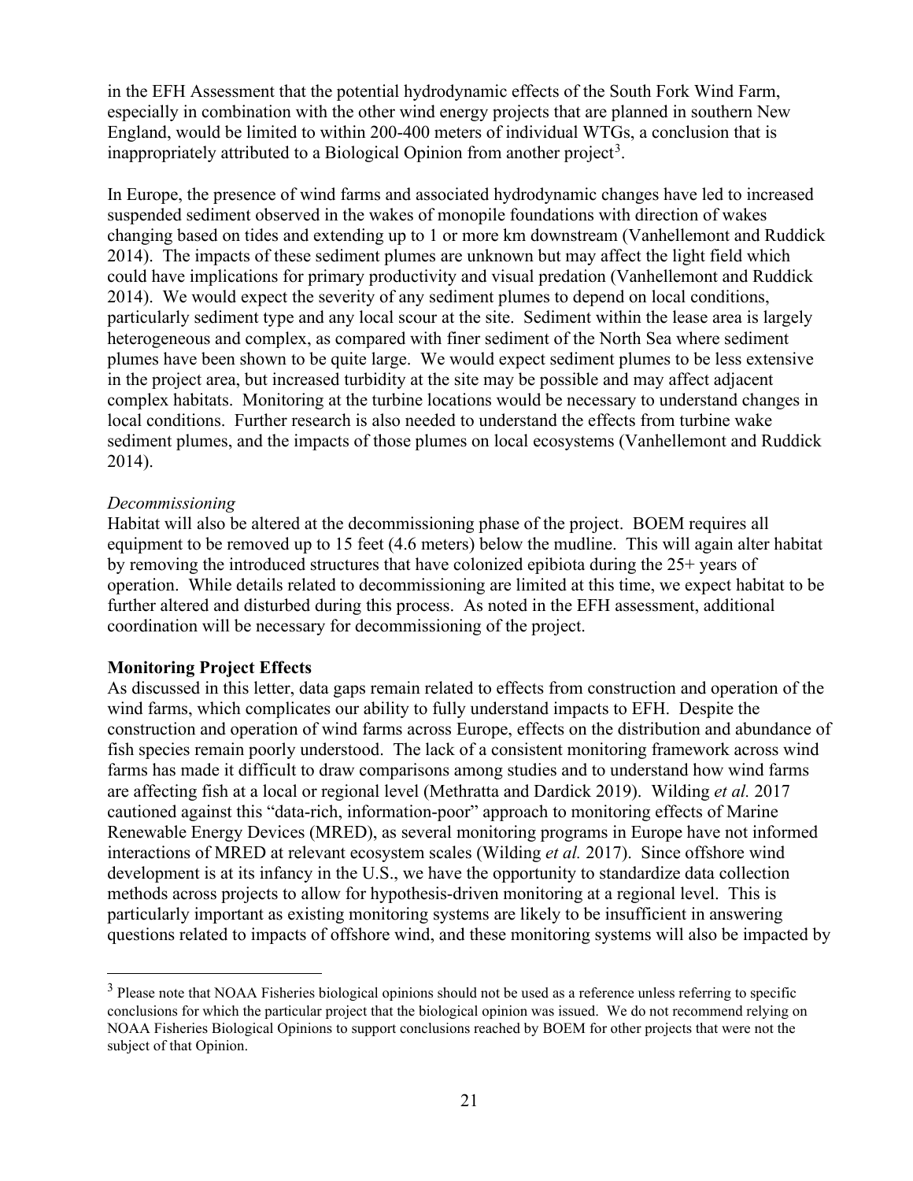in the EFH Assessment that the potential hydrodynamic effects of the South Fork Wind Farm, especially in combination with the other wind energy projects that are planned in southern New England, would be limited to within 200-400 meters of individual WTGs, a conclusion that is inappropriately attributed to a Biological Opinion from another project[3].

In Europe, the presence of wind farms and associated hydrodynamic changes have led to increased suspended sediment observed in the wakes of monopile foundations with direction of wakes changing based on tides and extending up to 1 or more km downstream (Vanhellemont and Ruddick 2014). The impacts of these sediment plumes are unknown but may affect the light field which could have implications for primary productivity and visual predation (Vanhellemont and Ruddick 2014). We would expect the severity of any sediment plumes to depend on local conditions, particularly sediment type and any local scour at the site. Sediment within the lease area is largely heterogeneous and complex, as compared with finer sediment of the North Sea where sediment plumes have been shown to be quite large. We would expect sediment plumes to be less extensive in the project area, but increased turbidity at the site may be possible and may affect adjacent complex habitats. Monitoring at the turbine locations would be necessary to understand changes in local conditions. Further research is also needed to understand the effects from turbine wake sediment plumes, and the impacts of those plumes on local ecosystems (Vanhellemont and Ruddick 2014).

*Decommissioning*

Habitat will also be altered at the decommissioning phase of the project. BOEM requires all equipment to be removed up to 15 feet (4.6 meters) below the mudline. This will again alter habitat by removing the introduced structures that have colonized epibiota during the 25+ years of operation. While details related to decommissioning are limited at this time, we expect habitat to be further altered and disturbed during this process. As noted in the EFH assessment, additional coordination will be necessary for decommissioning of the project.

**Monitoring Project Effects**

As discussed in this letter, data gaps remain related to effects from construction and operation of the wind farms, which complicates our ability to fully understand impacts to EFH. Despite the construction and operation of wind farms across Europe, effects on the distribution and abundance of fish species remain poorly understood. The lack of a consistent monitoring framework across wind farms has made it difficult to draw comparisons among studies and to understand how wind farms are affecting fish at a local or regional level (Methratta and Dardick 2019). Wilding *et al.* 2017 cautioned against this "data-rich, information-poor" approach to monitoring effects of Marine Renewable Energy Devices (MRED), as several monitoring programs in Europe have not informed interactions of MRED at relevant ecosystem scales (Wilding *et al.* 2017). Since offshore wind development is at its infancy in the U.S., we have the opportunity to standardize data collection methods across projects to allow for hypothesis-driven monitoring at a regional level. This is particularly important as existing monitoring systems are likely to be insufficient in answering questions related to impacts of offshore wind, and these monitoring systems will also be impacted by

[3] Please note that NOAA Fisheries biological opinions should not be used as a reference unless referring to specific conclusions for which the particular project that the biological opinion was issued. We do not recommend relying on NOAA Fisheries Biological Opinions to support conclusions reached by BOEM for other projects that were not the subject of that Opinion.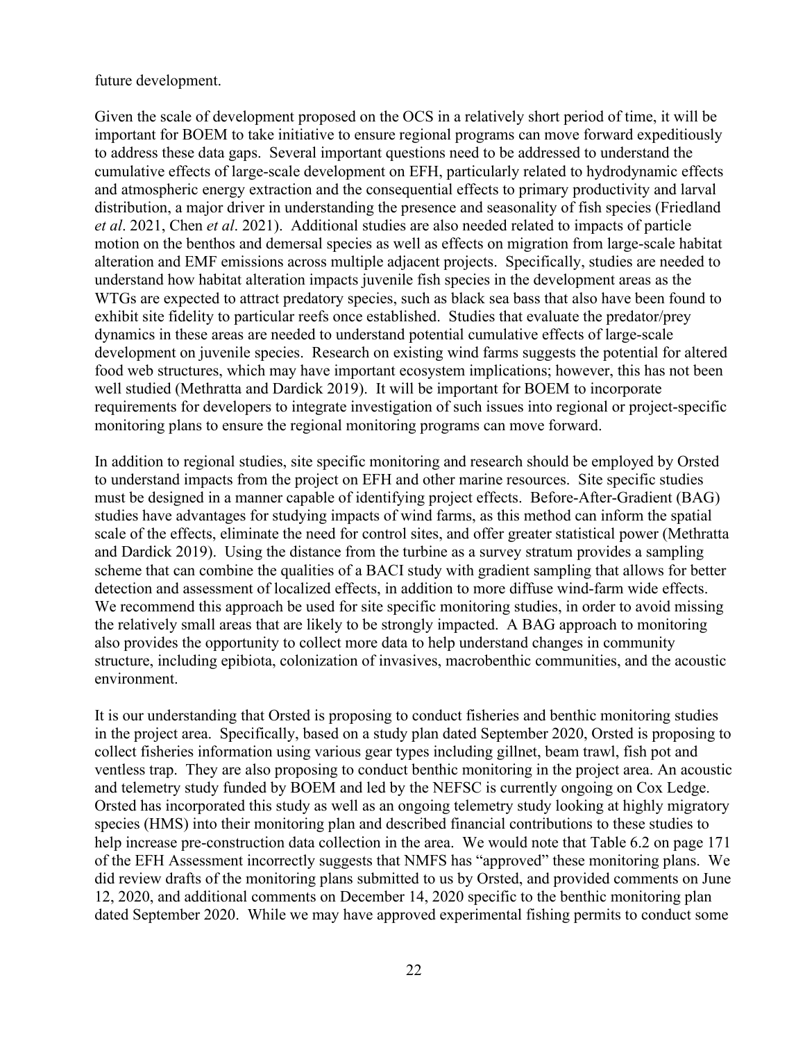future development.

Given the scale of development proposed on the OCS in a relatively short period of time, it will be important for BOEM to take initiative to ensure regional programs can move forward expeditiously to address these data gaps. Several important questions need to be addressed to understand the cumulative effects of large-scale development on EFH, particularly related to hydrodynamic effects and atmospheric energy extraction and the consequential effects to primary productivity and larval distribution, a major driver in understanding the presence and seasonality of fish species (Friedland *et al*. 2021, Chen *et al*. 2021). Additional studies are also needed related to impacts of particle motion on the benthos and demersal species as well as effects on migration from large-scale habitat alteration and EMF emissions across multiple adjacent projects. Specifically, studies are needed to understand how habitat alteration impacts juvenile fish species in the development areas as the WTGs are expected to attract predatory species, such as black sea bass that also have been found to exhibit site fidelity to particular reefs once established. Studies that evaluate the predator/prey dynamics in these areas are needed to understand potential cumulative effects of large-scale development on juvenile species. Research on existing wind farms suggests the potential for altered food web structures, which may have important ecosystem implications; however, this has not been well studied (Methratta and Dardick 2019). It will be important for BOEM to incorporate requirements for developers to integrate investigation of such issues into regional or project-specific monitoring plans to ensure the regional monitoring programs can move forward.

In addition to regional studies, site specific monitoring and research should be employed by Orsted to understand impacts from the project on EFH and other marine resources. Site specific studies must be designed in a manner capable of identifying project effects. Before-After-Gradient (BAG) studies have advantages for studying impacts of wind farms, as this method can inform the spatial scale of the effects, eliminate the need for control sites, and offer greater statistical power (Methratta and Dardick 2019). Using the distance from the turbine as a survey stratum provides a sampling scheme that can combine the qualities of a BACI study with gradient sampling that allows for better detection and assessment of localized effects, in addition to more diffuse wind-farm wide effects. We recommend this approach be used for site specific monitoring studies, in order to avoid missing the relatively small areas that are likely to be strongly impacted. A BAG approach to monitoring also provides the opportunity to collect more data to help understand changes in community structure, including epibiota, colonization of invasives, macrobenthic communities, and the acoustic environment.

It is our understanding that Orsted is proposing to conduct fisheries and benthic monitoring studies in the project area. Specifically, based on a study plan dated September 2020, Orsted is proposing to collect fisheries information using various gear types including gillnet, beam trawl, fish pot and ventless trap. They are also proposing to conduct benthic monitoring in the project area. An acoustic and telemetry study funded by BOEM and led by the NEFSC is currently ongoing on Cox Ledge. Orsted has incorporated this study as well as an ongoing telemetry study looking at highly migratory species (HMS) into their monitoring plan and described financial contributions to these studies to help increase pre-construction data collection in the area. We would note that Table 6.2 on page 171 of the EFH Assessment incorrectly suggests that NMFS has "approved" these monitoring plans. We did review drafts of the monitoring plans submitted to us by Orsted, and provided comments on June 12, 2020, and additional comments on December 14, 2020 specific to the benthic monitoring plan dated September 2020. While we may have approved experimental fishing permits to conduct some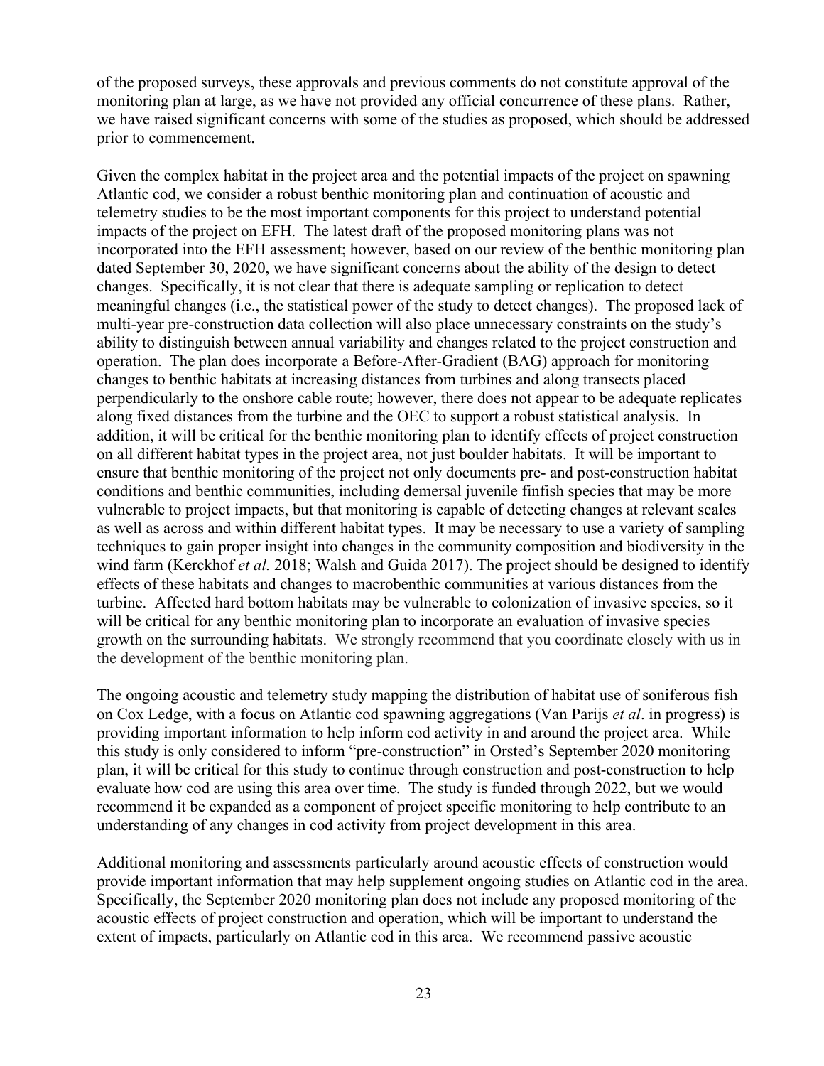of the proposed surveys, these approvals and previous comments do not constitute approval of the monitoring plan at large, as we have not provided any official concurrence of these plans. Rather, we have raised significant concerns with some of the studies as proposed, which should be addressed prior to commencement.

Given the complex habitat in the project area and the potential impacts of the project on spawning Atlantic cod, we consider a robust benthic monitoring plan and continuation of acoustic and telemetry studies to be the most important components for this project to understand potential impacts of the project on EFH. The latest draft of the proposed monitoring plans was not incorporated into the EFH assessment; however, based on our review of the benthic monitoring plan dated September 30, 2020, we have significant concerns about the ability of the design to detect changes. Specifically, it is not clear that there is adequate sampling or replication to detect meaningful changes (i.e., the statistical power of the study to detect changes). The proposed lack of multi-year pre-construction data collection will also place unnecessary constraints on the study's ability to distinguish between annual variability and changes related to the project construction and operation. The plan does incorporate a Before-After-Gradient (BAG) approach for monitoring changes to benthic habitats at increasing distances from turbines and along transects placed perpendicularly to the onshore cable route; however, there does not appear to be adequate replicates along fixed distances from the turbine and the OEC to support a robust statistical analysis. In addition, it will be critical for the benthic monitoring plan to identify effects of project construction on all different habitat types in the project area, not just boulder habitats. It will be important to ensure that benthic monitoring of the project not only documents pre- and post-construction habitat conditions and benthic communities, including demersal juvenile finfish species that may be more vulnerable to project impacts, but that monitoring is capable of detecting changes at relevant scales as well as across and within different habitat types. It may be necessary to use a variety of sampling techniques to gain proper insight into changes in the community composition and biodiversity in the wind farm (Kerckhof *et al.* 2018; Walsh and Guida 2017). The project should be designed to identify effects of these habitats and changes to macrobenthic communities at various distances from the turbine. Affected hard bottom habitats may be vulnerable to colonization of invasive species, so it will be critical for any benthic monitoring plan to incorporate an evaluation of invasive species growth on the surrounding habitats. We strongly recommend that you coordinate closely with us in the development of the benthic monitoring plan.

The ongoing acoustic and telemetry study mapping the distribution of habitat use of soniferous fish on Cox Ledge, with a focus on Atlantic cod spawning aggregations (Van Parijs *et al*. in progress) is providing important information to help inform cod activity in and around the project area. While this study is only considered to inform "pre-construction" in Orsted's September 2020 monitoring plan, it will be critical for this study to continue through construction and post-construction to help evaluate how cod are using this area over time. The study is funded through 2022, but we would recommend it be expanded as a component of project specific monitoring to help contribute to an understanding of any changes in cod activity from project development in this area.

Additional monitoring and assessments particularly around acoustic effects of construction would provide important information that may help supplement ongoing studies on Atlantic cod in the area. Specifically, the September 2020 monitoring plan does not include any proposed monitoring of the acoustic effects of project construction and operation, which will be important to understand the extent of impacts, particularly on Atlantic cod in this area. We recommend passive acoustic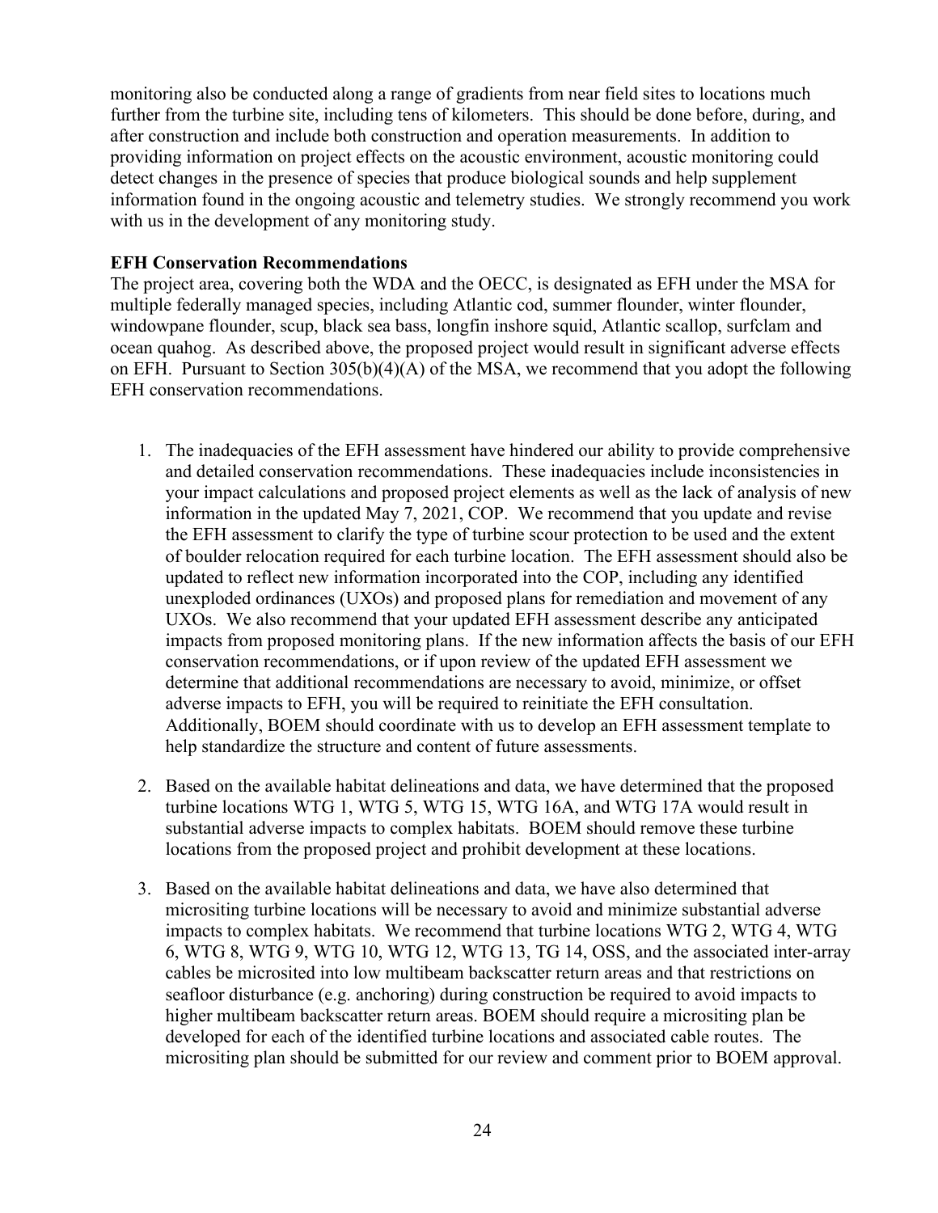monitoring also be conducted along a range of gradients from near field sites to locations much further from the turbine site, including tens of kilometers. This should be done before, during, and after construction and include both construction and operation measurements. In addition to providing information on project effects on the acoustic environment, acoustic monitoring could detect changes in the presence of species that produce biological sounds and help supplement information found in the ongoing acoustic and telemetry studies. We strongly recommend you work with us in the development of any monitoring study.

**EFH Conservation Recommendations**

The project area, covering both the WDA and the OECC, is designated as EFH under the MSA for multiple federally managed species, including Atlantic cod, summer flounder, winter flounder, windowpane flounder, scup, black sea bass, longfin inshore squid, Atlantic scallop, surfclam and ocean quahog. As described above, the proposed project would result in significant adverse effects on EFH. Pursuant to Section 305(b)(4)(A) of the MSA, we recommend that you adopt the following EFH conservation recommendations.

1. The inadequacies of the EFH assessment have hindered our ability to provide comprehensive and detailed conservation recommendations. These inadequacies include inconsistencies in your impact calculations and proposed project elements as well as the lack of analysis of new information in the updated May 7, 2021, COP. We recommend that you update and revise the EFH assessment to clarify the type of turbine scour protection to be used and the extent of boulder relocation required for each turbine location. The EFH assessment should also be updated to reflect new information incorporated into the COP, including any identified unexploded ordinances (UXOs) and proposed plans for remediation and movement of any UXOs. We also recommend that your updated EFH assessment describe any anticipated impacts from proposed monitoring plans. If the new information affects the basis of our EFH conservation recommendations, or if upon review of the updated EFH assessment we determine that additional recommendations are necessary to avoid, minimize, or offset adverse impacts to EFH, you will be required to reinitiate the EFH consultation. Additionally, BOEM should coordinate with us to develop an EFH assessment template to help standardize the structure and content of future assessments.

2. Based on the available habitat delineations and data, we have determined that the proposed turbine locations WTG 1, WTG 5, WTG 15, WTG 16A, and WTG 17A would result in substantial adverse impacts to complex habitats. BOEM should remove these turbine locations from the proposed project and prohibit development at these locations.

3. Based on the available habitat delineations and data, we have also determined that micrositing turbine locations will be necessary to avoid and minimize substantial adverse impacts to complex habitats. We recommend that turbine locations WTG 2, WTG 4, WTG 6, WTG 8, WTG 9, WTG 10, WTG 12, WTG 13, TG 14, OSS, and the associated inter-array cables be microsited into low multibeam backscatter return areas and that restrictions on seafloor disturbance (e.g. anchoring) during construction be required to avoid impacts to higher multibeam backscatter return areas. BOEM should require a micrositing plan be developed for each of the identified turbine locations and associated cable routes. The micrositing plan should be submitted for our review and comment prior to BOEM approval.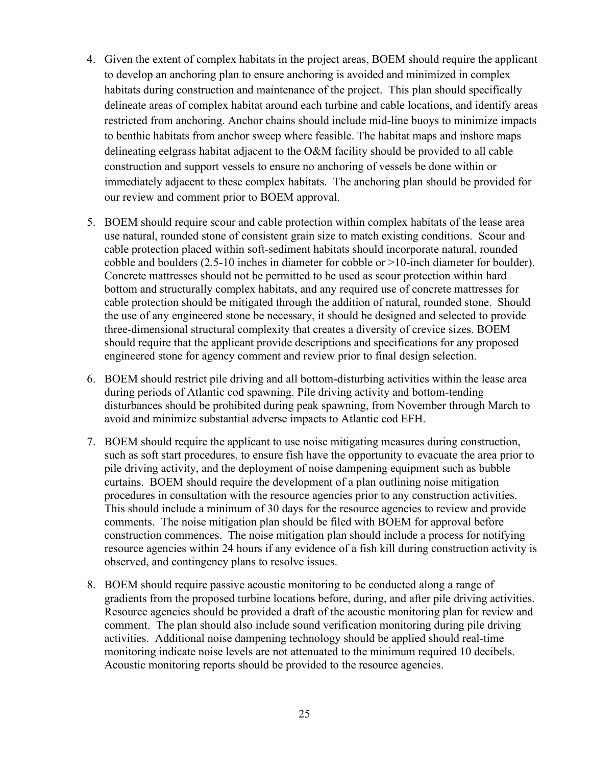4. Given the extent of complex habitats in the project areas, BOEM should require the applicant to develop an anchoring plan to ensure anchoring is avoided and minimized in complex habitats during construction and maintenance of the project. This plan should specifically delineate areas of complex habitat around each turbine and cable locations, and identify areas restricted from anchoring. Anchor chains should include mid-line buoys to minimize impacts to benthic habitats from anchor sweep where feasible. The habitat maps and inshore maps delineating eelgrass habitat adjacent to the O&M facility should be provided to all cable construction and support vessels to ensure no anchoring of vessels be done within or immediately adjacent to these complex habitats. The anchoring plan should be provided for our review and comment prior to BOEM approval.

5. BOEM should require scour and cable protection within complex habitats of the lease area use natural, rounded stone of consistent grain size to match existing conditions. Scour and cable protection placed within soft-sediment habitats should incorporate natural, rounded cobble and boulders (2.5-10 inches in diameter for cobble or >10-inch diameter for boulder). Concrete mattresses should not be permitted to be used as scour protection within hard bottom and structurally complex habitats, and any required use of concrete mattresses for cable protection should be mitigated through the addition of natural, rounded stone. Should the use of any engineered stone be necessary, it should be designed and selected to provide three-dimensional structural complexity that creates a diversity of crevice sizes. BOEM should require that the applicant provide descriptions and specifications for any proposed engineered stone for agency comment and review prior to final design selection.

6. BOEM should restrict pile driving and all bottom-disturbing activities within the lease area during periods of Atlantic cod spawning. Pile driving activity and bottom-tending disturbances should be prohibited during peak spawning, from November through March to avoid and minimize substantial adverse impacts to Atlantic cod EFH.

7. BOEM should require the applicant to use noise mitigating measures during construction, such as soft start procedures, to ensure fish have the opportunity to evacuate the area prior to pile driving activity, and the deployment of noise dampening equipment such as bubble curtains. BOEM should require the development of a plan outlining noise mitigation procedures in consultation with the resource agencies prior to any construction activities. This should include a minimum of 30 days for the resource agencies to review and provide comments. The noise mitigation plan should be filed with BOEM for approval before construction commences. The noise mitigation plan should include a process for notifying resource agencies within 24 hours if any evidence of a fish kill during construction activity is observed, and contingency plans to resolve issues.

8. BOEM should require passive acoustic monitoring to be conducted along a range of gradients from the proposed turbine locations before, during, and after pile driving activities. Resource agencies should be provided a draft of the acoustic monitoring plan for review and comment. The plan should also include sound verification monitoring during pile driving activities. Additional noise dampening technology should be applied should real-time monitoring indicate noise levels are not attenuated to the minimum required 10 decibels. Acoustic monitoring reports should be provided to the resource agencies.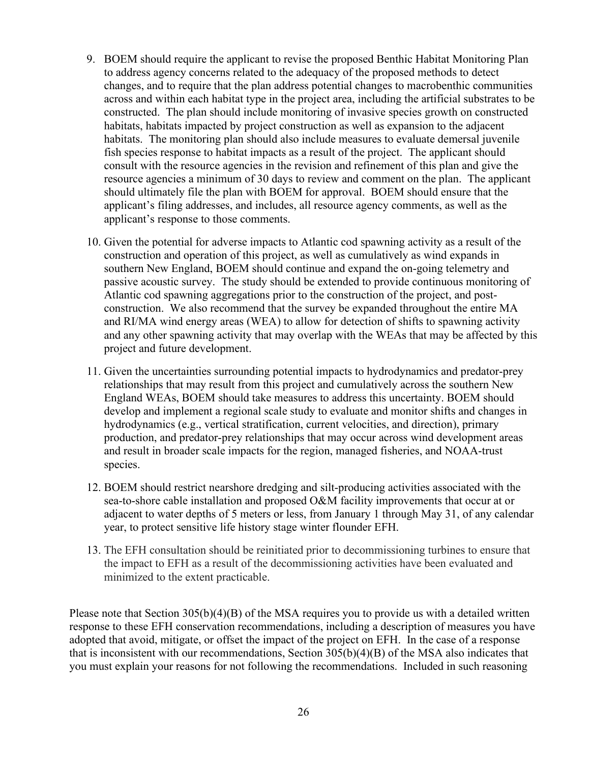9. BOEM should require the applicant to revise the proposed Benthic Habitat Monitoring Plan to address agency concerns related to the adequacy of the proposed methods to detect changes, and to require that the plan address potential changes to macrobenthic communities across and within each habitat type in the project area, including the artificial substrates to be constructed. The plan should include monitoring of invasive species growth on constructed habitats, habitats impacted by project construction as well as expansion to the adjacent habitats. The monitoring plan should also include measures to evaluate demersal juvenile fish species response to habitat impacts as a result of the project. The applicant should consult with the resource agencies in the revision and refinement of this plan and give the resource agencies a minimum of 30 days to review and comment on the plan. The applicant should ultimately file the plan with BOEM for approval. BOEM should ensure that the applicant's filing addresses, and includes, all resource agency comments, as well as the applicant's response to those comments.

10. Given the potential for adverse impacts to Atlantic cod spawning activity as a result of the construction and operation of this project, as well as cumulatively as wind expands in southern New England, BOEM should continue and expand the on-going telemetry and passive acoustic survey. The study should be extended to provide continuous monitoring of Atlantic cod spawning aggregations prior to the construction of the project, and post-construction. We also recommend that the survey be expanded throughout the entire MA and RI/MA wind energy areas (WEA) to allow for detection of shifts to spawning activity and any other spawning activity that may overlap with the WEAs that may be affected by this project and future development.

11. Given the uncertainties surrounding potential impacts to hydrodynamics and predator-prey relationships that may result from this project and cumulatively across the southern New England WEAs, BOEM should take measures to address this uncertainty. BOEM should develop and implement a regional scale study to evaluate and monitor shifts and changes in hydrodynamics (e.g., vertical stratification, current velocities, and direction), primary production, and predator-prey relationships that may occur across wind development areas and result in broader scale impacts for the region, managed fisheries, and NOAA-trust species.

12. BOEM should restrict nearshore dredging and silt-producing activities associated with the sea-to-shore cable installation and proposed O&M facility improvements that occur at or adjacent to water depths of 5 meters or less, from January 1 through May 31, of any calendar year, to protect sensitive life history stage winter flounder EFH.

13. The EFH consultation should be reinitiated prior to decommissioning turbines to ensure that the impact to EFH as a result of the decommissioning activities have been evaluated and minimized to the extent practicable.

Please note that Section 305(b)(4)(B) of the MSA requires you to provide us with a detailed written response to these EFH conservation recommendations, including a description of measures you have adopted that avoid, mitigate, or offset the impact of the project on EFH. In the case of a response that is inconsistent with our recommendations, Section 305(b)(4)(B) of the MSA also indicates that you must explain your reasons for not following the recommendations. Included in such reasoning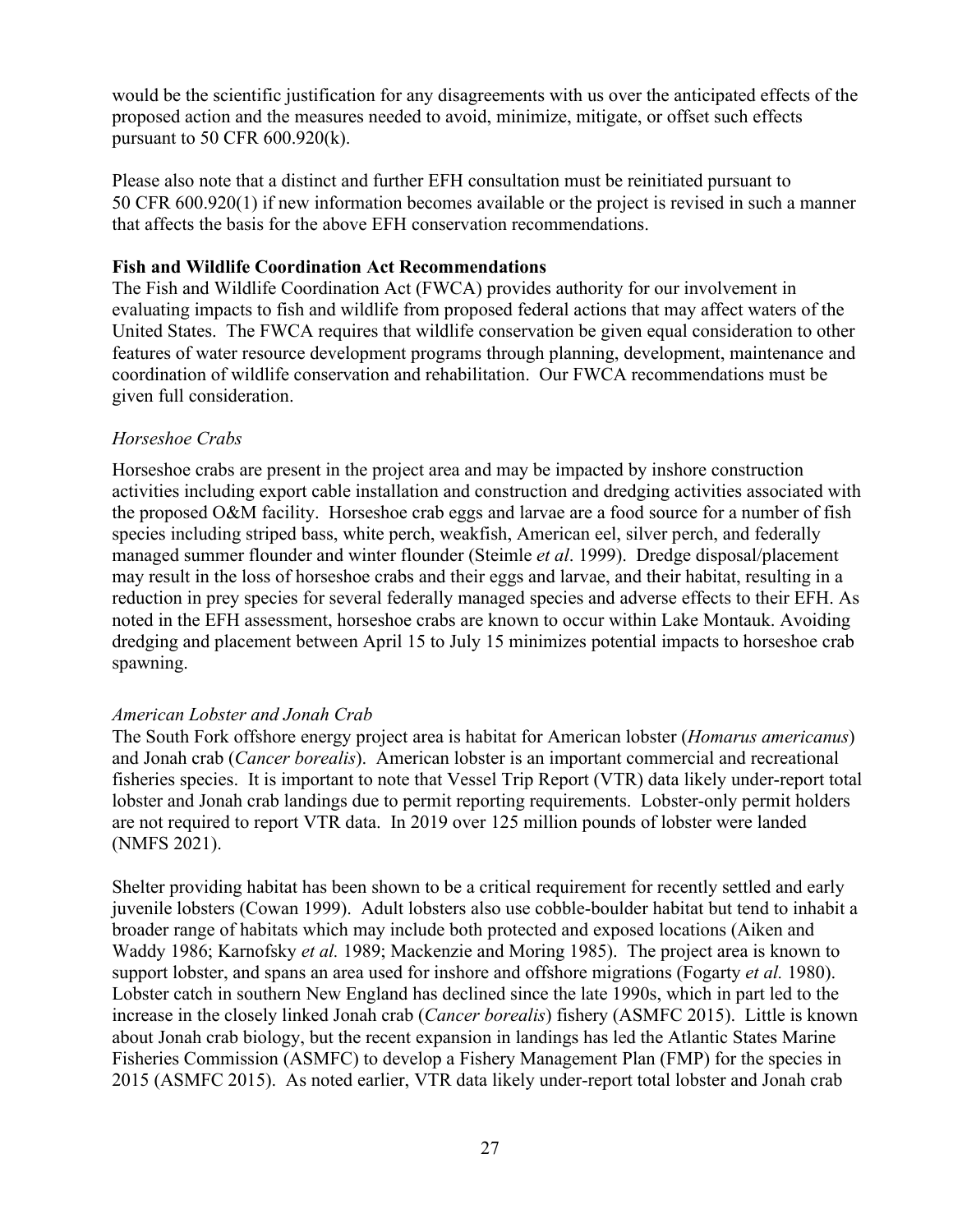would be the scientific justification for any disagreements with us over the anticipated effects of the proposed action and the measures needed to avoid, minimize, mitigate, or offset such effects pursuant to 50 CFR 600.920(k).

Please also note that a distinct and further EFH consultation must be reinitiated pursuant to 50 CFR 600.920(1) if new information becomes available or the project is revised in such a manner that affects the basis for the above EFH conservation recommendations.

**Fish and Wildlife Coordination Act Recommendations**

The Fish and Wildlife Coordination Act (FWCA) provides authority for our involvement in evaluating impacts to fish and wildlife from proposed federal actions that may affect waters of the United States. The FWCA requires that wildlife conservation be given equal consideration to other features of water resource development programs through planning, development, maintenance and coordination of wildlife conservation and rehabilitation. Our FWCA recommendations must be given full consideration.

*Horseshoe Crabs*

Horseshoe crabs are present in the project area and may be impacted by inshore construction activities including export cable installation and construction and dredging activities associated with the proposed O&M facility. Horseshoe crab eggs and larvae are a food source for a number of fish species including striped bass, white perch, weakfish, American eel, silver perch, and federally managed summer flounder and winter flounder (Steimle *et al*. 1999). Dredge disposal/placement may result in the loss of horseshoe crabs and their eggs and larvae, and their habitat, resulting in a reduction in prey species for several federally managed species and adverse effects to their EFH. As noted in the EFH assessment, horseshoe crabs are known to occur within Lake Montauk. Avoiding dredging and placement between April 15 to July 15 minimizes potential impacts to horseshoe crab spawning.

*American Lobster and Jonah Crab*

The South Fork offshore energy project area is habitat for American lobster (*Homarus americanus*) and Jonah crab (*Cancer borealis*). American lobster is an important commercial and recreational fisheries species. It is important to note that Vessel Trip Report (VTR) data likely under-report total lobster and Jonah crab landings due to permit reporting requirements. Lobster-only permit holders are not required to report VTR data. In 2019 over 125 million pounds of lobster were landed (NMFS 2021).

Shelter providing habitat has been shown to be a critical requirement for recently settled and early juvenile lobsters (Cowan 1999). Adult lobsters also use cobble-boulder habitat but tend to inhabit a broader range of habitats which may include both protected and exposed locations (Aiken and Waddy 1986; Karnofsky *et al.* 1989; Mackenzie and Moring 1985). The project area is known to support lobster, and spans an area used for inshore and offshore migrations (Fogarty *et al.* 1980). Lobster catch in southern New England has declined since the late 1990s, which in part led to the increase in the closely linked Jonah crab (*Cancer borealis*) fishery (ASMFC 2015). Little is known about Jonah crab biology, but the recent expansion in landings has led the Atlantic States Marine Fisheries Commission (ASMFC) to develop a Fishery Management Plan (FMP) for the species in 2015 (ASMFC 2015). As noted earlier, VTR data likely under-report total lobster and Jonah crab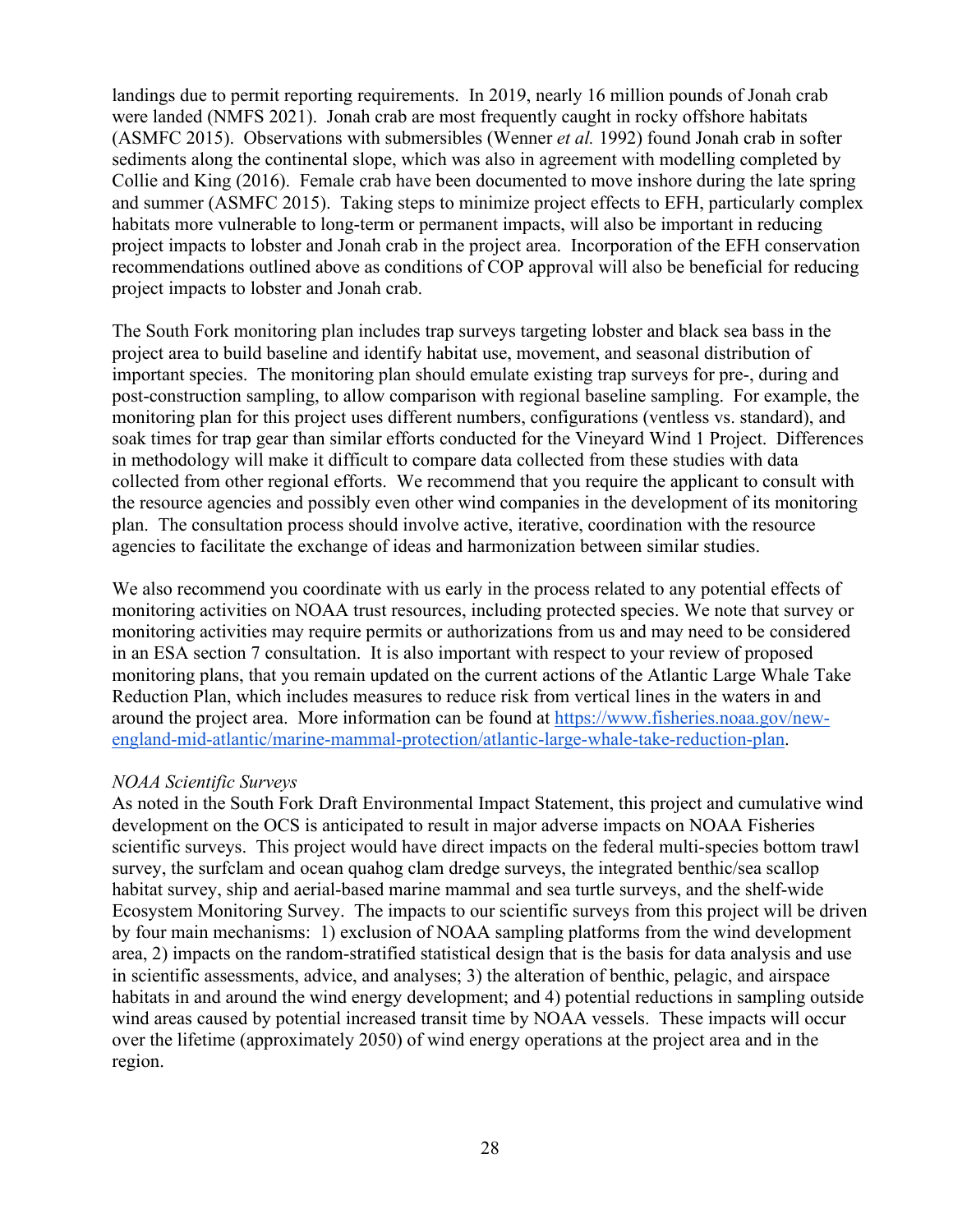landings due to permit reporting requirements. In 2019, nearly 16 million pounds of Jonah crab were landed (NMFS 2021). Jonah crab are most frequently caught in rocky offshore habitats (ASMFC 2015). Observations with submersibles (Wenner *et al.* 1992) found Jonah crab in softer sediments along the continental slope, which was also in agreement with modelling completed by Collie and King (2016). Female crab have been documented to move inshore during the late spring and summer (ASMFC 2015). Taking steps to minimize project effects to EFH, particularly complex habitats more vulnerable to long-term or permanent impacts, will also be important in reducing project impacts to lobster and Jonah crab in the project area. Incorporation of the EFH conservation recommendations outlined above as conditions of COP approval will also be beneficial for reducing project impacts to lobster and Jonah crab.

The South Fork monitoring plan includes trap surveys targeting lobster and black sea bass in the project area to build baseline and identify habitat use, movement, and seasonal distribution of important species. The monitoring plan should emulate existing trap surveys for pre-, during and post-construction sampling, to allow comparison with regional baseline sampling. For example, the monitoring plan for this project uses different numbers, configurations (ventless vs. standard), and soak times for trap gear than similar efforts conducted for the Vineyard Wind 1 Project. Differences in methodology will make it difficult to compare data collected from these studies with data collected from other regional efforts. We recommend that you require the applicant to consult with the resource agencies and possibly even other wind companies in the development of its monitoring plan. The consultation process should involve active, iterative, coordination with the resource agencies to facilitate the exchange of ideas and harmonization between similar studies.

We also recommend you coordinate with us early in the process related to any potential effects of monitoring activities on NOAA trust resources, including protected species. We note that survey or monitoring activities may require permits or authorizations from us and may need to be considered in an ESA section 7 consultation. It is also important with respect to your review of proposed monitoring plans, that you remain updated on the current actions of the Atlantic Large Whale Take Reduction Plan, which includes measures to reduce risk from vertical lines in the waters in and around the project area. More information can be found at [https://www.fisheries.noaa.gov/new-england-mid-atlantic/marine-mammal-protection/atlantic-large-whale-take-reduction-plan](https://www.fisheries.noaa.gov/new-england-mid-atlantic/marine-mammal-protection/atlantic-large-whale-take-reduction-plan).

*NOAA Scientific Surveys*

As noted in the South Fork Draft Environmental Impact Statement, this project and cumulative wind development on the OCS is anticipated to result in major adverse impacts on NOAA Fisheries scientific surveys. This project would have direct impacts on the federal multi-species bottom trawl survey, the surfclam and ocean quahog clam dredge surveys, the integrated benthic/sea scallop habitat survey, ship and aerial-based marine mammal and sea turtle surveys, and the shelf-wide Ecosystem Monitoring Survey. The impacts to our scientific surveys from this project will be driven by four main mechanisms: 1) exclusion of NOAA sampling platforms from the wind development area, 2) impacts on the random-stratified statistical design that is the basis for data analysis and use in scientific assessments, advice, and analyses; 3) the alteration of benthic, pelagic, and airspace habitats in and around the wind energy development; and 4) potential reductions in sampling outside wind areas caused by potential increased transit time by NOAA vessels. These impacts will occur over the lifetime (approximately 2050) of wind energy operations at the project area and in the region.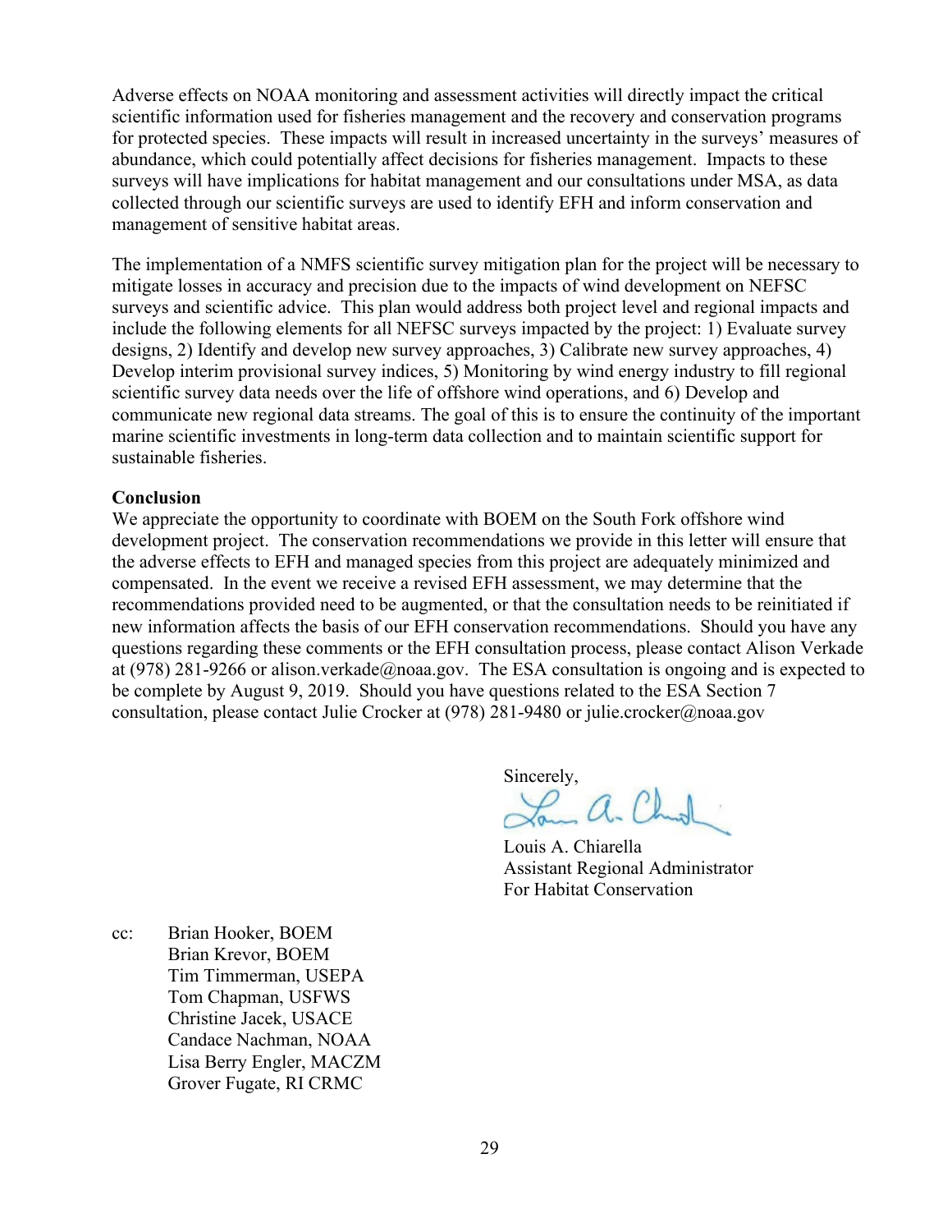Adverse effects on NOAA monitoring and assessment activities will directly impact the critical scientific information used for fisheries management and the recovery and conservation programs for protected species. These impacts will result in increased uncertainty in the surveys' measures of abundance, which could potentially affect decisions for fisheries management. Impacts to these surveys will have implications for habitat management and our consultations under MSA, as data collected through our scientific surveys are used to identify EFH and inform conservation and management of sensitive habitat areas.

The implementation of a NMFS scientific survey mitigation plan for the project will be necessary to mitigate losses in accuracy and precision due to the impacts of wind development on NEFSC surveys and scientific advice. This plan would address both project level and regional impacts and include the following elements for all NEFSC surveys impacted by the project: 1) Evaluate survey designs, 2) Identify and develop new survey approaches, 3) Calibrate new survey approaches, 4) Develop interim provisional survey indices, 5) Monitoring by wind energy industry to fill regional scientific survey data needs over the life of offshore wind operations, and 6) Develop and communicate new regional data streams. The goal of this is to ensure the continuity of the important marine scientific investments in long-term data collection and to maintain scientific support for sustainable fisheries.

**Conclusion**

We appreciate the opportunity to coordinate with BOEM on the South Fork offshore wind development project. The conservation recommendations we provide in this letter will ensure that the adverse effects to EFH and managed species from this project are adequately minimized and compensated. In the event we receive a revised EFH assessment, we may determine that the recommendations provided need to be augmented, or that the consultation needs to be reinitiated if new information affects the basis of our EFH conservation recommendations. Should you have any questions regarding these comments or the EFH consultation process, please contact Alison Verkade at (978) 281-9266 or alison.verkade@noaa.gov. The ESA consultation is ongoing and is expected to be complete by August 9, 2019. Should you have questions related to the ESA Section 7 consultation, please contact Julie Crocker at (978) 281-9480 or julie.crocker@noaa.gov

Sincerely,

Louis A. Chiarella
Assistant Regional Administrator
For Habitat Conservation

cc: Brian Hooker, BOEM
Brian Krevor, BOEM
Tim Timmerman, USEPA
Tom Chapman, USFWS
Christine Jacek, USACE
Candace Nachman, NOAA
Lisa Berry Engler, MACZM
Grover Fugate, RI CRMC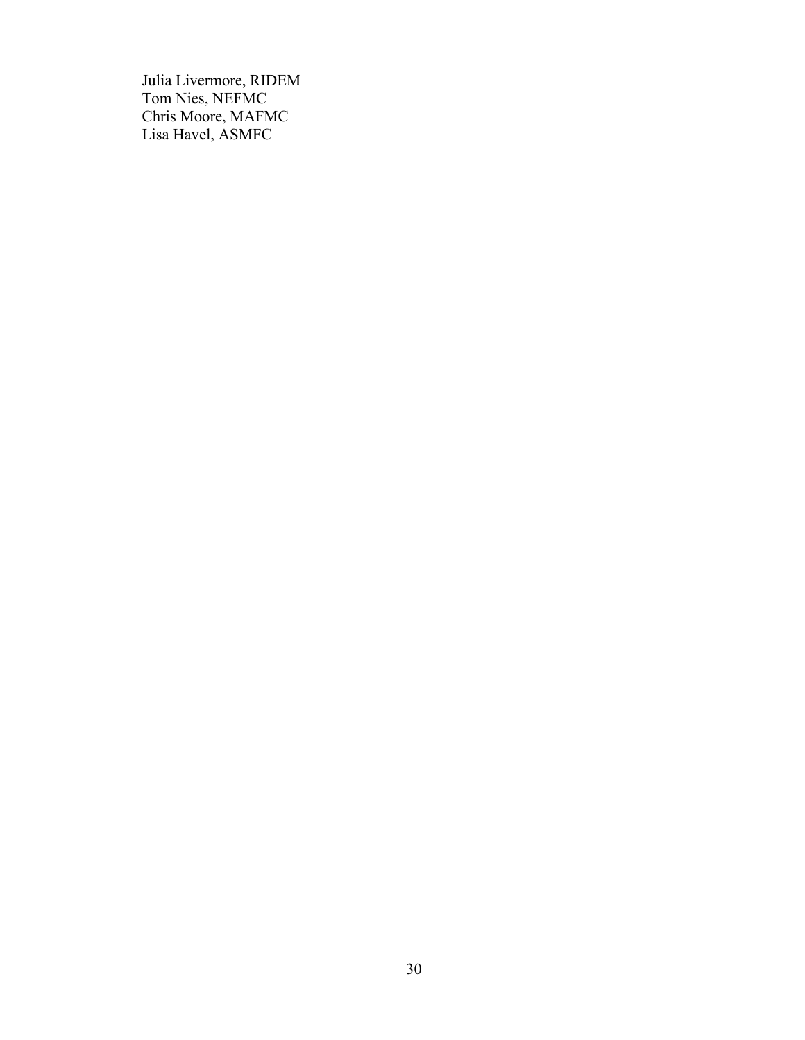Julia Livermore, RIDEM
Tom Nies, NEFMC
Chris Moore, MAFMC
Lisa Havel, ASMFC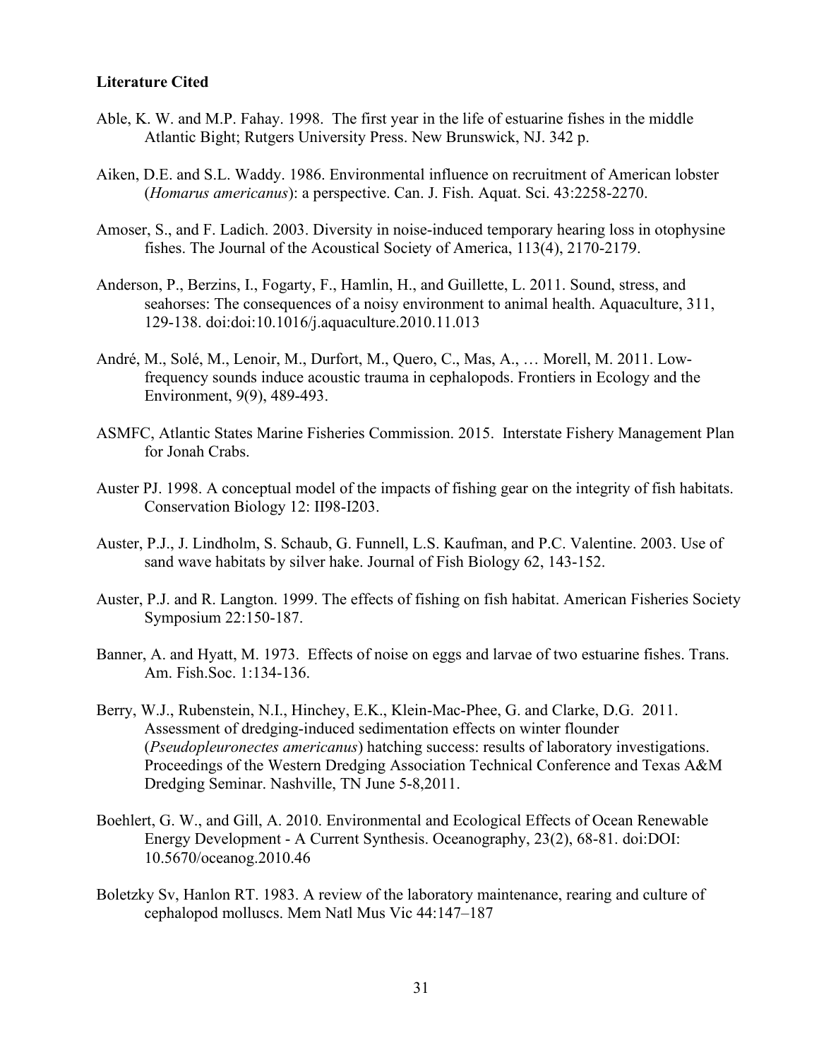**Literature Cited**

Able, K. W. and M.P. Fahay. 1998. The first year in the life of estuarine fishes in the middle Atlantic Bight; Rutgers University Press. New Brunswick, NJ. 342 p.

Aiken, D.E. and S.L. Waddy. 1986. Environmental influence on recruitment of American lobster (*Homarus americanus*): a perspective. Can. J. Fish. Aquat. Sci. 43:2258-2270.

Amoser, S., and F. Ladich. 2003. Diversity in noise-induced temporary hearing loss in otophysine fishes. The Journal of the Acoustical Society of America, 113(4), 2170-2179.

Anderson, P., Berzins, I., Fogarty, F., Hamlin, H., and Guillette, L. 2011. Sound, stress, and seahorses: The consequences of a noisy environment to animal health. Aquaculture, 311, 129-138. doi:doi:10.1016/j.aquaculture.2010.11.013

André, M., Solé, M., Lenoir, M., Durfort, M., Quero, C., Mas, A., … Morell, M. 2011. Low-frequency sounds induce acoustic trauma in cephalopods. Frontiers in Ecology and the Environment, 9(9), 489-493.

ASMFC, Atlantic States Marine Fisheries Commission. 2015. Interstate Fishery Management Plan for Jonah Crabs.

Auster PJ. 1998. A conceptual model of the impacts of fishing gear on the integrity of fish habitats. Conservation Biology 12: II98-I203.

Auster, P.J., J. Lindholm, S. Schaub, G. Funnell, L.S. Kaufman, and P.C. Valentine. 2003. Use of sand wave habitats by silver hake. Journal of Fish Biology 62, 143-152.

Auster, P.J. and R. Langton. 1999. The effects of fishing on fish habitat. American Fisheries Society Symposium 22:150-187.

Banner, A. and Hyatt, M. 1973. Effects of noise on eggs and larvae of two estuarine fishes. Trans. Am. Fish.Soc. 1:134-136.

Berry, W.J., Rubenstein, N.I., Hinchey, E.K., Klein-Mac-Phee, G. and Clarke, D.G. 2011. Assessment of dredging-induced sedimentation effects on winter flounder (*Pseudopleuronectes americanus*) hatching success: results of laboratory investigations. Proceedings of the Western Dredging Association Technical Conference and Texas A&M Dredging Seminar. Nashville, TN June 5-8,2011.

Boehlert, G. W., and Gill, A. 2010. Environmental and Ecological Effects of Ocean Renewable Energy Development - A Current Synthesis. Oceanography, 23(2), 68-81. doi:DOI: 10.5670/oceanog.2010.46

Boletzky Sv, Hanlon RT. 1983. A review of the laboratory maintenance, rearing and culture of cephalopod molluscs. Mem Natl Mus Vic 44:147–187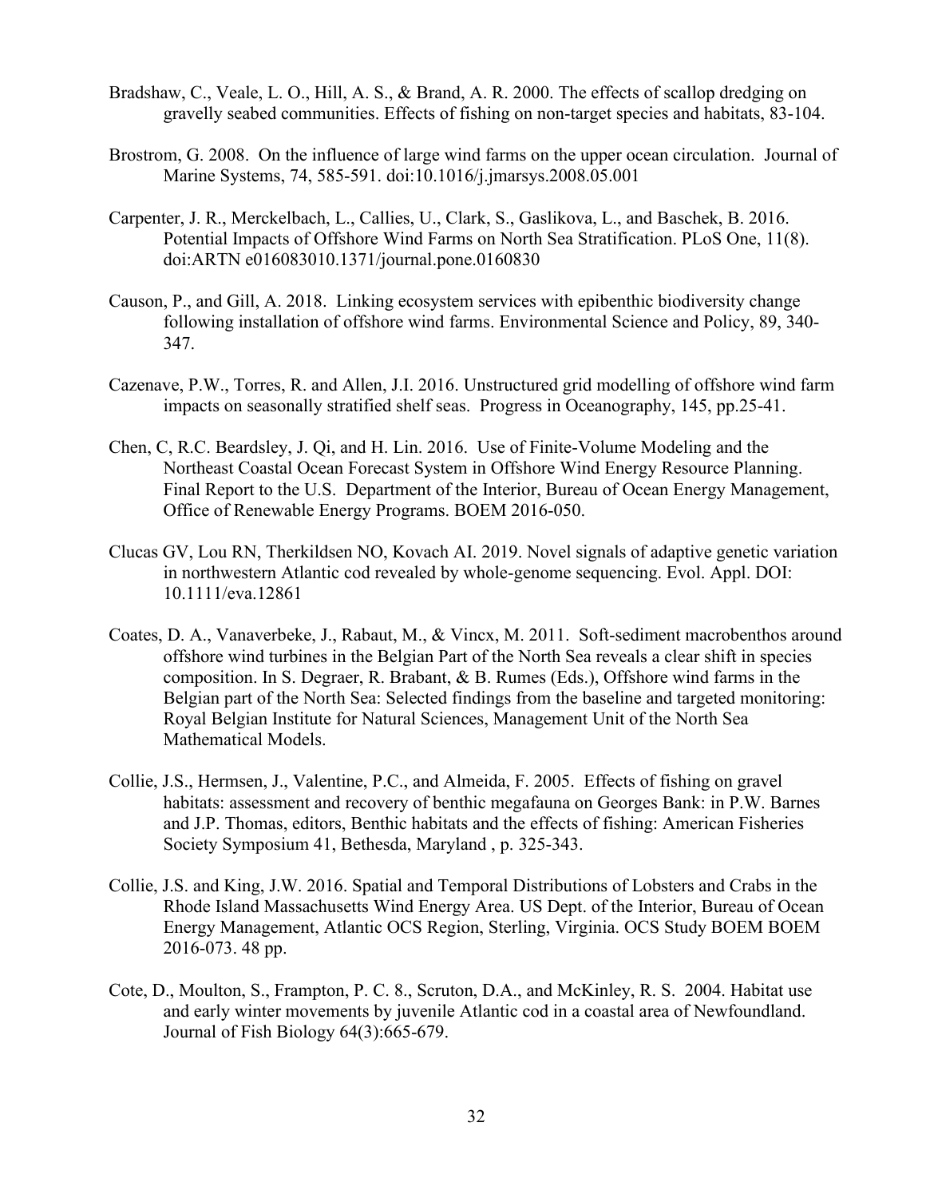Bradshaw, C., Veale, L. O., Hill, A. S., & Brand, A. R. 2000. The effects of scallop dredging on gravelly seabed communities. Effects of fishing on non-target species and habitats, 83-104.

Brostrom, G. 2008. On the influence of large wind farms on the upper ocean circulation. Journal of Marine Systems, 74, 585-591. doi:10.1016/j.jmarsys.2008.05.001

Carpenter, J. R., Merckelbach, L., Callies, U., Clark, S., Gaslikova, L., and Baschek, B. 2016. Potential Impacts of Offshore Wind Farms on North Sea Stratification. PLoS One, 11(8). doi:ARTN e016083010.1371/journal.pone.0160830

Causon, P., and Gill, A. 2018. Linking ecosystem services with epibenthic biodiversity change following installation of offshore wind farms. Environmental Science and Policy, 89, 340-347.

Cazenave, P.W., Torres, R. and Allen, J.I. 2016. Unstructured grid modelling of offshore wind farm impacts on seasonally stratified shelf seas. Progress in Oceanography, 145, pp.25-41.

Chen, C, R.C. Beardsley, J. Qi, and H. Lin. 2016. Use of Finite-Volume Modeling and the Northeast Coastal Ocean Forecast System in Offshore Wind Energy Resource Planning. Final Report to the U.S. Department of the Interior, Bureau of Ocean Energy Management, Office of Renewable Energy Programs. BOEM 2016-050.

Clucas GV, Lou RN, Therkildsen NO, Kovach AI. 2019. Novel signals of adaptive genetic variation in northwestern Atlantic cod revealed by whole-genome sequencing. Evol. Appl. DOI: 10.1111/eva.12861

Coates, D. A., Vanaverbeke, J., Rabaut, M., & Vincx, M. 2011. Soft-sediment macrobenthos around offshore wind turbines in the Belgian Part of the North Sea reveals a clear shift in species composition. In S. Degraer, R. Brabant, & B. Rumes (Eds.), Offshore wind farms in the Belgian part of the North Sea: Selected findings from the baseline and targeted monitoring: Royal Belgian Institute for Natural Sciences, Management Unit of the North Sea Mathematical Models.

Collie, J.S., Hermsen, J., Valentine, P.C., and Almeida, F. 2005. Effects of fishing on gravel habitats: assessment and recovery of benthic megafauna on Georges Bank: in P.W. Barnes and J.P. Thomas, editors, Benthic habitats and the effects of fishing: American Fisheries Society Symposium 41, Bethesda, Maryland , p. 325-343.

Collie, J.S. and King, J.W. 2016. Spatial and Temporal Distributions of Lobsters and Crabs in the Rhode Island Massachusetts Wind Energy Area. US Dept. of the Interior, Bureau of Ocean Energy Management, Atlantic OCS Region, Sterling, Virginia. OCS Study BOEM BOEM 2016-073. 48 pp.

Cote, D., Moulton, S., Frampton, P. C. 8., Scruton, D.A., and McKinley, R. S. 2004. Habitat use and early winter movements by juvenile Atlantic cod in a coastal area of Newfoundland. Journal of Fish Biology 64(3):665-679.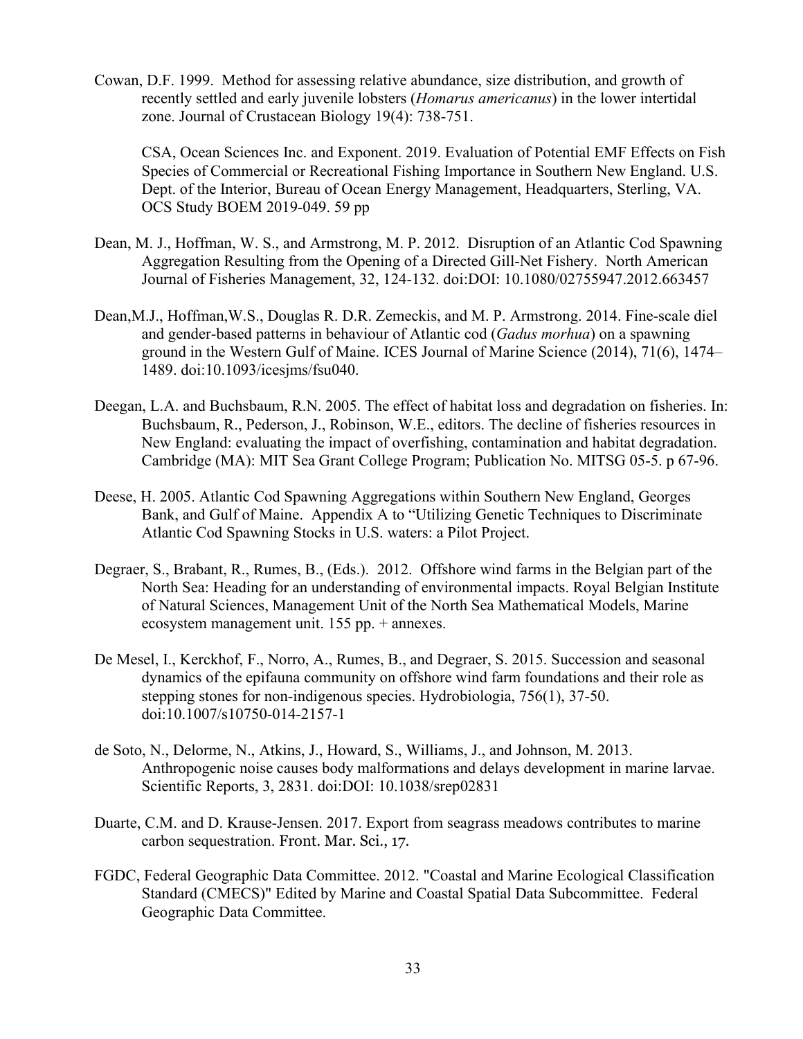Cowan, D.F. 1999. Method for assessing relative abundance, size distribution, and growth of recently settled and early juvenile lobsters (*Homarus americanus*) in the lower intertidal zone. Journal of Crustacean Biology 19(4): 738-751.

CSA, Ocean Sciences Inc. and Exponent. 2019. Evaluation of Potential EMF Effects on Fish Species of Commercial or Recreational Fishing Importance in Southern New England. U.S. Dept. of the Interior, Bureau of Ocean Energy Management, Headquarters, Sterling, VA. OCS Study BOEM 2019-049. 59 pp

Dean, M. J., Hoffman, W. S., and Armstrong, M. P. 2012. Disruption of an Atlantic Cod Spawning Aggregation Resulting from the Opening of a Directed Gill-Net Fishery. North American Journal of Fisheries Management, 32, 124-132. doi:DOI: 10.1080/02755947.2012.663457

Dean,M.J., Hoffman,W.S., Douglas R. D.R. Zemeckis, and M. P. Armstrong. 2014. Fine-scale diel and gender-based patterns in behaviour of Atlantic cod (*Gadus morhua*) on a spawning ground in the Western Gulf of Maine. ICES Journal of Marine Science (2014), 71(6), 1474–1489. doi:10.1093/icesjms/fsu040.

Deegan, L.A. and Buchsbaum, R.N. 2005. The effect of habitat loss and degradation on fisheries. In: Buchsbaum, R., Pederson, J., Robinson, W.E., editors. The decline of fisheries resources in New England: evaluating the impact of overfishing, contamination and habitat degradation. Cambridge (MA): MIT Sea Grant College Program; Publication No. MITSG 05-5. p 67-96.

Deese, H. 2005. Atlantic Cod Spawning Aggregations within Southern New England, Georges Bank, and Gulf of Maine. Appendix A to "Utilizing Genetic Techniques to Discriminate Atlantic Cod Spawning Stocks in U.S. waters: a Pilot Project.

Degraer, S., Brabant, R., Rumes, B., (Eds.). 2012. Offshore wind farms in the Belgian part of the North Sea: Heading for an understanding of environmental impacts. Royal Belgian Institute of Natural Sciences, Management Unit of the North Sea Mathematical Models, Marine ecosystem management unit. 155 pp. + annexes.

De Mesel, I., Kerckhof, F., Norro, A., Rumes, B., and Degraer, S. 2015. Succession and seasonal dynamics of the epifauna community on offshore wind farm foundations and their role as stepping stones for non-indigenous species. Hydrobiologia, 756(1), 37-50. doi:10.1007/s10750-014-2157-1

de Soto, N., Delorme, N., Atkins, J., Howard, S., Williams, J., and Johnson, M. 2013. Anthropogenic noise causes body malformations and delays development in marine larvae. Scientific Reports, 3, 2831. doi:DOI: 10.1038/srep02831

Duarte, C.M. and D. Krause-Jensen. 2017. Export from seagrass meadows contributes to marine carbon sequestration. Front. Mar. Sci., 17.

FGDC, Federal Geographic Data Committee. 2012. "Coastal and Marine Ecological Classification Standard (CMECS)" Edited by Marine and Coastal Spatial Data Subcommittee. Federal Geographic Data Committee.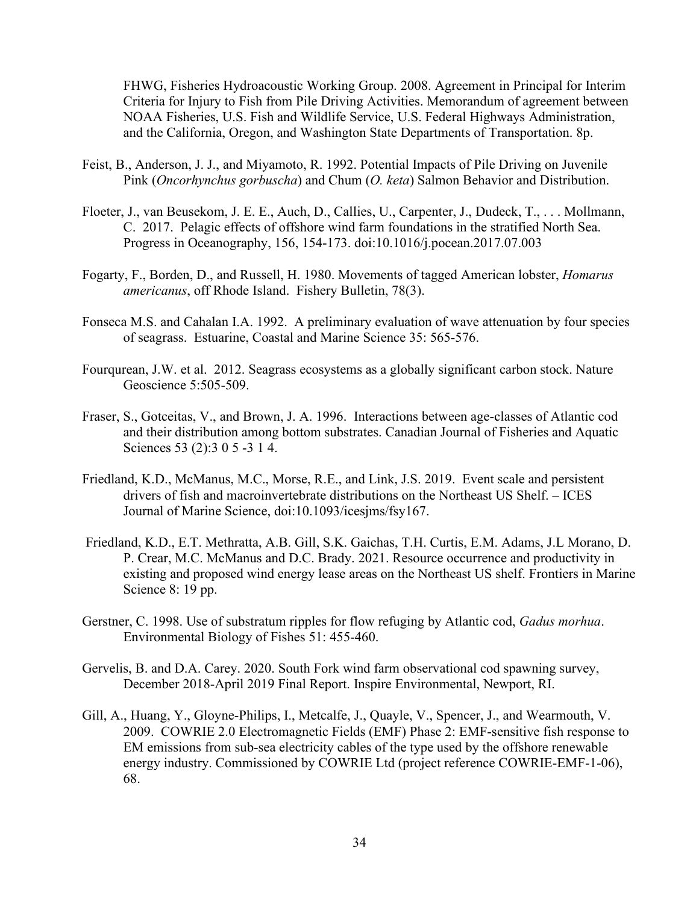FHWG, Fisheries Hydroacoustic Working Group. 2008. Agreement in Principal for Interim Criteria for Injury to Fish from Pile Driving Activities. Memorandum of agreement between NOAA Fisheries, U.S. Fish and Wildlife Service, U.S. Federal Highways Administration, and the California, Oregon, and Washington State Departments of Transportation. 8p.

Feist, B., Anderson, J. J., and Miyamoto, R. 1992. Potential Impacts of Pile Driving on Juvenile Pink (*Oncorhynchus gorbuscha*) and Chum (*O. keta*) Salmon Behavior and Distribution.

Floeter, J., van Beusekom, J. E. E., Auch, D., Callies, U., Carpenter, J., Dudeck, T., . . . Mollmann, C. 2017. Pelagic effects of offshore wind farm foundations in the stratified North Sea. Progress in Oceanography, 156, 154-173. doi:10.1016/j.pocean.2017.07.003

Fogarty, F., Borden, D., and Russell, H. 1980. Movements of tagged American lobster, *Homarus americanus*, off Rhode Island. Fishery Bulletin, 78(3).

Fonseca M.S. and Cahalan I.A. 1992. A preliminary evaluation of wave attenuation by four species of seagrass. Estuarine, Coastal and Marine Science 35: 565-576.

Fourqurean, J.W. et al. 2012. Seagrass ecosystems as a globally significant carbon stock. Nature Geoscience 5:505-509.

Fraser, S., Gotceitas, V., and Brown, J. A. 1996. Interactions between age-classes of Atlantic cod and their distribution among bottom substrates. Canadian Journal of Fisheries and Aquatic Sciences 53 (2):3 0 5 -3 1 4.

Friedland, K.D., McManus, M.C., Morse, R.E., and Link, J.S. 2019. Event scale and persistent drivers of fish and macroinvertebrate distributions on the Northeast US Shelf. – ICES Journal of Marine Science, doi:10.1093/icesjms/fsy167.

Friedland, K.D., E.T. Methratta, A.B. Gill, S.K. Gaichas, T.H. Curtis, E.M. Adams, J.L Morano, D. P. Crear, M.C. McManus and D.C. Brady. 2021. Resource occurrence and productivity in existing and proposed wind energy lease areas on the Northeast US shelf. Frontiers in Marine Science 8: 19 pp.

Gerstner, C. 1998. Use of substratum ripples for flow refuging by Atlantic cod, *Gadus morhua*. Environmental Biology of Fishes 51: 455-460.

Gervelis, B. and D.A. Carey. 2020. South Fork wind farm observational cod spawning survey, December 2018-April 2019 Final Report. Inspire Environmental, Newport, RI.

Gill, A., Huang, Y., Gloyne-Philips, I., Metcalfe, J., Quayle, V., Spencer, J., and Wearmouth, V. 2009. COWRIE 2.0 Electromagnetic Fields (EMF) Phase 2: EMF-sensitive fish response to EM emissions from sub-sea electricity cables of the type used by the offshore renewable energy industry. Commissioned by COWRIE Ltd (project reference COWRIE-EMF-1-06), 68.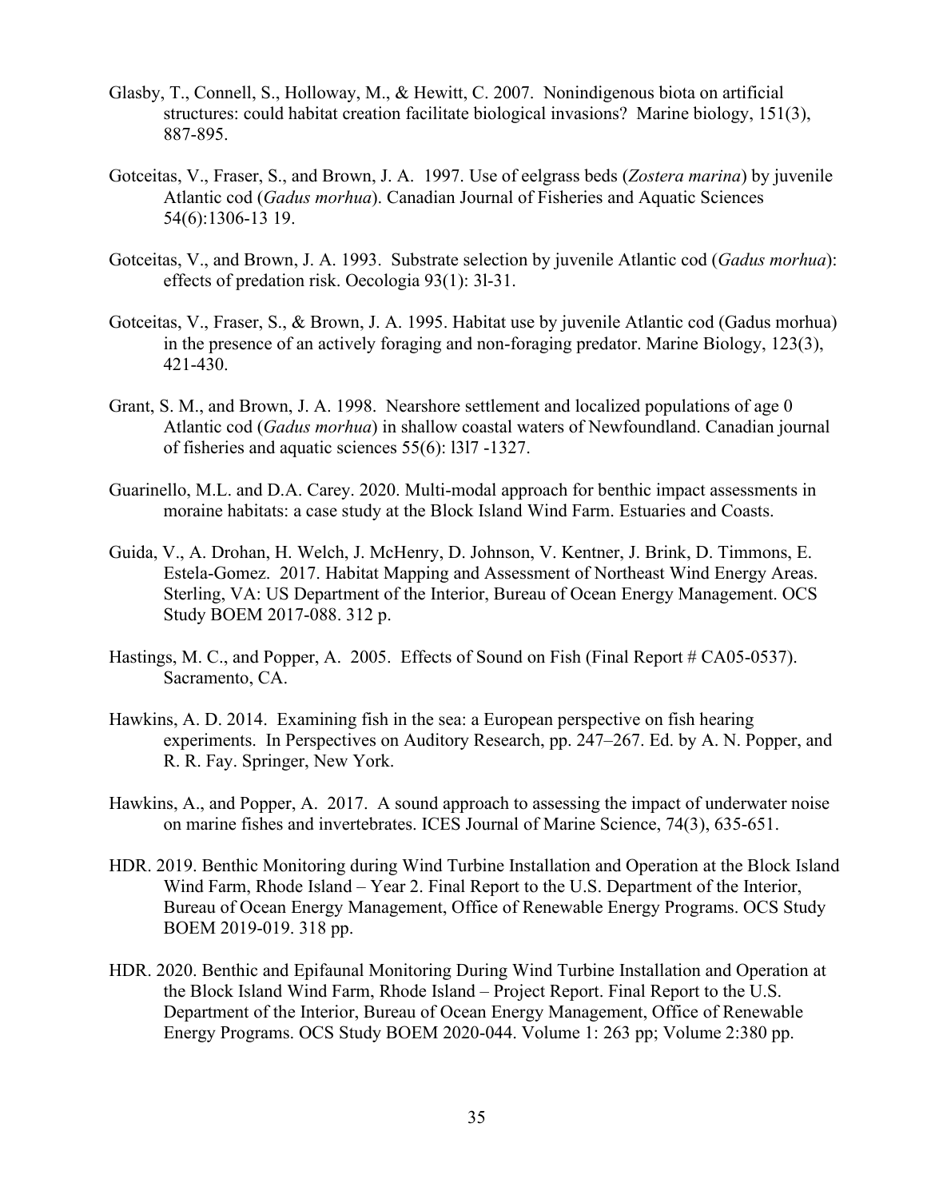Glasby, T., Connell, S., Holloway, M., & Hewitt, C. 2007. Nonindigenous biota on artificial structures: could habitat creation facilitate biological invasions? Marine biology, 151(3), 887-895.

Gotceitas, V., Fraser, S., and Brown, J. A. 1997. Use of eelgrass beds (*Zostera marina*) by juvenile Atlantic cod (*Gadus morhua*). Canadian Journal of Fisheries and Aquatic Sciences 54(6):1306-13 19.

Gotceitas, V., and Brown, J. A. 1993. Substrate selection by juvenile Atlantic cod (*Gadus morhua*): effects of predation risk. Oecologia 93(1): 3l-31.

Gotceitas, V., Fraser, S., & Brown, J. A. 1995. Habitat use by juvenile Atlantic cod (Gadus morhua) in the presence of an actively foraging and non-foraging predator. Marine Biology, 123(3), 421-430.

Grant, S. M., and Brown, J. A. 1998. Nearshore settlement and localized populations of age 0 Atlantic cod (*Gadus morhua*) in shallow coastal waters of Newfoundland. Canadian journal of fisheries and aquatic sciences 55(6): l3l7 -1327.

Guarinello, M.L. and D.A. Carey. 2020. Multi-modal approach for benthic impact assessments in moraine habitats: a case study at the Block Island Wind Farm. Estuaries and Coasts.

Guida, V., A. Drohan, H. Welch, J. McHenry, D. Johnson, V. Kentner, J. Brink, D. Timmons, E. Estela-Gomez. 2017. Habitat Mapping and Assessment of Northeast Wind Energy Areas. Sterling, VA: US Department of the Interior, Bureau of Ocean Energy Management. OCS Study BOEM 2017-088. 312 p.

Hastings, M. C., and Popper, A. 2005. Effects of Sound on Fish (Final Report # CA05-0537). Sacramento, CA.

Hawkins, A. D. 2014. Examining fish in the sea: a European perspective on fish hearing experiments. In Perspectives on Auditory Research, pp. 247–267. Ed. by A. N. Popper, and R. R. Fay. Springer, New York.

Hawkins, A., and Popper, A. 2017. A sound approach to assessing the impact of underwater noise on marine fishes and invertebrates. ICES Journal of Marine Science, 74(3), 635-651.

HDR. 2019. Benthic Monitoring during Wind Turbine Installation and Operation at the Block Island Wind Farm, Rhode Island – Year 2. Final Report to the U.S. Department of the Interior, Bureau of Ocean Energy Management, Office of Renewable Energy Programs. OCS Study BOEM 2019-019. 318 pp.

HDR. 2020. Benthic and Epifaunal Monitoring During Wind Turbine Installation and Operation at the Block Island Wind Farm, Rhode Island – Project Report. Final Report to the U.S. Department of the Interior, Bureau of Ocean Energy Management, Office of Renewable Energy Programs. OCS Study BOEM 2020-044. Volume 1: 263 pp; Volume 2:380 pp.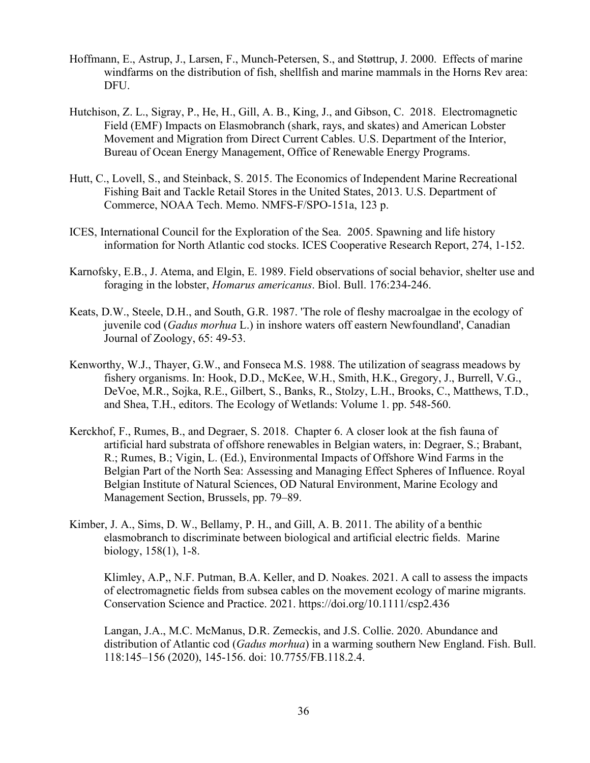Hoffmann, E., Astrup, J., Larsen, F., Munch-Petersen, S., and Støttrup, J. 2000. Effects of marine windfarms on the distribution of fish, shellfish and marine mammals in the Horns Rev area: DFU.

Hutchison, Z. L., Sigray, P., He, H., Gill, A. B., King, J., and Gibson, C. 2018. Electromagnetic Field (EMF) Impacts on Elasmobranch (shark, rays, and skates) and American Lobster Movement and Migration from Direct Current Cables. U.S. Department of the Interior, Bureau of Ocean Energy Management, Office of Renewable Energy Programs.

Hutt, C., Lovell, S., and Steinback, S. 2015. The Economics of Independent Marine Recreational Fishing Bait and Tackle Retail Stores in the United States, 2013. U.S. Department of Commerce, NOAA Tech. Memo. NMFS-F/SPO-151a, 123 p.

ICES, International Council for the Exploration of the Sea. 2005. Spawning and life history information for North Atlantic cod stocks. ICES Cooperative Research Report, 274, 1-152.

Karnofsky, E.B., J. Atema, and Elgin, E. 1989. Field observations of social behavior, shelter use and foraging in the lobster, *Homarus americanus*. Biol. Bull. 176:234-246.

Keats, D.W., Steele, D.H., and South, G.R. 1987. 'The role of fleshy macroalgae in the ecology of juvenile cod (*Gadus morhua* L.) in inshore waters off eastern Newfoundland', Canadian Journal of Zoology, 65: 49-53.

Kenworthy, W.J., Thayer, G.W., and Fonseca M.S. 1988. The utilization of seagrass meadows by fishery organisms. In: Hook, D.D., McKee, W.H., Smith, H.K., Gregory, J., Burrell, V.G., DeVoe, M.R., Sojka, R.E., Gilbert, S., Banks, R., Stolzy, L.H., Brooks, C., Matthews, T.D., and Shea, T.H., editors. The Ecology of Wetlands: Volume 1. pp. 548-560.

Kerckhof, F., Rumes, B., and Degraer, S. 2018. Chapter 6. A closer look at the fish fauna of artificial hard substrata of offshore renewables in Belgian waters, in: Degraer, S.; Brabant, R.; Rumes, B.; Vigin, L. (Ed.), Environmental Impacts of Offshore Wind Farms in the Belgian Part of the North Sea: Assessing and Managing Effect Spheres of Influence. Royal Belgian Institute of Natural Sciences, OD Natural Environment, Marine Ecology and Management Section, Brussels, pp. 79–89.

Kimber, J. A., Sims, D. W., Bellamy, P. H., and Gill, A. B. 2011. The ability of a benthic elasmobranch to discriminate between biological and artificial electric fields. Marine biology, 158(1), 1-8.

Klimley, A.P,, N.F. Putman, B.A. Keller, and D. Noakes. 2021. A call to assess the impacts of electromagnetic fields from subsea cables on the movement ecology of marine migrants. Conservation Science and Practice. 2021. https://doi.org/10.1111/csp2.436

Langan, J.A., M.C. McManus, D.R. Zemeckis, and J.S. Collie. 2020. Abundance and distribution of Atlantic cod (*Gadus morhua*) in a warming southern New England. Fish. Bull. 118:145–156 (2020), 145-156. doi: 10.7755/FB.118.2.4.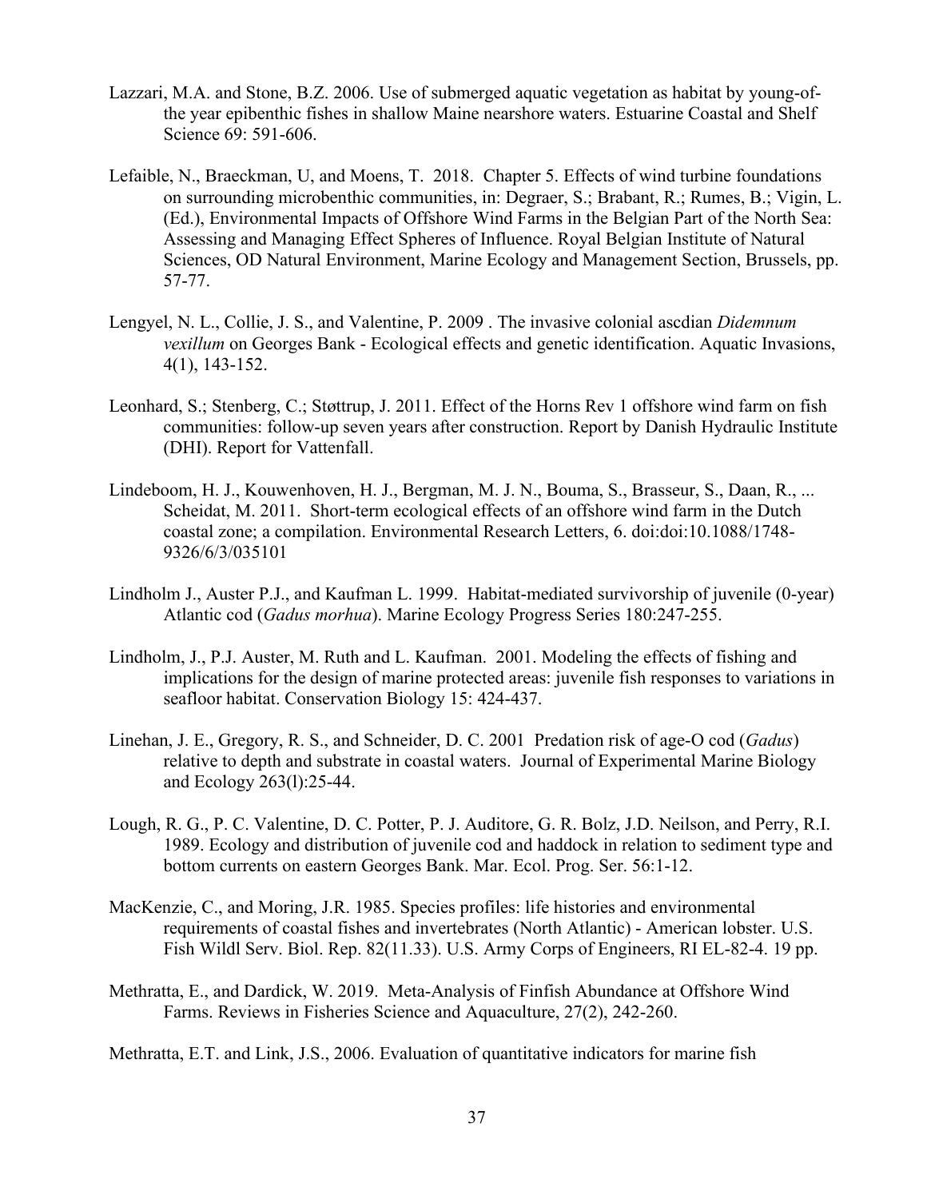Lazzari, M.A. and Stone, B.Z. 2006. Use of submerged aquatic vegetation as habitat by young-of-the year epibenthic fishes in shallow Maine nearshore waters. Estuarine Coastal and Shelf Science 69: 591-606.

Lefaible, N., Braeckman, U, and Moens, T. 2018. Chapter 5. Effects of wind turbine foundations on surrounding microbenthic communities, in: Degraer, S.; Brabant, R.; Rumes, B.; Vigin, L. (Ed.), Environmental Impacts of Offshore Wind Farms in the Belgian Part of the North Sea: Assessing and Managing Effect Spheres of Influence. Royal Belgian Institute of Natural Sciences, OD Natural Environment, Marine Ecology and Management Section, Brussels, pp. 57-77.

Lengyel, N. L., Collie, J. S., and Valentine, P. 2009 . The invasive colonial ascdian *Didemnum vexillum* on Georges Bank - Ecological effects and genetic identification. Aquatic Invasions, 4(1), 143-152.

Leonhard, S.; Stenberg, C.; Støttrup, J. 2011. Effect of the Horns Rev 1 offshore wind farm on fish communities: follow-up seven years after construction. Report by Danish Hydraulic Institute (DHI). Report for Vattenfall.

Lindeboom, H. J., Kouwenhoven, H. J., Bergman, M. J. N., Bouma, S., Brasseur, S., Daan, R., ... Scheidat, M. 2011. Short-term ecological effects of an offshore wind farm in the Dutch coastal zone; a compilation. Environmental Research Letters, 6. doi:doi:10.1088/1748-9326/6/3/035101

Lindholm J., Auster P.J., and Kaufman L. 1999. Habitat-mediated survivorship of juvenile (0-year) Atlantic cod (*Gadus morhua*). Marine Ecology Progress Series 180:247-255.

Lindholm, J., P.J. Auster, M. Ruth and L. Kaufman. 2001. Modeling the effects of fishing and implications for the design of marine protected areas: juvenile fish responses to variations in seafloor habitat. Conservation Biology 15: 424-437.

Linehan, J. E., Gregory, R. S., and Schneider, D. C. 2001 Predation risk of age-O cod (*Gadus*) relative to depth and substrate in coastal waters. Journal of Experimental Marine Biology and Ecology 263(l):25-44.

Lough, R. G., P. C. Valentine, D. C. Potter, P. J. Auditore, G. R. Bolz, J.D. Neilson, and Perry, R.I. 1989. Ecology and distribution of juvenile cod and haddock in relation to sediment type and bottom currents on eastern Georges Bank. Mar. Ecol. Prog. Ser. 56:1-12.

MacKenzie, C., and Moring, J.R. 1985. Species profiles: life histories and environmental requirements of coastal fishes and invertebrates (North Atlantic) - American lobster. U.S. Fish Wildl Serv. Biol. Rep. 82(11.33). U.S. Army Corps of Engineers, RI EL-82-4. 19 pp.

Methratta, E., and Dardick, W. 2019. Meta-Analysis of Finfish Abundance at Offshore Wind Farms. Reviews in Fisheries Science and Aquaculture, 27(2), 242-260.

Methratta, E.T. and Link, J.S., 2006. Evaluation of quantitative indicators for marine fish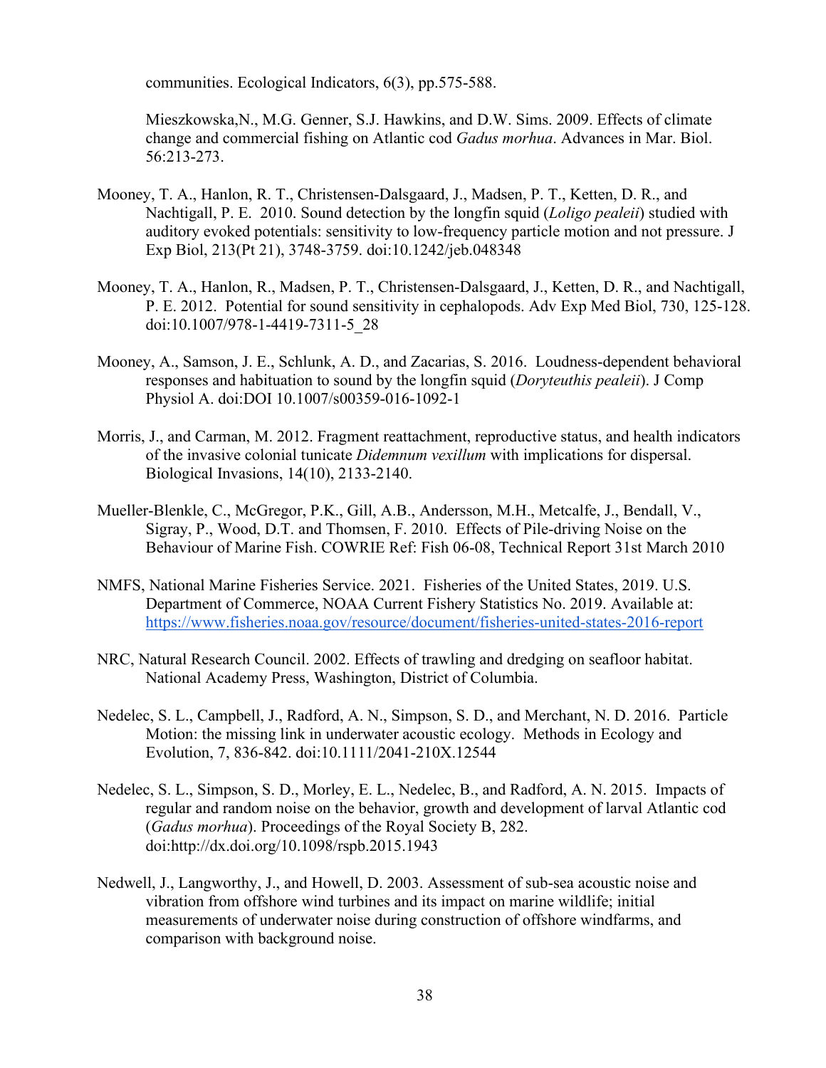communities. Ecological Indicators, 6(3), pp.575-588.

Mieszkowska,N., M.G. Genner, S.J. Hawkins, and D.W. Sims. 2009. Effects of climate change and commercial fishing on Atlantic cod *Gadus morhua*. Advances in Mar. Biol. 56:213-273.

Mooney, T. A., Hanlon, R. T., Christensen-Dalsgaard, J., Madsen, P. T., Ketten, D. R., and Nachtigall, P. E. 2010. Sound detection by the longfin squid (*Loligo pealeii*) studied with auditory evoked potentials: sensitivity to low-frequency particle motion and not pressure. J Exp Biol, 213(Pt 21), 3748-3759. doi:10.1242/jeb.048348

Mooney, T. A., Hanlon, R., Madsen, P. T., Christensen-Dalsgaard, J., Ketten, D. R., and Nachtigall, P. E. 2012. Potential for sound sensitivity in cephalopods. Adv Exp Med Biol, 730, 125-128. doi:10.1007/978-1-4419-7311-5_28

Mooney, A., Samson, J. E., Schlunk, A. D., and Zacarias, S. 2016. Loudness-dependent behavioral responses and habituation to sound by the longfin squid (*Doryteuthis pealeii*). J Comp Physiol A. doi:DOI 10.1007/s00359-016-1092-1

Morris, J., and Carman, M. 2012. Fragment reattachment, reproductive status, and health indicators of the invasive colonial tunicate *Didemnum vexillum* with implications for dispersal. Biological Invasions, 14(10), 2133-2140.

Mueller-Blenkle, C., McGregor, P.K., Gill, A.B., Andersson, M.H., Metcalfe, J., Bendall, V., Sigray, P., Wood, D.T. and Thomsen, F. 2010. Effects of Pile-driving Noise on the Behaviour of Marine Fish. COWRIE Ref: Fish 06-08, Technical Report 31st March 2010

NMFS, National Marine Fisheries Service. 2021. Fisheries of the United States, 2019. U.S. Department of Commerce, NOAA Current Fishery Statistics No. 2019. Available at: https://www.fisheries.noaa.gov/resource/document/fisheries-united-states-2016-report

NRC, Natural Research Council. 2002. Effects of trawling and dredging on seafloor habitat. National Academy Press, Washington, District of Columbia.

Nedelec, S. L., Campbell, J., Radford, A. N., Simpson, S. D., and Merchant, N. D. 2016. Particle Motion: the missing link in underwater acoustic ecology. Methods in Ecology and Evolution, 7, 836-842. doi:10.1111/2041-210X.12544

Nedelec, S. L., Simpson, S. D., Morley, E. L., Nedelec, B., and Radford, A. N. 2015. Impacts of regular and random noise on the behavior, growth and development of larval Atlantic cod (*Gadus morhua*). Proceedings of the Royal Society B, 282. doi:http://dx.doi.org/10.1098/rspb.2015.1943

Nedwell, J., Langworthy, J., and Howell, D. 2003. Assessment of sub-sea acoustic noise and vibration from offshore wind turbines and its impact on marine wildlife; initial measurements of underwater noise during construction of offshore windfarms, and comparison with background noise.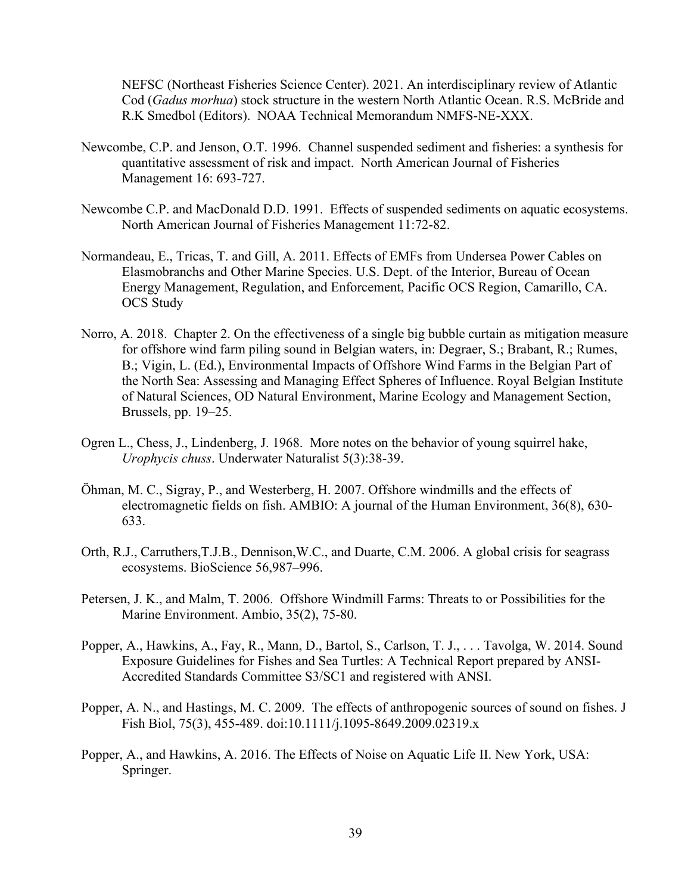NEFSC (Northeast Fisheries Science Center). 2021. An interdisciplinary review of Atlantic Cod (*Gadus morhua*) stock structure in the western North Atlantic Ocean. R.S. McBride and R.K Smedbol (Editors). NOAA Technical Memorandum NMFS-NE-XXX.

Newcombe, C.P. and Jenson, O.T. 1996. Channel suspended sediment and fisheries: a synthesis for quantitative assessment of risk and impact. North American Journal of Fisheries Management 16: 693-727.

Newcombe C.P. and MacDonald D.D. 1991. Effects of suspended sediments on aquatic ecosystems. North American Journal of Fisheries Management 11:72-82.

Normandeau, E., Tricas, T. and Gill, A. 2011. Effects of EMFs from Undersea Power Cables on Elasmobranchs and Other Marine Species. U.S. Dept. of the Interior, Bureau of Ocean Energy Management, Regulation, and Enforcement, Pacific OCS Region, Camarillo, CA. OCS Study

Norro, A. 2018. Chapter 2. On the effectiveness of a single big bubble curtain as mitigation measure for offshore wind farm piling sound in Belgian waters, in: Degraer, S.; Brabant, R.; Rumes, B.; Vigin, L. (Ed.), Environmental Impacts of Offshore Wind Farms in the Belgian Part of the North Sea: Assessing and Managing Effect Spheres of Influence. Royal Belgian Institute of Natural Sciences, OD Natural Environment, Marine Ecology and Management Section, Brussels, pp. 19–25.

Ogren L., Chess, J., Lindenberg, J. 1968. More notes on the behavior of young squirrel hake, *Urophycis chuss*. Underwater Naturalist 5(3):38-39.

Öhman, M. C., Sigray, P., and Westerberg, H. 2007. Offshore windmills and the effects of electromagnetic fields on fish. AMBIO: A journal of the Human Environment, 36(8), 630-633.

Orth, R.J., Carruthers,T.J.B., Dennison,W.C., and Duarte, C.M. 2006. A global crisis for seagrass ecosystems. BioScience 56,987–996.

Petersen, J. K., and Malm, T. 2006. Offshore Windmill Farms: Threats to or Possibilities for the Marine Environment. Ambio, 35(2), 75-80.

Popper, A., Hawkins, A., Fay, R., Mann, D., Bartol, S., Carlson, T. J., . . . Tavolga, W. 2014. Sound Exposure Guidelines for Fishes and Sea Turtles: A Technical Report prepared by ANSI-Accredited Standards Committee S3/SC1 and registered with ANSI.

Popper, A. N., and Hastings, M. C. 2009. The effects of anthropogenic sources of sound on fishes. J Fish Biol, 75(3), 455-489. doi:10.1111/j.1095-8649.2009.02319.x

Popper, A., and Hawkins, A. 2016. The Effects of Noise on Aquatic Life II. New York, USA: Springer.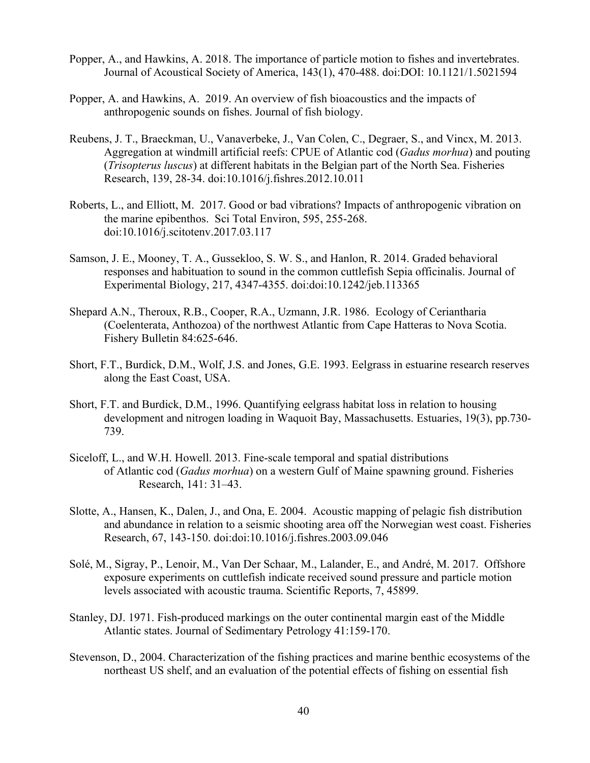Popper, A., and Hawkins, A. 2018. The importance of particle motion to fishes and invertebrates. Journal of Acoustical Society of America, 143(1), 470-488. doi:DOI: 10.1121/1.5021594

Popper, A. and Hawkins, A. 2019. An overview of fish bioacoustics and the impacts of anthropogenic sounds on fishes. Journal of fish biology.

Reubens, J. T., Braeckman, U., Vanaverbeke, J., Van Colen, C., Degraer, S., and Vincx, M. 2013. Aggregation at windmill artificial reefs: CPUE of Atlantic cod (*Gadus morhua*) and pouting (*Trisopterus luscus*) at different habitats in the Belgian part of the North Sea. Fisheries Research, 139, 28-34. doi:10.1016/j.fishres.2012.10.011

Roberts, L., and Elliott, M. 2017. Good or bad vibrations? Impacts of anthropogenic vibration on the marine epibenthos. Sci Total Environ, 595, 255-268. doi:10.1016/j.scitotenv.2017.03.117

Samson, J. E., Mooney, T. A., Gussekloo, S. W. S., and Hanlon, R. 2014. Graded behavioral responses and habituation to sound in the common cuttlefish Sepia officinalis. Journal of Experimental Biology, 217, 4347-4355. doi:doi:10.1242/jeb.113365

Shepard A.N., Theroux, R.B., Cooper, R.A., Uzmann, J.R. 1986. Ecology of Ceriantharia (Coelenterata, Anthozoa) of the northwest Atlantic from Cape Hatteras to Nova Scotia. Fishery Bulletin 84:625-646.

Short, F.T., Burdick, D.M., Wolf, J.S. and Jones, G.E. 1993. Eelgrass in estuarine research reserves along the East Coast, USA.

Short, F.T. and Burdick, D.M., 1996. Quantifying eelgrass habitat loss in relation to housing development and nitrogen loading in Waquoit Bay, Massachusetts. Estuaries, 19(3), pp.730-739.

Siceloff, L., and W.H. Howell. 2013. Fine-scale temporal and spatial distributions of Atlantic cod (*Gadus morhua*) on a western Gulf of Maine spawning ground. Fisheries Research, 141: 31–43.

Slotte, A., Hansen, K., Dalen, J., and Ona, E. 2004. Acoustic mapping of pelagic fish distribution and abundance in relation to a seismic shooting area off the Norwegian west coast. Fisheries Research, 67, 143-150. doi:doi:10.1016/j.fishres.2003.09.046

Solé, M., Sigray, P., Lenoir, M., Van Der Schaar, M., Lalander, E., and André, M. 2017. Offshore exposure experiments on cuttlefish indicate received sound pressure and particle motion levels associated with acoustic trauma. Scientific Reports, 7, 45899.

Stanley, DJ. 1971. Fish-produced markings on the outer continental margin east of the Middle Atlantic states. Journal of Sedimentary Petrology 41:159-170.

Stevenson, D., 2004. Characterization of the fishing practices and marine benthic ecosystems of the northeast US shelf, and an evaluation of the potential effects of fishing on essential fish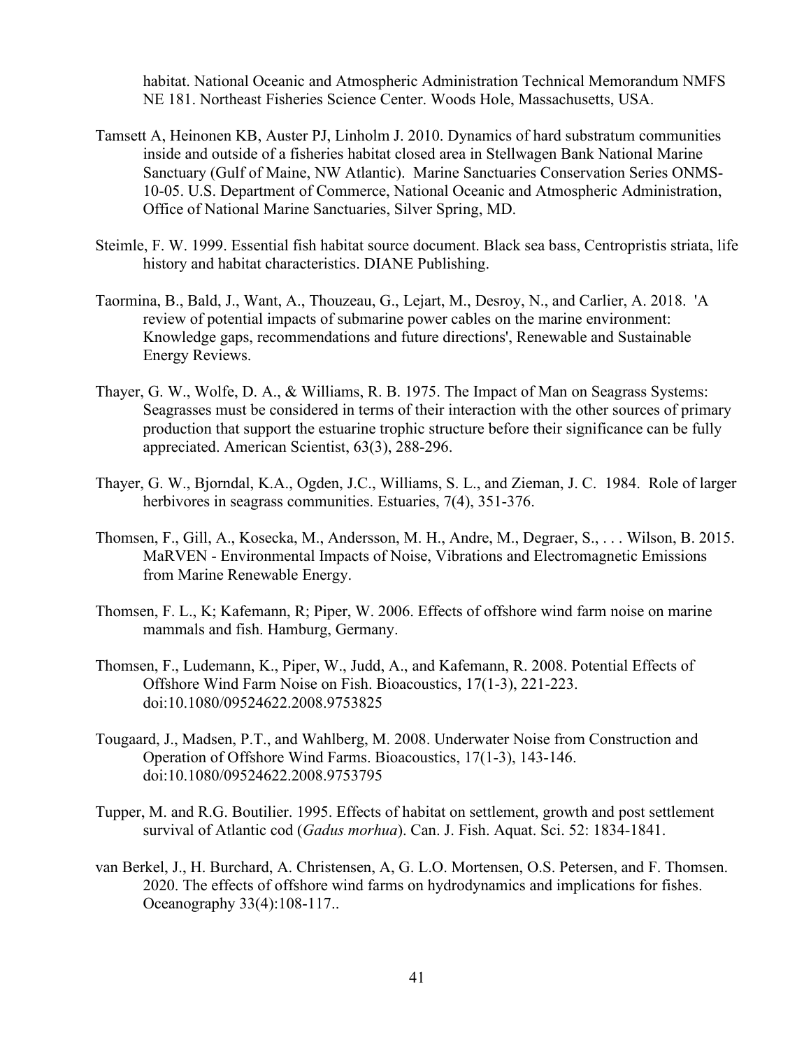habitat. National Oceanic and Atmospheric Administration Technical Memorandum NMFS NE 181. Northeast Fisheries Science Center. Woods Hole, Massachusetts, USA.

Tamsett A, Heinonen KB, Auster PJ, Linholm J. 2010. Dynamics of hard substratum communities inside and outside of a fisheries habitat closed area in Stellwagen Bank National Marine Sanctuary (Gulf of Maine, NW Atlantic). Marine Sanctuaries Conservation Series ONMS-10-05. U.S. Department of Commerce, National Oceanic and Atmospheric Administration, Office of National Marine Sanctuaries, Silver Spring, MD.

Steimle, F. W. 1999. Essential fish habitat source document. Black sea bass, Centropristis striata, life history and habitat characteristics. DIANE Publishing.

Taormina, B., Bald, J., Want, A., Thouzeau, G., Lejart, M., Desroy, N., and Carlier, A. 2018. 'A review of potential impacts of submarine power cables on the marine environment: Knowledge gaps, recommendations and future directions', Renewable and Sustainable Energy Reviews.

Thayer, G. W., Wolfe, D. A., & Williams, R. B. 1975. The Impact of Man on Seagrass Systems: Seagrasses must be considered in terms of their interaction with the other sources of primary production that support the estuarine trophic structure before their significance can be fully appreciated. American Scientist, 63(3), 288-296.

Thayer, G. W., Bjorndal, K.A., Ogden, J.C., Williams, S. L., and Zieman, J. C. 1984. Role of larger herbivores in seagrass communities. Estuaries, 7(4), 351-376.

Thomsen, F., Gill, A., Kosecka, M., Andersson, M. H., Andre, M., Degraer, S., . . . Wilson, B. 2015. MaRVEN - Environmental Impacts of Noise, Vibrations and Electromagnetic Emissions from Marine Renewable Energy.

Thomsen, F. L., K; Kafemann, R; Piper, W. 2006. Effects of offshore wind farm noise on marine mammals and fish. Hamburg, Germany.

Thomsen, F., Ludemann, K., Piper, W., Judd, A., and Kafemann, R. 2008. Potential Effects of Offshore Wind Farm Noise on Fish. Bioacoustics, 17(1-3), 221-223. doi:10.1080/09524622.2008.9753825

Tougaard, J., Madsen, P.T., and Wahlberg, M. 2008. Underwater Noise from Construction and Operation of Offshore Wind Farms. Bioacoustics, 17(1-3), 143-146. doi:10.1080/09524622.2008.9753795

Tupper, M. and R.G. Boutilier. 1995. Effects of habitat on settlement, growth and post settlement survival of Atlantic cod (*Gadus morhua*). Can. J. Fish. Aquat. Sci. 52: 1834-1841.

van Berkel, J., H. Burchard, A. Christensen, A, G. L.O. Mortensen, O.S. Petersen, and F. Thomsen. 2020. The effects of offshore wind farms on hydrodynamics and implications for fishes. Oceanography 33(4):108-117..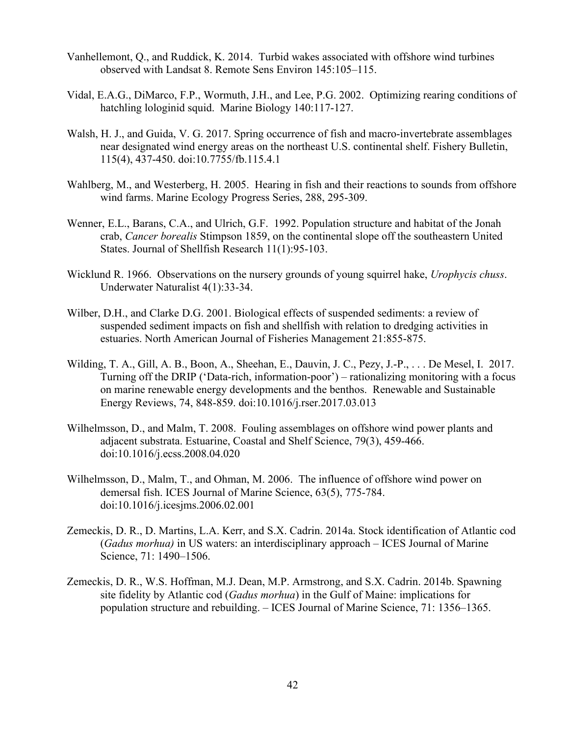Vanhellemont, Q., and Ruddick, K. 2014. Turbid wakes associated with offshore wind turbines observed with Landsat 8. Remote Sens Environ 145:105–115.

Vidal, E.A.G., DiMarco, F.P., Wormuth, J.H., and Lee, P.G. 2002. Optimizing rearing conditions of hatchling lologinid squid. Marine Biology 140:117-127.

Walsh, H. J., and Guida, V. G. 2017. Spring occurrence of fish and macro-invertebrate assemblages near designated wind energy areas on the northeast U.S. continental shelf. Fishery Bulletin, 115(4), 437-450. doi:10.7755/fb.115.4.1

Wahlberg, M., and Westerberg, H. 2005. Hearing in fish and their reactions to sounds from offshore wind farms. Marine Ecology Progress Series, 288, 295-309.

Wenner, E.L., Barans, C.A., and Ulrich, G.F. 1992. Population structure and habitat of the Jonah crab, *Cancer borealis* Stimpson 1859, on the continental slope off the southeastern United States. Journal of Shellfish Research 11(1):95-103.

Wicklund R. 1966. Observations on the nursery grounds of young squirrel hake, *Urophycis chuss*. Underwater Naturalist 4(1):33-34.

Wilber, D.H., and Clarke D.G. 2001. Biological effects of suspended sediments: a review of suspended sediment impacts on fish and shellfish with relation to dredging activities in estuaries. North American Journal of Fisheries Management 21:855-875.

Wilding, T. A., Gill, A. B., Boon, A., Sheehan, E., Dauvin, J. C., Pezy, J.-P., . . . De Mesel, I. 2017. Turning off the DRIP ('Data-rich, information-poor') – rationalizing monitoring with a focus on marine renewable energy developments and the benthos. Renewable and Sustainable Energy Reviews, 74, 848-859. doi:10.1016/j.rser.2017.03.013

Wilhelmsson, D., and Malm, T. 2008. Fouling assemblages on offshore wind power plants and adjacent substrata. Estuarine, Coastal and Shelf Science, 79(3), 459-466. doi:10.1016/j.ecss.2008.04.020

Wilhelmsson, D., Malm, T., and Ohman, M. 2006. The influence of offshore wind power on demersal fish. ICES Journal of Marine Science, 63(5), 775-784. doi:10.1016/j.icesjms.2006.02.001

Zemeckis, D. R., D. Martins, L.A. Kerr, and S.X. Cadrin. 2014a. Stock identification of Atlantic cod (*Gadus morhua)* in US waters: an interdisciplinary approach – ICES Journal of Marine Science, 71: 1490–1506.

Zemeckis, D. R., W.S. Hoffman, M.J. Dean, M.P. Armstrong, and S.X. Cadrin. 2014b. Spawning site fidelity by Atlantic cod (*Gadus morhua*) in the Gulf of Maine: implications for population structure and rebuilding. – ICES Journal of Marine Science, 71: 1356–1365.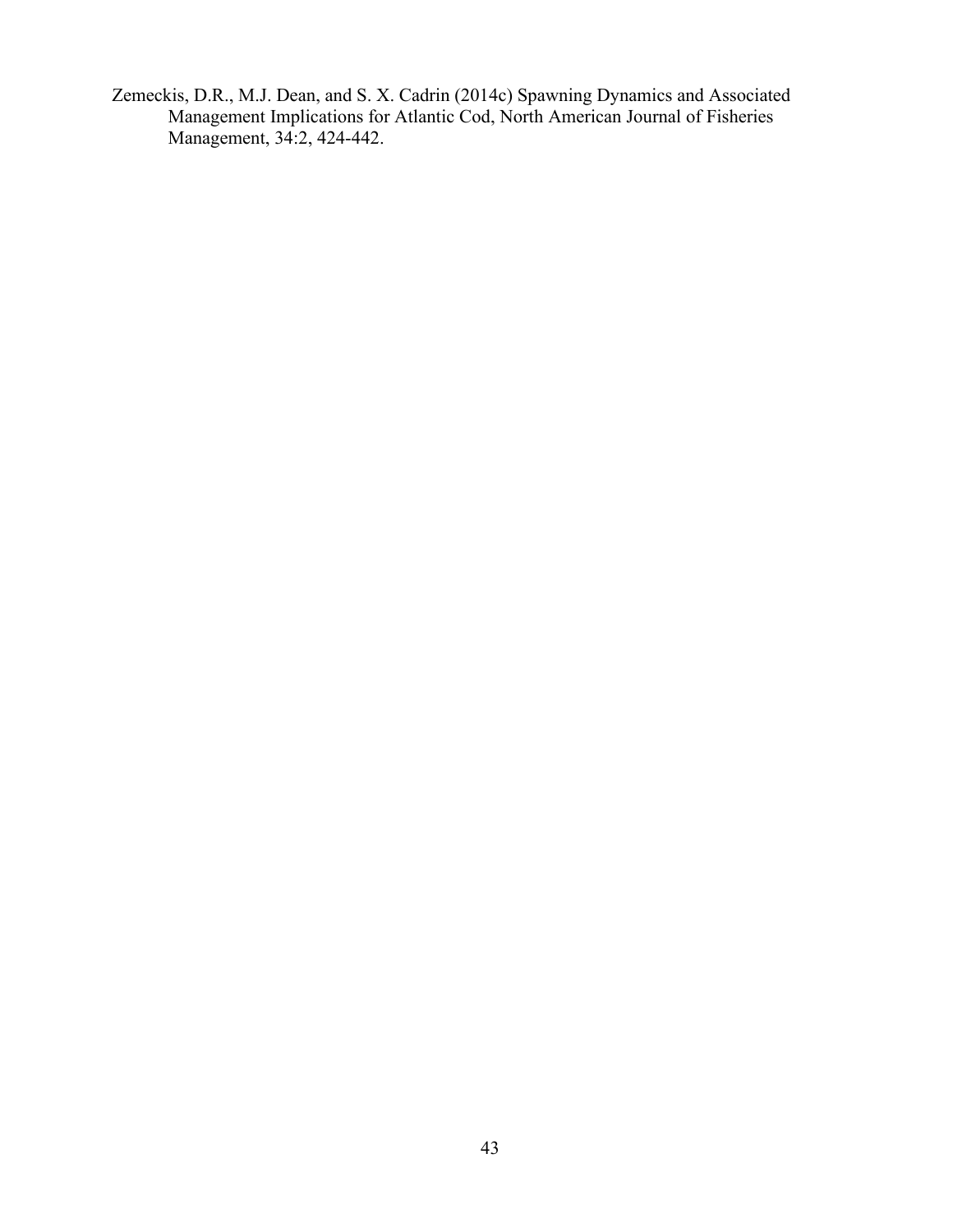Zemeckis, D.R., M.J. Dean, and S. X. Cadrin (2014c) Spawning Dynamics and Associated Management Implications for Atlantic Cod, North American Journal of Fisheries Management, 34:2, 424-442.